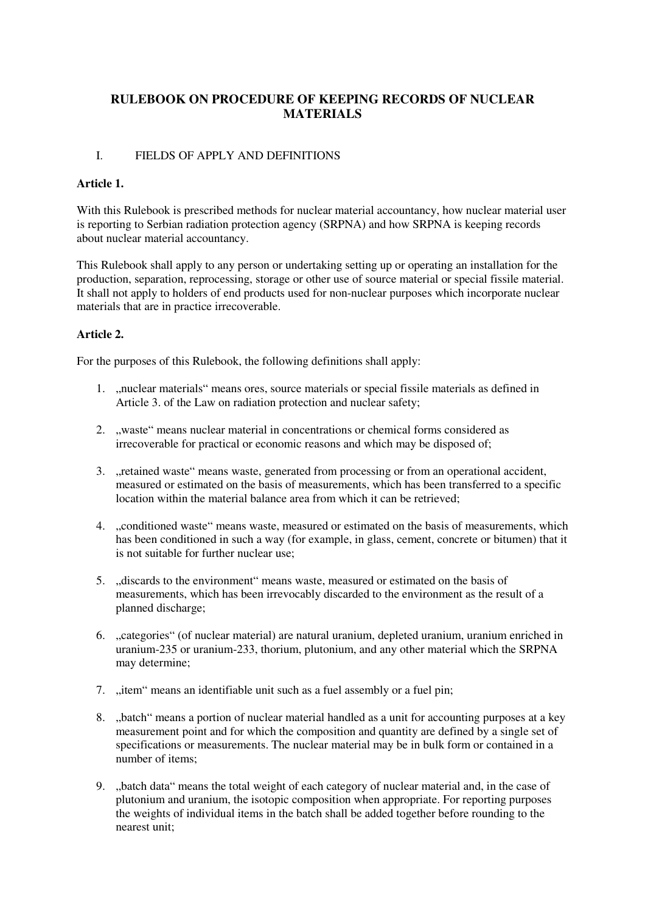# RULEBOOK ON PROCEDURE OF KEEPING RECORDS OF NUCLEAR MATERIALS

## I. FIELDS OF APPLY AND DEFINITIONS

### Article 1.

With this Rulebook is prescribed methods for nuclear material accountancy, how nuclear material user is reporting to Serbian radiation protection agency (SRPNA) and how SRPNA is keeping records about nuclear material accountancy.

This Rulebook shall apply to any person or undertaking setting up or operating an installation for the production, separation, reprocessing, storage or other use of source material or special fissile material. It shall not apply to holders of end products used for non-nuclear purposes which incorporate nuclear materials that are in practice irrecoverable.

### Article 2.

For the purposes of this Rulebook, the following definitions shall apply:

1. „nuclear materials“ means ores, source materials or special fissile materials as defined in Article 3. of the Law on radiation protection and nuclear safety;
2. „waste“ means nuclear material in concentrations or chemical forms considered as irrecoverable for practical or economic reasons and which may be disposed of;
3. „retained waste“ means waste, generated from processing or from an operational accident, measured or estimated on the basis of measurements, which has been transferred to a specific location within the material balance area from which it can be retrieved;
4. „conditioned waste“ means waste, measured or estimated on the basis of measurements, which has been conditioned in such a way (for example, in glass, cement, concrete or bitumen) that it is not suitable for further nuclear use;
5. „discards to the environment“ means waste, measured or estimated on the basis of measurements, which has been irrevocably discarded to the environment as the result of a planned discharge;
6. „categories“ (of nuclear material) are natural uranium, depleted uranium, uranium enriched in uranium-235 or uranium-233, thorium, plutonium, and any other material which the SRPNA may determine;
7. „item“ means an identifiable unit such as a fuel assembly or a fuel pin;
8. „batch“ means a portion of nuclear material handled as a unit for accounting purposes at a key measurement point and for which the composition and quantity are defined by a single set of specifications or measurements. The nuclear material may be in bulk form or contained in a number of items;
9. „batch data“ means the total weight of each category of nuclear material and, in the case of plutonium and uranium, the isotopic composition when appropriate. For reporting purposes the weights of individual items in the batch shall be added together before rounding to the nearest unit;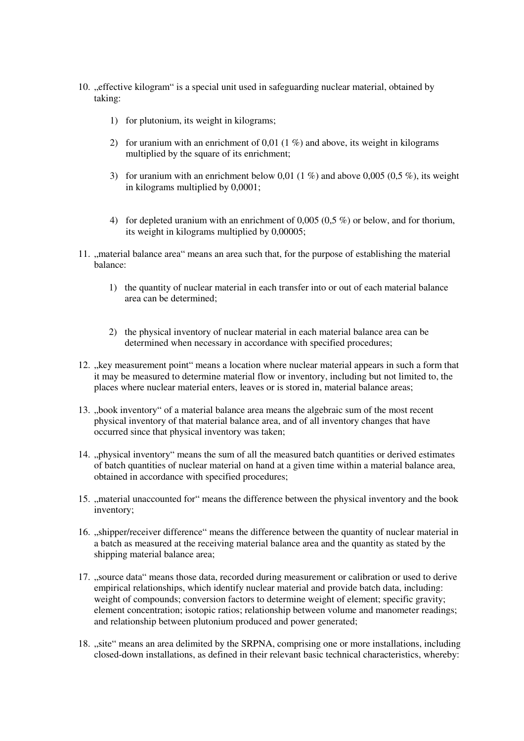10. „effective kilogram“ is a special unit used in safeguarding nuclear material, obtained by taking:

    1) for plutonium, its weight in kilograms;

    2) for uranium with an enrichment of 0,01 (1 %) and above, its weight in kilograms multiplied by the square of its enrichment;

    3) for uranium with an enrichment below 0,01 (1 %) and above 0,005 (0,5 %), its weight in kilograms multiplied by 0,0001;

    4) for depleted uranium with an enrichment of 0,005 (0,5 %) or below, and for thorium, its weight in kilograms multiplied by 0,00005;

11. „material balance area“ means an area such that, for the purpose of establishing the material balance:

    1) the quantity of nuclear material in each transfer into or out of each material balance area can be determined;

    2) the physical inventory of nuclear material in each material balance area can be determined when necessary in accordance with specified procedures;

12. „key measurement point“ means a location where nuclear material appears in such a form that it may be measured to determine material flow or inventory, including but not limited to, the places where nuclear material enters, leaves or is stored in, material balance areas;

13. „book inventory“ of a material balance area means the algebraic sum of the most recent physical inventory of that material balance area, and of all inventory changes that have occurred since that physical inventory was taken;

14. „physical inventory“ means the sum of all the measured batch quantities or derived estimates of batch quantities of nuclear material on hand at a given time within a material balance area, obtained in accordance with specified procedures;

15. „material unaccounted for“ means the difference between the physical inventory and the book inventory;

16. „shipper/receiver difference“ means the difference between the quantity of nuclear material in a batch as measured at the receiving material balance area and the quantity as stated by the shipping material balance area;

17. „source data“ means those data, recorded during measurement or calibration or used to derive empirical relationships, which identify nuclear material and provide batch data, including: weight of compounds; conversion factors to determine weight of element; specific gravity; element concentration; isotopic ratios; relationship between volume and manometer readings; and relationship between plutonium produced and power generated;

18. „site“ means an area delimited by the SRPNA, comprising one or more installations, including closed-down installations, as defined in their relevant basic technical characteristics, whereby: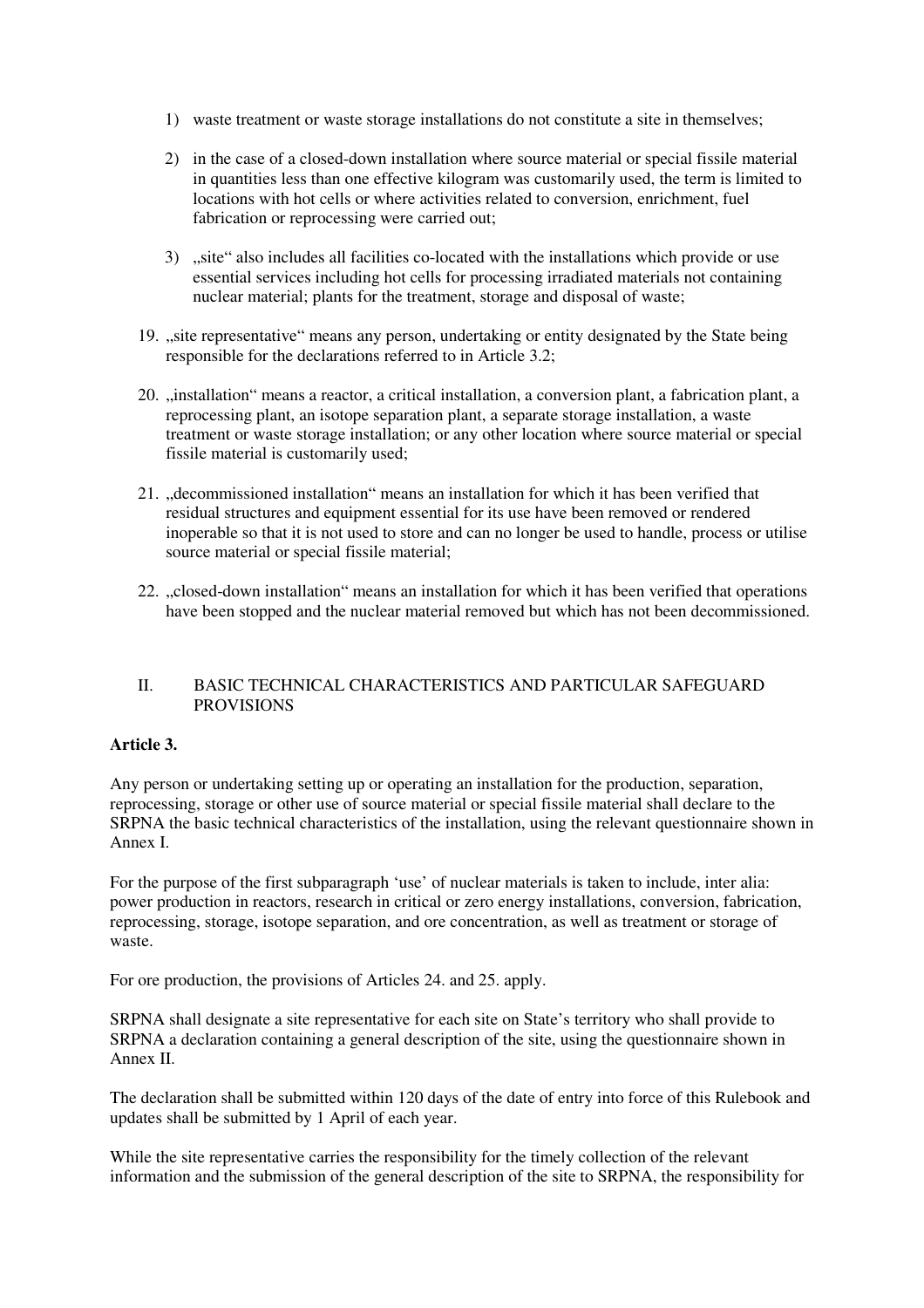1) waste treatment or waste storage installations do not constitute a site in themselves;

2) in the case of a closed-down installation where source material or special fissile material in quantities less than one effective kilogram was customarily used, the term is limited to locations with hot cells or where activities related to conversion, enrichment, fuel fabrication or reprocessing were carried out;

3) „site" also includes all facilities co-located with the installations which provide or use essential services including hot cells for processing irradiated materials not containing nuclear material; plants for the treatment, storage and disposal of waste;

19. „site representative" means any person, undertaking or entity designated by the State being responsible for the declarations referred to in Article 3.2;

20. „installation" means a reactor, a critical installation, a conversion plant, a fabrication plant, a reprocessing plant, an isotope separation plant, a separate storage installation, a waste treatment or waste storage installation; or any other location where source material or special fissile material is customarily used;

21. „decommissioned installation" means an installation for which it has been verified that residual structures and equipment essential for its use have been removed or rendered inoperable so that it is not used to store and can no longer be used to handle, process or utilise source material or special fissile material;

22. „closed-down installation" means an installation for which it has been verified that operations have been stopped and the nuclear material removed but which has not been decommissioned.

## II. BASIC TECHNICAL CHARACTERISTICS AND PARTICULAR SAFEGUARD PROVISIONS

**Article 3.**

Any person or undertaking setting up or operating an installation for the production, separation, reprocessing, storage or other use of source material or special fissile material shall declare to the SRPNA the basic technical characteristics of the installation, using the relevant questionnaire shown in Annex I.

For the purpose of the first subparagraph 'use' of nuclear materials is taken to include, inter alia: power production in reactors, research in critical or zero energy installations, conversion, fabrication, reprocessing, storage, isotope separation, and ore concentration, as well as treatment or storage of waste.

For ore production, the provisions of Articles 24. and 25. apply.

SRPNA shall designate a site representative for each site on State's territory who shall provide to SRPNA a declaration containing a general description of the site, using the questionnaire shown in Annex II.

The declaration shall be submitted within 120 days of the date of entry into force of this Rulebook and updates shall be submitted by 1 April of each year.

While the site representative carries the responsibility for the timely collection of the relevant information and the submission of the general description of the site to SRPNA, the responsibility for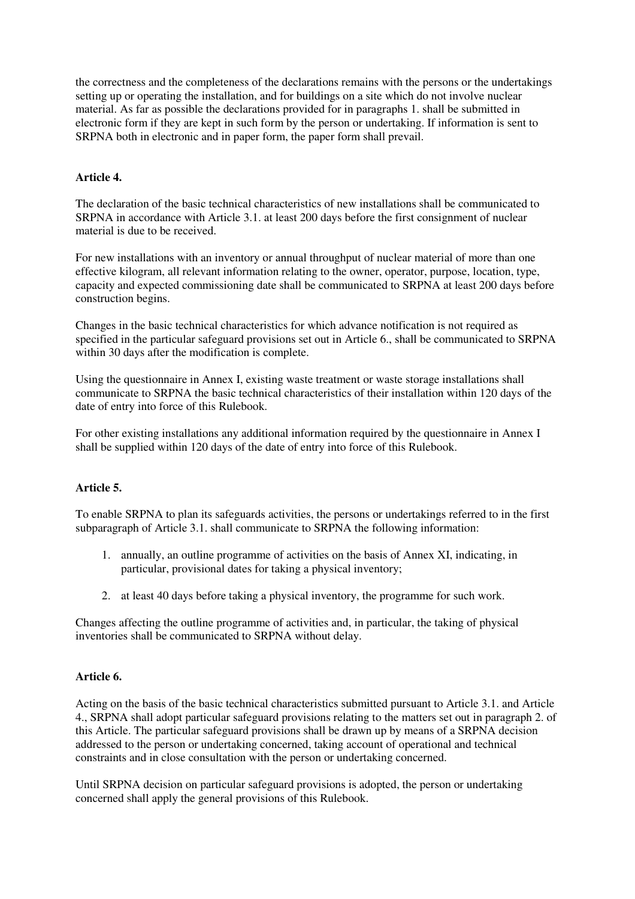the correctness and the completeness of the declarations remains with the persons or the undertakings setting up or operating the installation, and for buildings on a site which do not involve nuclear material. As far as possible the declarations provided for in paragraphs 1. shall be submitted in electronic form if they are kept in such form by the person or undertaking. If information is sent to SRPNA both in electronic and in paper form, the paper form shall prevail.

**Article 4.**

The declaration of the basic technical characteristics of new installations shall be communicated to SRPNA in accordance with Article 3.1. at least 200 days before the first consignment of nuclear material is due to be received.

For new installations with an inventory or annual throughput of nuclear material of more than one effective kilogram, all relevant information relating to the owner, operator, purpose, location, type, capacity and expected commissioning date shall be communicated to SRPNA at least 200 days before construction begins.

Changes in the basic technical characteristics for which advance notification is not required as specified in the particular safeguard provisions set out in Article 6., shall be communicated to SRPNA within 30 days after the modification is complete.

Using the questionnaire in Annex I, existing waste treatment or waste storage installations shall communicate to SRPNA the basic technical characteristics of their installation within 120 days of the date of entry into force of this Rulebook.

For other existing installations any additional information required by the questionnaire in Annex I shall be supplied within 120 days of the date of entry into force of this Rulebook.

**Article 5.**

To enable SRPNA to plan its safeguards activities, the persons or undertakings referred to in the first subparagraph of Article 3.1. shall communicate to SRPNA the following information:

1. annually, an outline programme of activities on the basis of Annex XI, indicating, in particular, provisional dates for taking a physical inventory;
2. at least 40 days before taking a physical inventory, the programme for such work.

Changes affecting the outline programme of activities and, in particular, the taking of physical inventories shall be communicated to SRPNA without delay.

**Article 6.**

Acting on the basis of the basic technical characteristics submitted pursuant to Article 3.1. and Article 4., SRPNA shall adopt particular safeguard provisions relating to the matters set out in paragraph 2. of this Article. The particular safeguard provisions shall be drawn up by means of a SRPNA decision addressed to the person or undertaking concerned, taking account of operational and technical constraints and in close consultation with the person or undertaking concerned.

Until SRPNA decision on particular safeguard provisions is adopted, the person or undertaking concerned shall apply the general provisions of this Rulebook.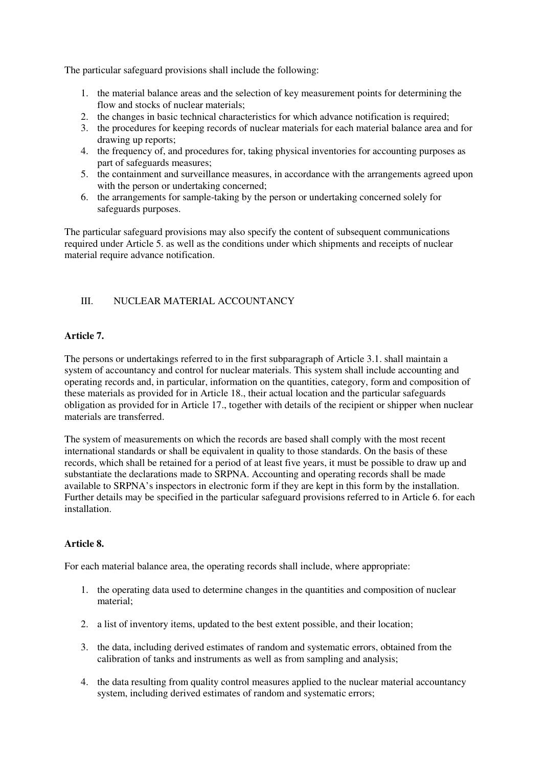The particular safeguard provisions shall include the following:

1. the material balance areas and the selection of key measurement points for determining the flow and stocks of nuclear materials;
2. the changes in basic technical characteristics for which advance notification is required;
3. the procedures for keeping records of nuclear materials for each material balance area and for drawing up reports;
4. the frequency of, and procedures for, taking physical inventories for accounting purposes as part of safeguards measures;
5. the containment and surveillance measures, in accordance with the arrangements agreed upon with the person or undertaking concerned;
6. the arrangements for sample-taking by the person or undertaking concerned solely for safeguards purposes.

The particular safeguard provisions may also specify the content of subsequent communications required under Article 5. as well as the conditions under which shipments and receipts of nuclear material require advance notification.

## III. NUCLEAR MATERIAL ACCOUNTANCY

### Article 7.

The persons or undertakings referred to in the first subparagraph of Article 3.1. shall maintain a system of accountancy and control for nuclear materials. This system shall include accounting and operating records and, in particular, information on the quantities, category, form and composition of these materials as provided for in Article 18., their actual location and the particular safeguards obligation as provided for in Article 17., together with details of the recipient or shipper when nuclear materials are transferred.

The system of measurements on which the records are based shall comply with the most recent international standards or shall be equivalent in quality to those standards. On the basis of these records, which shall be retained for a period of at least five years, it must be possible to draw up and substantiate the declarations made to SRPNA. Accounting and operating records shall be made available to SRPNA's inspectors in electronic form if they are kept in this form by the installation. Further details may be specified in the particular safeguard provisions referred to in Article 6. for each installation.

### Article 8.

For each material balance area, the operating records shall include, where appropriate:

1. the operating data used to determine changes in the quantities and composition of nuclear material;

2. a list of inventory items, updated to the best extent possible, and their location;

3. the data, including derived estimates of random and systematic errors, obtained from the calibration of tanks and instruments as well as from sampling and analysis;

4. the data resulting from quality control measures applied to the nuclear material accountancy system, including derived estimates of random and systematic errors;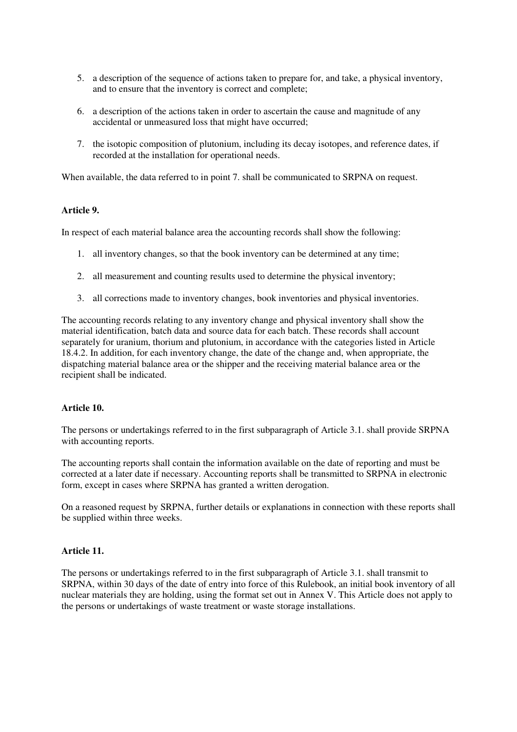5. a description of the sequence of actions taken to prepare for, and take, a physical inventory, and to ensure that the inventory is correct and complete;

6. a description of the actions taken in order to ascertain the cause and magnitude of any accidental or unmeasured loss that might have occurred;

7. the isotopic composition of plutonium, including its decay isotopes, and reference dates, if recorded at the installation for operational needs.

When available, the data referred to in point 7. shall be communicated to SRPNA on request.

**Article 9.**

In respect of each material balance area the accounting records shall show the following:

1. all inventory changes, so that the book inventory can be determined at any time;

2. all measurement and counting results used to determine the physical inventory;

3. all corrections made to inventory changes, book inventories and physical inventories.

The accounting records relating to any inventory change and physical inventory shall show the material identification, batch data and source data for each batch. These records shall account separately for uranium, thorium and plutonium, in accordance with the categories listed in Article 18.4.2. In addition, for each inventory change, the date of the change and, when appropriate, the dispatching material balance area or the shipper and the receiving material balance area or the recipient shall be indicated.

**Article 10.**

The persons or undertakings referred to in the first subparagraph of Article 3.1. shall provide SRPNA with accounting reports.

The accounting reports shall contain the information available on the date of reporting and must be corrected at a later date if necessary. Accounting reports shall be transmitted to SRPNA in electronic form, except in cases where SRPNA has granted a written derogation.

On a reasoned request by SRPNA, further details or explanations in connection with these reports shall be supplied within three weeks.

**Article 11.**

The persons or undertakings referred to in the first subparagraph of Article 3.1. shall transmit to SRPNA, within 30 days of the date of entry into force of this Rulebook, an initial book inventory of all nuclear materials they are holding, using the format set out in Annex V. This Article does not apply to the persons or undertakings of waste treatment or waste storage installations.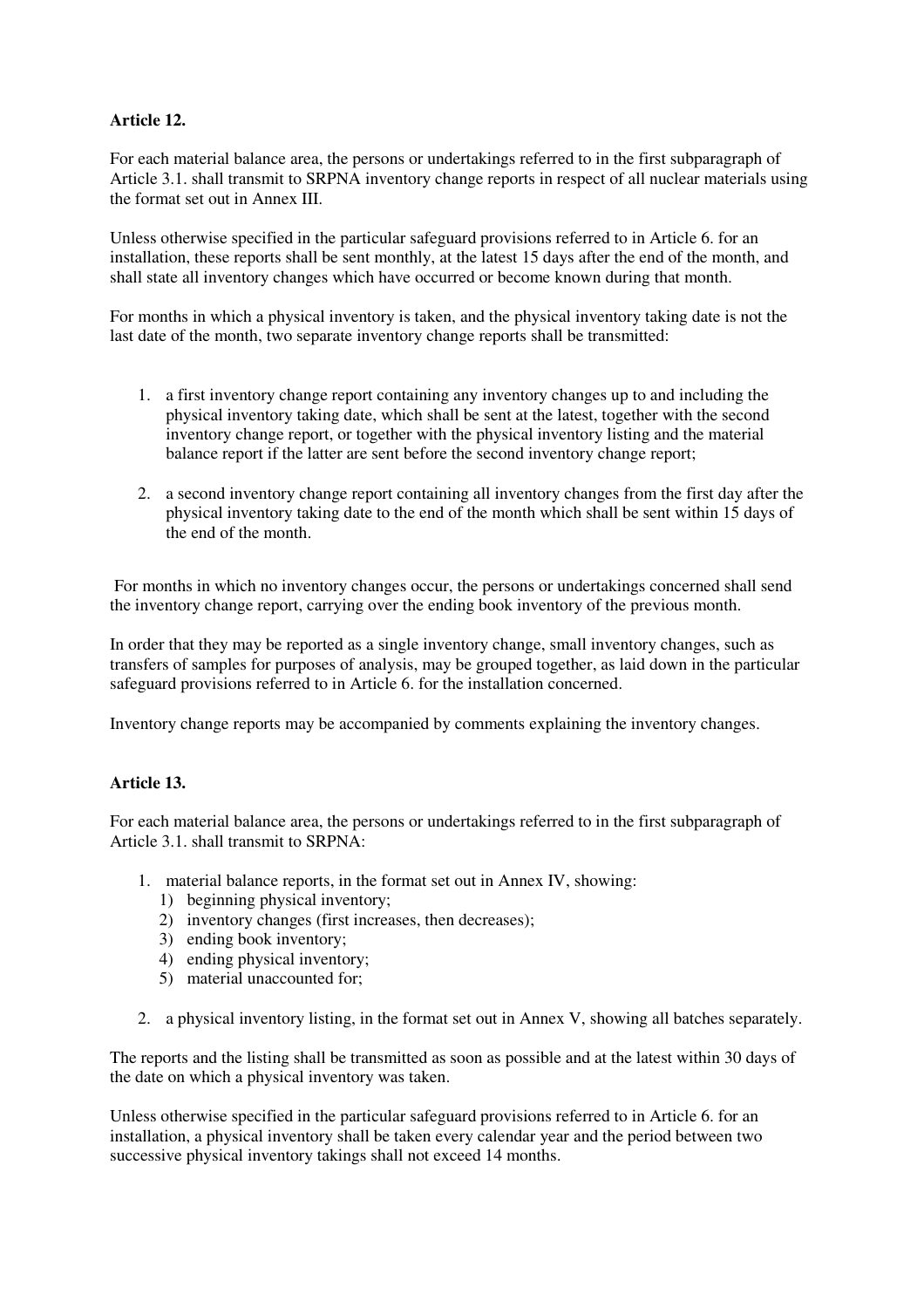**Article 12.**

For each material balance area, the persons or undertakings referred to in the first subparagraph of Article 3.1. shall transmit to SRPNA inventory change reports in respect of all nuclear materials using the format set out in Annex III.

Unless otherwise specified in the particular safeguard provisions referred to in Article 6. for an installation, these reports shall be sent monthly, at the latest 15 days after the end of the month, and shall state all inventory changes which have occurred or become known during that month.

For months in which a physical inventory is taken, and the physical inventory taking date is not the last date of the month, two separate inventory change reports shall be transmitted:

1. a first inventory change report containing any inventory changes up to and including the physical inventory taking date, which shall be sent at the latest, together with the second inventory change report, or together with the physical inventory listing and the material balance report if the latter are sent before the second inventory change report;
2. a second inventory change report containing all inventory changes from the first day after the physical inventory taking date to the end of the month which shall be sent within 15 days of the end of the month.

For months in which no inventory changes occur, the persons or undertakings concerned shall send the inventory change report, carrying over the ending book inventory of the previous month.

In order that they may be reported as a single inventory change, small inventory changes, such as transfers of samples for purposes of analysis, may be grouped together, as laid down in the particular safeguard provisions referred to in Article 6. for the installation concerned.

Inventory change reports may be accompanied by comments explaining the inventory changes.

**Article 13.**

For each material balance area, the persons or undertakings referred to in the first subparagraph of Article 3.1. shall transmit to SRPNA:

1. material balance reports, in the format set out in Annex IV, showing:
   1) beginning physical inventory;
   2) inventory changes (first increases, then decreases);
   3) ending book inventory;
   4) ending physical inventory;
   5) material unaccounted for;
2. a physical inventory listing, in the format set out in Annex V, showing all batches separately.

The reports and the listing shall be transmitted as soon as possible and at the latest within 30 days of the date on which a physical inventory was taken.

Unless otherwise specified in the particular safeguard provisions referred to in Article 6. for an installation, a physical inventory shall be taken every calendar year and the period between two successive physical inventory takings shall not exceed 14 months.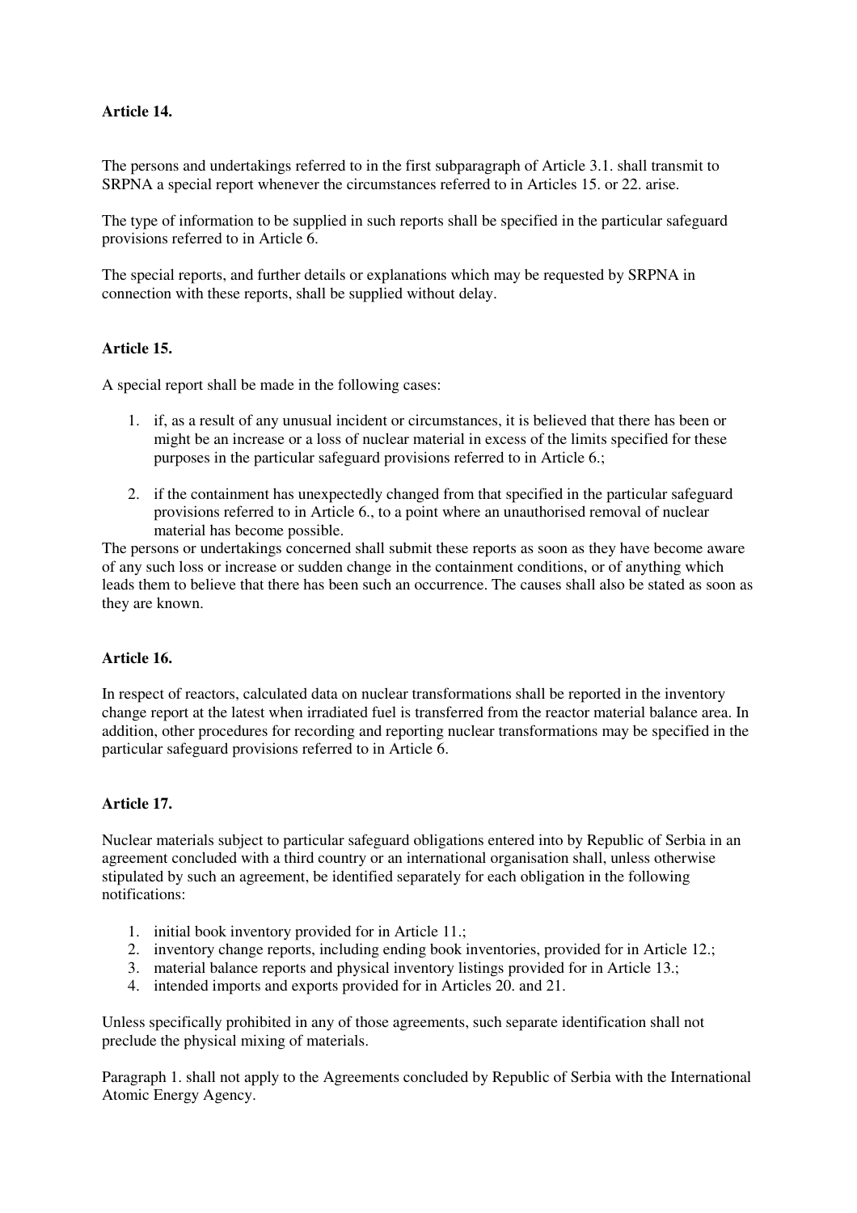**Article 14.**

The persons and undertakings referred to in the first subparagraph of Article 3.1. shall transmit to SRPNA a special report whenever the circumstances referred to in Articles 15. or 22. arise.

The type of information to be supplied in such reports shall be specified in the particular safeguard provisions referred to in Article 6.

The special reports, and further details or explanations which may be requested by SRPNA in connection with these reports, shall be supplied without delay.

**Article 15.**

A special report shall be made in the following cases:

1. if, as a result of any unusual incident or circumstances, it is believed that there has been or might be an increase or a loss of nuclear material in excess of the limits specified for these purposes in the particular safeguard provisions referred to in Article 6.;
2. if the containment has unexpectedly changed from that specified in the particular safeguard provisions referred to in Article 6., to a point where an unauthorised removal of nuclear material has become possible.

The persons or undertakings concerned shall submit these reports as soon as they have become aware of any such loss or increase or sudden change in the containment conditions, or of anything which leads them to believe that there has been such an occurrence. The causes shall also be stated as soon as they are known.

**Article 16.**

In respect of reactors, calculated data on nuclear transformations shall be reported in the inventory change report at the latest when irradiated fuel is transferred from the reactor material balance area. In addition, other procedures for recording and reporting nuclear transformations may be specified in the particular safeguard provisions referred to in Article 6.

**Article 17.**

Nuclear materials subject to particular safeguard obligations entered into by Republic of Serbia in an agreement concluded with a third country or an international organisation shall, unless otherwise stipulated by such an agreement, be identified separately for each obligation in the following notifications:

1. initial book inventory provided for in Article 11.;
2. inventory change reports, including ending book inventories, provided for in Article 12.;
3. material balance reports and physical inventory listings provided for in Article 13.;
4. intended imports and exports provided for in Articles 20. and 21.

Unless specifically prohibited in any of those agreements, such separate identification shall not preclude the physical mixing of materials.

Paragraph 1. shall not apply to the Agreements concluded by Republic of Serbia with the International Atomic Energy Agency.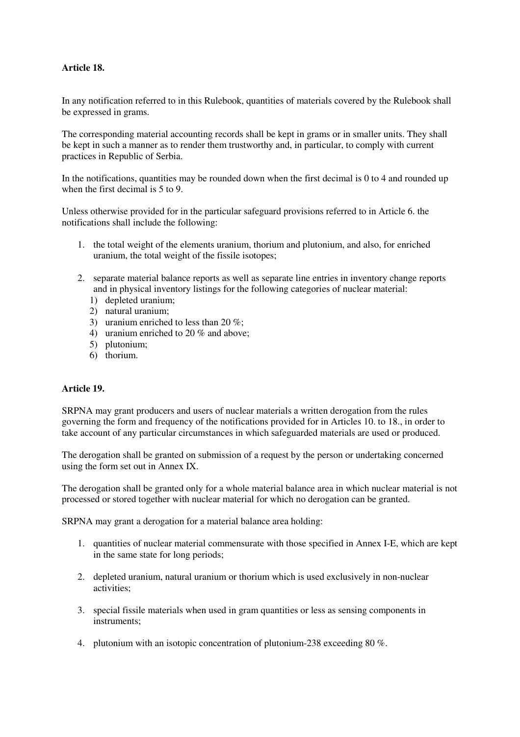**Article 18.**

In any notification referred to in this Rulebook, quantities of materials covered by the Rulebook shall be expressed in grams.

The corresponding material accounting records shall be kept in grams or in smaller units. They shall be kept in such a manner as to render them trustworthy and, in particular, to comply with current practices in Republic of Serbia.

In the notifications, quantities may be rounded down when the first decimal is 0 to 4 and rounded up when the first decimal is 5 to 9.

Unless otherwise provided for in the particular safeguard provisions referred to in Article 6. the notifications shall include the following:

1. the total weight of the elements uranium, thorium and plutonium, and also, for enriched uranium, the total weight of the fissile isotopes;

2. separate material balance reports as well as separate line entries in inventory change reports and in physical inventory listings for the following categories of nuclear material:
   1) depleted uranium;
   2) natural uranium;
   3) uranium enriched to less than 20 %;
   4) uranium enriched to 20 % and above;
   5) plutonium;
   6) thorium.

**Article 19.**

SRPNA may grant producers and users of nuclear materials a written derogation from the rules governing the form and frequency of the notifications provided for in Articles 10. to 18., in order to take account of any particular circumstances in which safeguarded materials are used or produced.

The derogation shall be granted on submission of a request by the person or undertaking concerned using the form set out in Annex IX.

The derogation shall be granted only for a whole material balance area in which nuclear material is not processed or stored together with nuclear material for which no derogation can be granted.

SRPNA may grant a derogation for a material balance area holding:

1. quantities of nuclear material commensurate with those specified in Annex I-E, which are kept in the same state for long periods;

2. depleted uranium, natural uranium or thorium which is used exclusively in non-nuclear activities;

3. special fissile materials when used in gram quantities or less as sensing components in instruments;

4. plutonium with an isotopic concentration of plutonium-238 exceeding 80 %.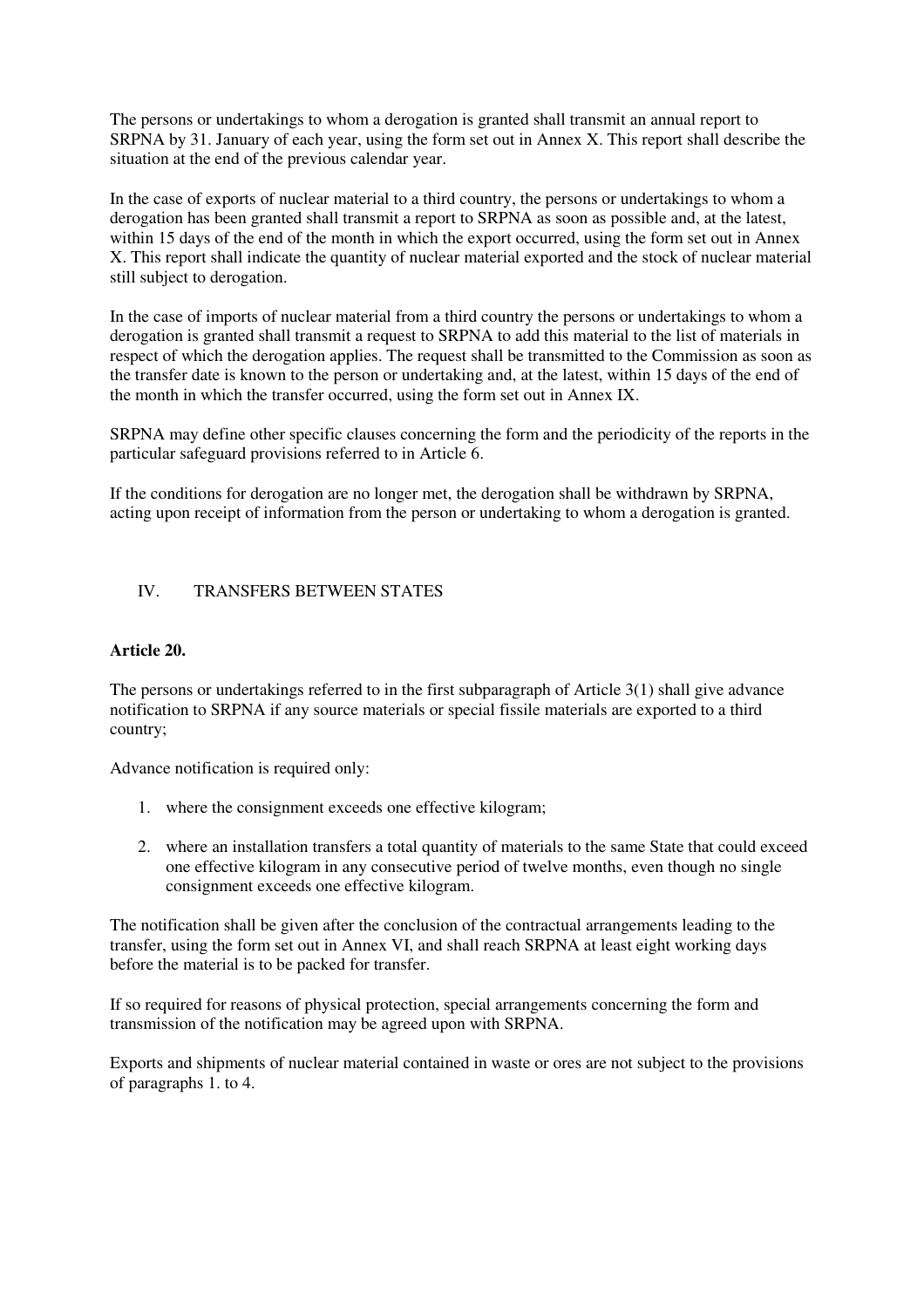The persons or undertakings to whom a derogation is granted shall transmit an annual report to SRPNA by 31. January of each year, using the form set out in Annex X. This report shall describe the situation at the end of the previous calendar year.

In the case of exports of nuclear material to a third country, the persons or undertakings to whom a derogation has been granted shall transmit a report to SRPNA as soon as possible and, at the latest, within 15 days of the end of the month in which the export occurred, using the form set out in Annex X. This report shall indicate the quantity of nuclear material exported and the stock of nuclear material still subject to derogation.

In the case of imports of nuclear material from a third country the persons or undertakings to whom a derogation is granted shall transmit a request to SRPNA to add this material to the list of materials in respect of which the derogation applies. The request shall be transmitted to the Commission as soon as the transfer date is known to the person or undertaking and, at the latest, within 15 days of the end of the month in which the transfer occurred, using the form set out in Annex IX.

SRPNA may define other specific clauses concerning the form and the periodicity of the reports in the particular safeguard provisions referred to in Article 6.

If the conditions for derogation are no longer met, the derogation shall be withdrawn by SRPNA, acting upon receipt of information from the person or undertaking to whom a derogation is granted.

## IV. TRANSFERS BETWEEN STATES

**Article 20.**

The persons or undertakings referred to in the first subparagraph of Article 3(1) shall give advance notification to SRPNA if any source materials or special fissile materials are exported to a third country;

Advance notification is required only:

1. where the consignment exceeds one effective kilogram;
2. where an installation transfers a total quantity of materials to the same State that could exceed one effective kilogram in any consecutive period of twelve months, even though no single consignment exceeds one effective kilogram.

The notification shall be given after the conclusion of the contractual arrangements leading to the transfer, using the form set out in Annex VI, and shall reach SRPNA at least eight working days before the material is to be packed for transfer.

If so required for reasons of physical protection, special arrangements concerning the form and transmission of the notification may be agreed upon with SRPNA.

Exports and shipments of nuclear material contained in waste or ores are not subject to the provisions of paragraphs 1. to 4.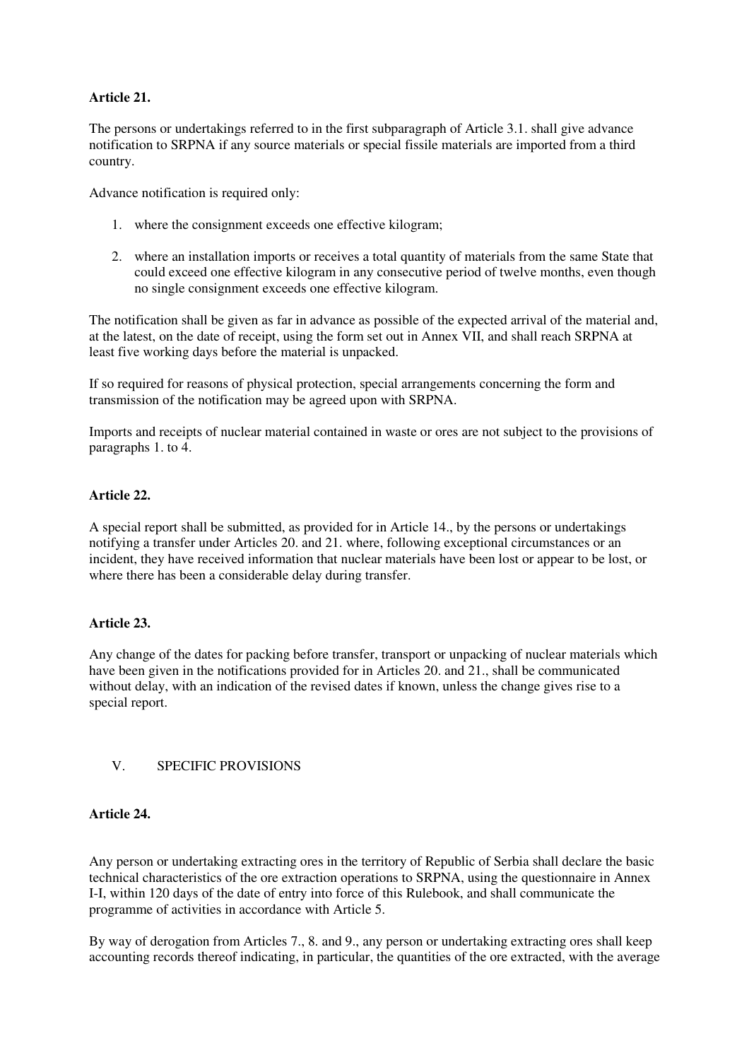**Article 21.**

The persons or undertakings referred to in the first subparagraph of Article 3.1. shall give advance notification to SRPNA if any source materials or special fissile materials are imported from a third country.

Advance notification is required only:

1. where the consignment exceeds one effective kilogram;

2. where an installation imports or receives a total quantity of materials from the same State that could exceed one effective kilogram in any consecutive period of twelve months, even though no single consignment exceeds one effective kilogram.

The notification shall be given as far in advance as possible of the expected arrival of the material and, at the latest, on the date of receipt, using the form set out in Annex VII, and shall reach SRPNA at least five working days before the material is unpacked.

If so required for reasons of physical protection, special arrangements concerning the form and transmission of the notification may be agreed upon with SRPNA.

Imports and receipts of nuclear material contained in waste or ores are not subject to the provisions of paragraphs 1. to 4.

**Article 22.**

A special report shall be submitted, as provided for in Article 14., by the persons or undertakings notifying a transfer under Articles 20. and 21. where, following exceptional circumstances or an incident, they have received information that nuclear materials have been lost or appear to be lost, or where there has been a considerable delay during transfer.

**Article 23.**

Any change of the dates for packing before transfer, transport or unpacking of nuclear materials which have been given in the notifications provided for in Articles 20. and 21., shall be communicated without delay, with an indication of the revised dates if known, unless the change gives rise to a special report.

## V. SPECIFIC PROVISIONS

**Article 24.**

Any person or undertaking extracting ores in the territory of Republic of Serbia shall declare the basic technical characteristics of the ore extraction operations to SRPNA, using the questionnaire in Annex I-I, within 120 days of the date of entry into force of this Rulebook, and shall communicate the programme of activities in accordance with Article 5.

By way of derogation from Articles 7., 8. and 9., any person or undertaking extracting ores shall keep accounting records thereof indicating, in particular, the quantities of the ore extracted, with the average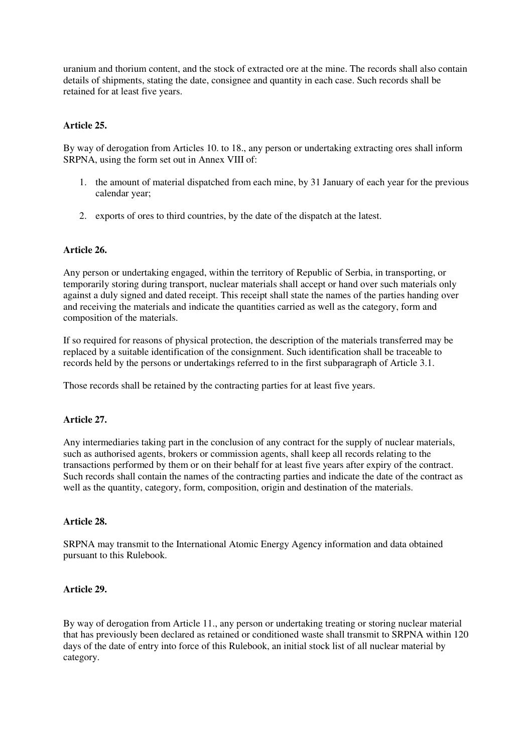uranium and thorium content, and the stock of extracted ore at the mine. The records shall also contain details of shipments, stating the date, consignee and quantity in each case. Such records shall be retained for at least five years.

**Article 25.**

By way of derogation from Articles 10. to 18., any person or undertaking extracting ores shall inform SRPNA, using the form set out in Annex VIII of:

1. the amount of material dispatched from each mine, by 31 January of each year for the previous calendar year;
2. exports of ores to third countries, by the date of the dispatch at the latest.

**Article 26.**

Any person or undertaking engaged, within the territory of Republic of Serbia, in transporting, or temporarily storing during transport, nuclear materials shall accept or hand over such materials only against a duly signed and dated receipt. This receipt shall state the names of the parties handing over and receiving the materials and indicate the quantities carried as well as the category, form and composition of the materials.

If so required for reasons of physical protection, the description of the materials transferred may be replaced by a suitable identification of the consignment. Such identification shall be traceable to records held by the persons or undertakings referred to in the first subparagraph of Article 3.1.

Those records shall be retained by the contracting parties for at least five years.

**Article 27.**

Any intermediaries taking part in the conclusion of any contract for the supply of nuclear materials, such as authorised agents, brokers or commission agents, shall keep all records relating to the transactions performed by them or on their behalf for at least five years after expiry of the contract. Such records shall contain the names of the contracting parties and indicate the date of the contract as well as the quantity, category, form, composition, origin and destination of the materials.

**Article 28.**

SRPNA may transmit to the International Atomic Energy Agency information and data obtained pursuant to this Rulebook.

**Article 29.**

By way of derogation from Article 11., any person or undertaking treating or storing nuclear material that has previously been declared as retained or conditioned waste shall transmit to SRPNA within 120 days of the date of entry into force of this Rulebook, an initial stock list of all nuclear material by category.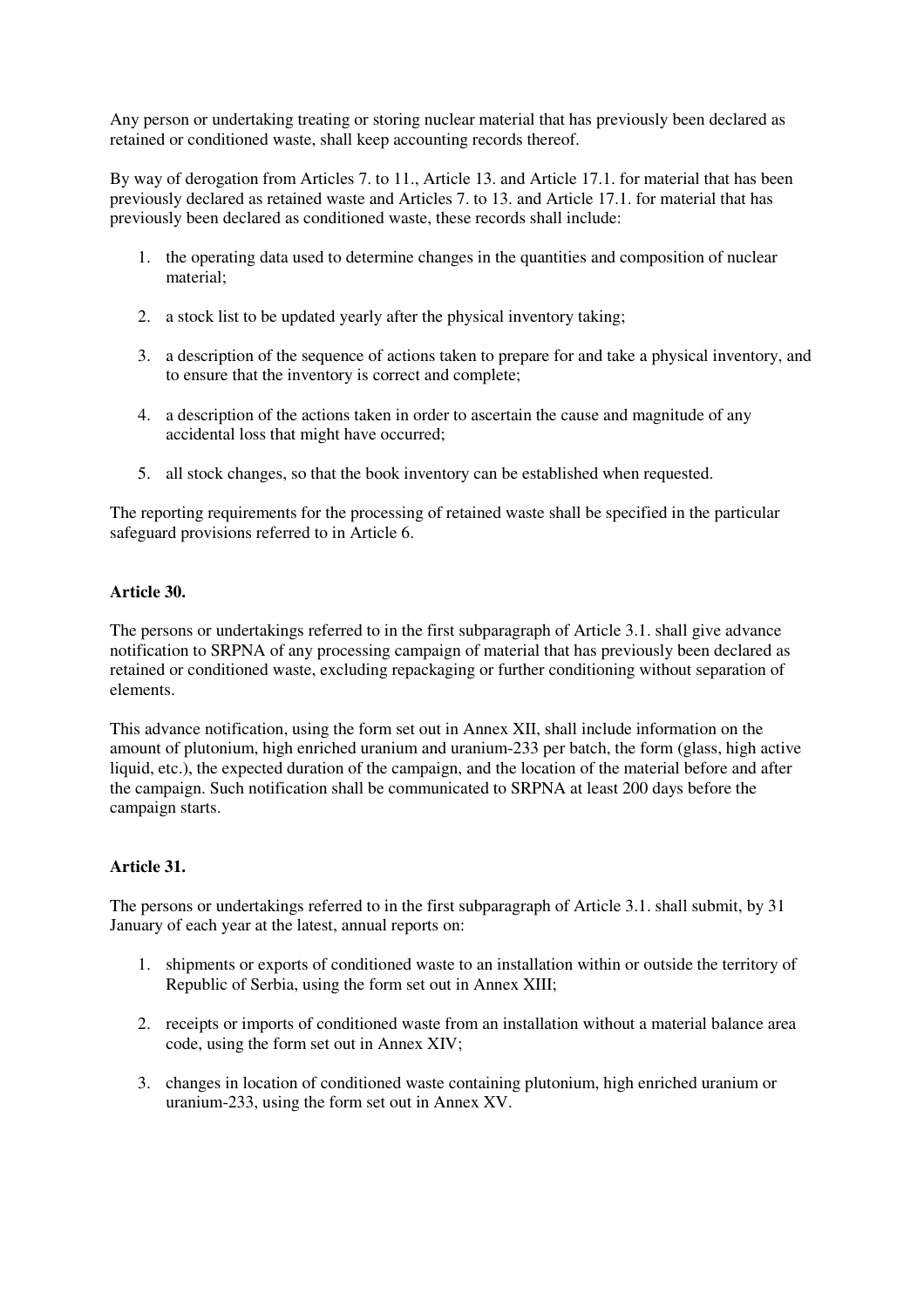Any person or undertaking treating or storing nuclear material that has previously been declared as retained or conditioned waste, shall keep accounting records thereof.

By way of derogation from Articles 7. to 11., Article 13. and Article 17.1. for material that has been previously declared as retained waste and Articles 7. to 13. and Article 17.1. for material that has previously been declared as conditioned waste, these records shall include:

1. the operating data used to determine changes in the quantities and composition of nuclear material;

2. a stock list to be updated yearly after the physical inventory taking;

3. a description of the sequence of actions taken to prepare for and take a physical inventory, and to ensure that the inventory is correct and complete;

4. a description of the actions taken in order to ascertain the cause and magnitude of any accidental loss that might have occurred;

5. all stock changes, so that the book inventory can be established when requested.

The reporting requirements for the processing of retained waste shall be specified in the particular safeguard provisions referred to in Article 6.

**Article 30.**

The persons or undertakings referred to in the first subparagraph of Article 3.1. shall give advance notification to SRPNA of any processing campaign of material that has previously been declared as retained or conditioned waste, excluding repackaging or further conditioning without separation of elements.

This advance notification, using the form set out in Annex XII, shall include information on the amount of plutonium, high enriched uranium and uranium-233 per batch, the form (glass, high active liquid, etc.), the expected duration of the campaign, and the location of the material before and after the campaign. Such notification shall be communicated to SRPNA at least 200 days before the campaign starts.

**Article 31.**

The persons or undertakings referred to in the first subparagraph of Article 3.1. shall submit, by 31 January of each year at the latest, annual reports on:

1. shipments or exports of conditioned waste to an installation within or outside the territory of Republic of Serbia, using the form set out in Annex XIII;

2. receipts or imports of conditioned waste from an installation without a material balance area code, using the form set out in Annex XIV;

3. changes in location of conditioned waste containing plutonium, high enriched uranium or uranium-233, using the form set out in Annex XV.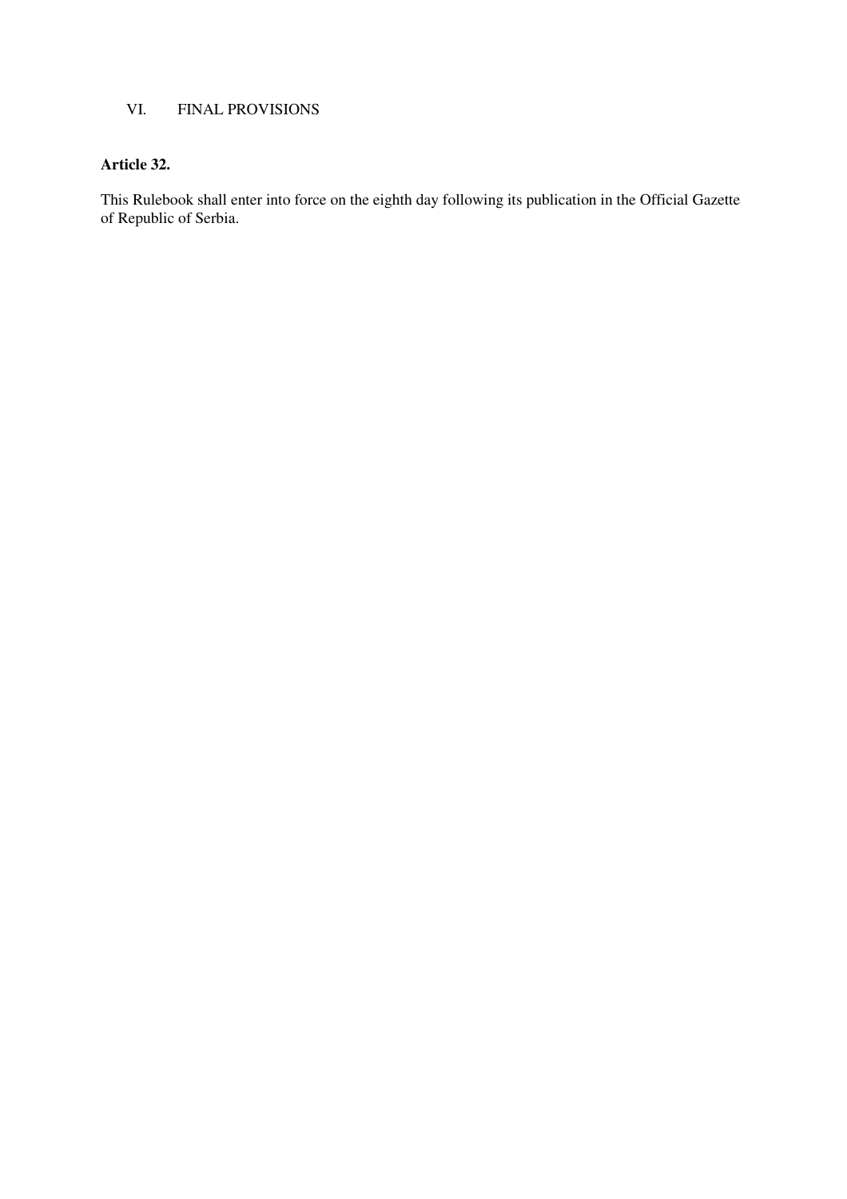## VI. FINAL PROVISIONS

**Article 32.**

This Rulebook shall enter into force on the eighth day following its publication in the Official Gazette of Republic of Serbia.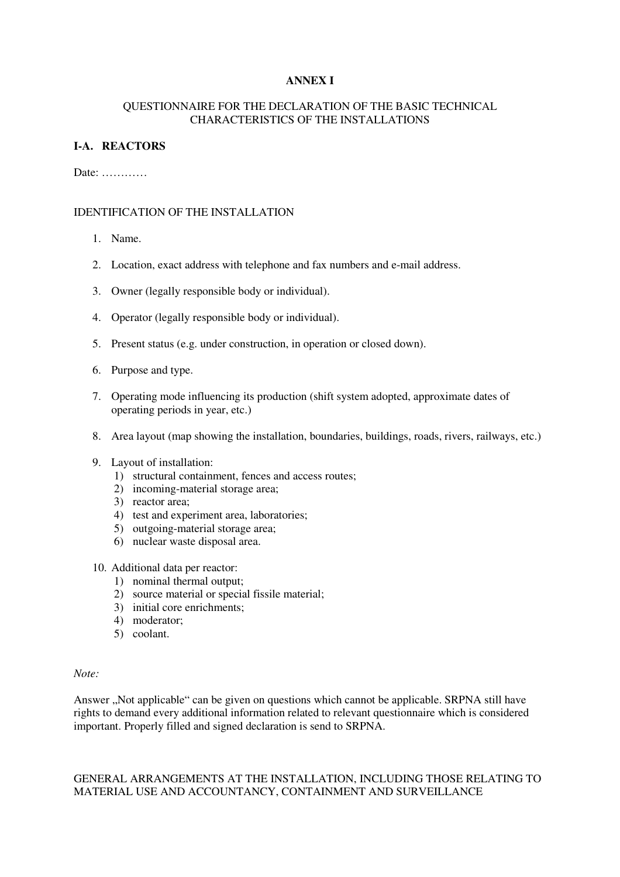**ANNEX I**

QUESTIONNAIRE FOR THE DECLARATION OF THE BASIC TECHNICAL CHARACTERISTICS OF THE INSTALLATIONS

**I-A. REACTORS**

Date: …………

IDENTIFICATION OF THE INSTALLATION

1. Name.
2. Location, exact address with telephone and fax numbers and e-mail address.
3. Owner (legally responsible body or individual).
4. Operator (legally responsible body or individual).
5. Present status (e.g. under construction, in operation or closed down).
6. Purpose and type.
7. Operating mode influencing its production (shift system adopted, approximate dates of operating periods in year, etc.)
8. Area layout (map showing the installation, boundaries, buildings, roads, rivers, railways, etc.)
9. Layout of installation:
   1) structural containment, fences and access routes;
   2) incoming-material storage area;
   3) reactor area;
   4) test and experiment area, laboratories;
   5) outgoing-material storage area;
   6) nuclear waste disposal area.
10. Additional data per reactor:
    1) nominal thermal output;
    2) source material or special fissile material;
    3) initial core enrichments;
    4) moderator;
    5) coolant.

*Note:*

Answer „Not applicable“ can be given on questions which cannot be applicable. SRPNA still have rights to demand every additional information related to relevant questionnaire which is considered important. Properly filled and signed declaration is send to SRPNA.

GENERAL ARRANGEMENTS AT THE INSTALLATION, INCLUDING THOSE RELATING TO MATERIAL USE AND ACCOUNTANCY, CONTAINMENT AND SURVEILLANCE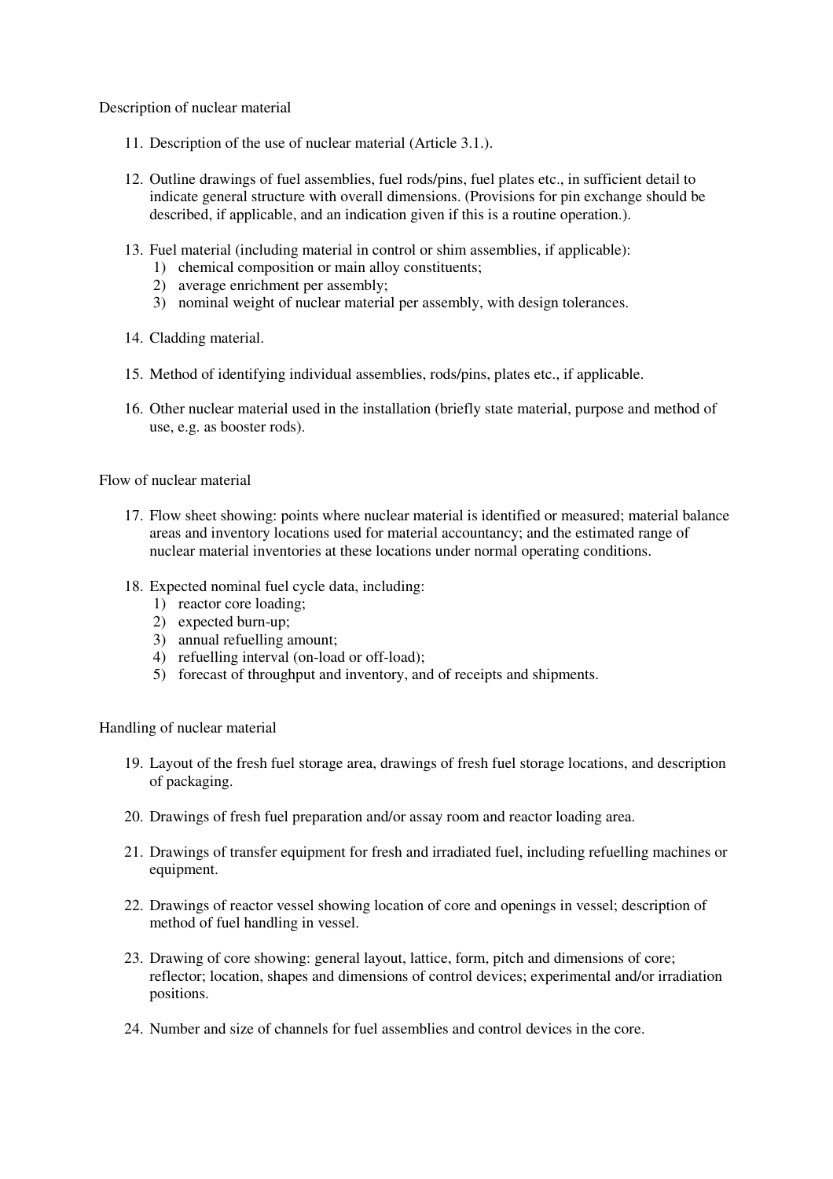Description of nuclear material

11. Description of the use of nuclear material (Article 3.1.).

12. Outline drawings of fuel assemblies, fuel rods/pins, fuel plates etc., in sufficient detail to indicate general structure with overall dimensions. (Provisions for pin exchange should be described, if applicable, and an indication given if this is a routine operation.).

13. Fuel material (including material in control or shim assemblies, if applicable):
    1) chemical composition or main alloy constituents;
    2) average enrichment per assembly;
    3) nominal weight of nuclear material per assembly, with design tolerances.

14. Cladding material.

15. Method of identifying individual assemblies, rods/pins, plates etc., if applicable.

16. Other nuclear material used in the installation (briefly state material, purpose and method of use, e.g. as booster rods).

Flow of nuclear material

17. Flow sheet showing: points where nuclear material is identified or measured; material balance areas and inventory locations used for material accountancy; and the estimated range of nuclear material inventories at these locations under normal operating conditions.

18. Expected nominal fuel cycle data, including:
    1) reactor core loading;
    2) expected burn-up;
    3) annual refuelling amount;
    4) refuelling interval (on-load or off-load);
    5) forecast of throughput and inventory, and of receipts and shipments.

Handling of nuclear material

19. Layout of the fresh fuel storage area, drawings of fresh fuel storage locations, and description of packaging.

20. Drawings of fresh fuel preparation and/or assay room and reactor loading area.

21. Drawings of transfer equipment for fresh and irradiated fuel, including refuelling machines or equipment.

22. Drawings of reactor vessel showing location of core and openings in vessel; description of method of fuel handling in vessel.

23. Drawing of core showing: general layout, lattice, form, pitch and dimensions of core; reflector; location, shapes and dimensions of control devices; experimental and/or irradiation positions.

24. Number and size of channels for fuel assemblies and control devices in the core.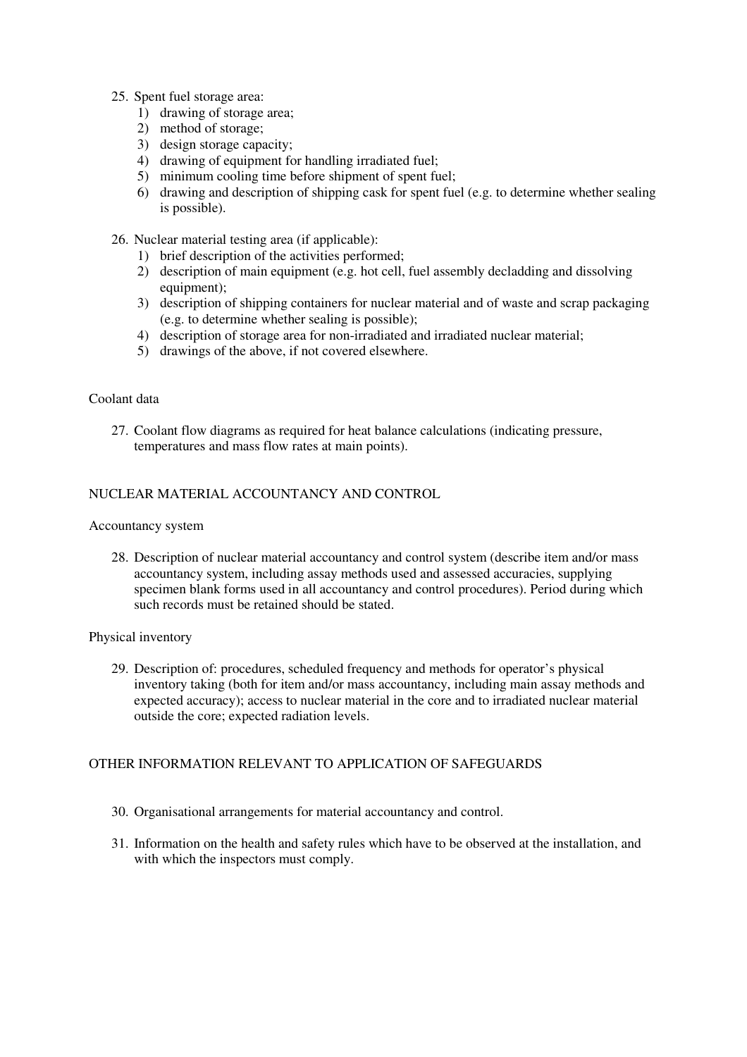25. Spent fuel storage area:
    1) drawing of storage area;
    2) method of storage;
    3) design storage capacity;
    4) drawing of equipment for handling irradiated fuel;
    5) minimum cooling time before shipment of spent fuel;
    6) drawing and description of shipping cask for spent fuel (e.g. to determine whether sealing is possible).

26. Nuclear material testing area (if applicable):
    1) brief description of the activities performed;
    2) description of main equipment (e.g. hot cell, fuel assembly decladding and dissolving equipment);
    3) description of shipping containers for nuclear material and of waste and scrap packaging (e.g. to determine whether sealing is possible);
    4) description of storage area for non-irradiated and irradiated nuclear material;
    5) drawings of the above, if not covered elsewhere.

Coolant data

27. Coolant flow diagrams as required for heat balance calculations (indicating pressure, temperatures and mass flow rates at main points).

NUCLEAR MATERIAL ACCOUNTANCY AND CONTROL

Accountancy system

28. Description of nuclear material accountancy and control system (describe item and/or mass accountancy system, including assay methods used and assessed accuracies, supplying specimen blank forms used in all accountancy and control procedures). Period during which such records must be retained should be stated.

Physical inventory

29. Description of: procedures, scheduled frequency and methods for operator's physical inventory taking (both for item and/or mass accountancy, including main assay methods and expected accuracy); access to nuclear material in the core and to irradiated nuclear material outside the core; expected radiation levels.

OTHER INFORMATION RELEVANT TO APPLICATION OF SAFEGUARDS

30. Organisational arrangements for material accountancy and control.

31. Information on the health and safety rules which have to be observed at the installation, and with which the inspectors must comply.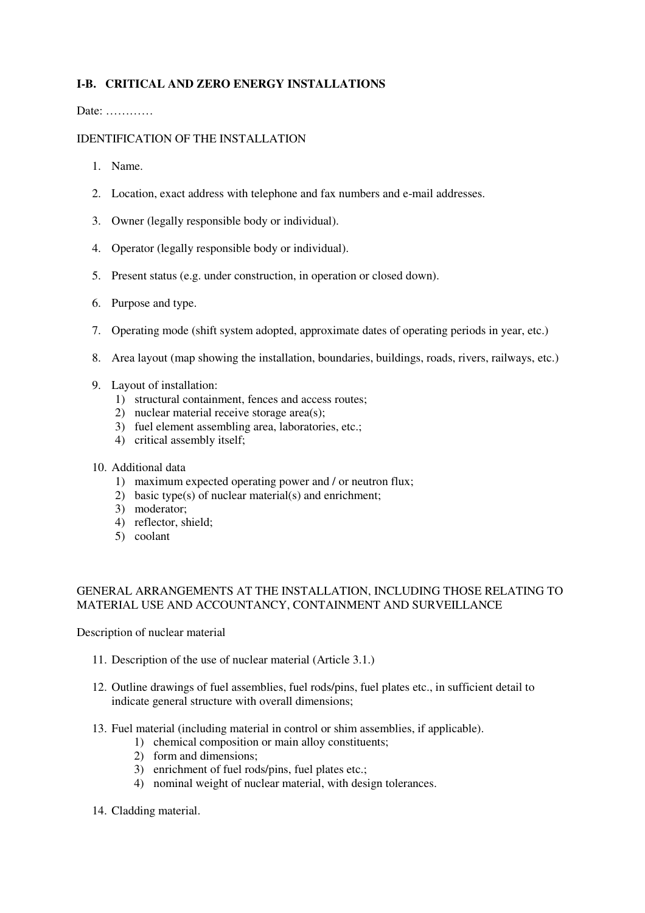**I-B. CRITICAL AND ZERO ENERGY INSTALLATIONS**

Date: …………

IDENTIFICATION OF THE INSTALLATION

1. Name.

2. Location, exact address with telephone and fax numbers and e-mail addresses.

3. Owner (legally responsible body or individual).

4. Operator (legally responsible body or individual).

5. Present status (e.g. under construction, in operation or closed down).

6. Purpose and type.

7. Operating mode (shift system adopted, approximate dates of operating periods in year, etc.)

8. Area layout (map showing the installation, boundaries, buildings, roads, rivers, railways, etc.)

9. Layout of installation:
   1) structural containment, fences and access routes;
   2) nuclear material receive storage area(s);
   3) fuel element assembling area, laboratories, etc.;
   4) critical assembly itself;

10. Additional data
    1) maximum expected operating power and / or neutron flux;
    2) basic type(s) of nuclear material(s) and enrichment;
    3) moderator;
    4) reflector, shield;
    5) coolant

GENERAL ARRANGEMENTS AT THE INSTALLATION, INCLUDING THOSE RELATING TO MATERIAL USE AND ACCOUNTANCY, CONTAINMENT AND SURVEILLANCE

Description of nuclear material

11. Description of the use of nuclear material (Article 3.1.)

12. Outline drawings of fuel assemblies, fuel rods/pins, fuel plates etc., in sufficient detail to indicate general structure with overall dimensions;

13. Fuel material (including material in control or shim assemblies, if applicable).
    1) chemical composition or main alloy constituents;
    2) form and dimensions;
    3) enrichment of fuel rods/pins, fuel plates etc.;
    4) nominal weight of nuclear material, with design tolerances.

14. Cladding material.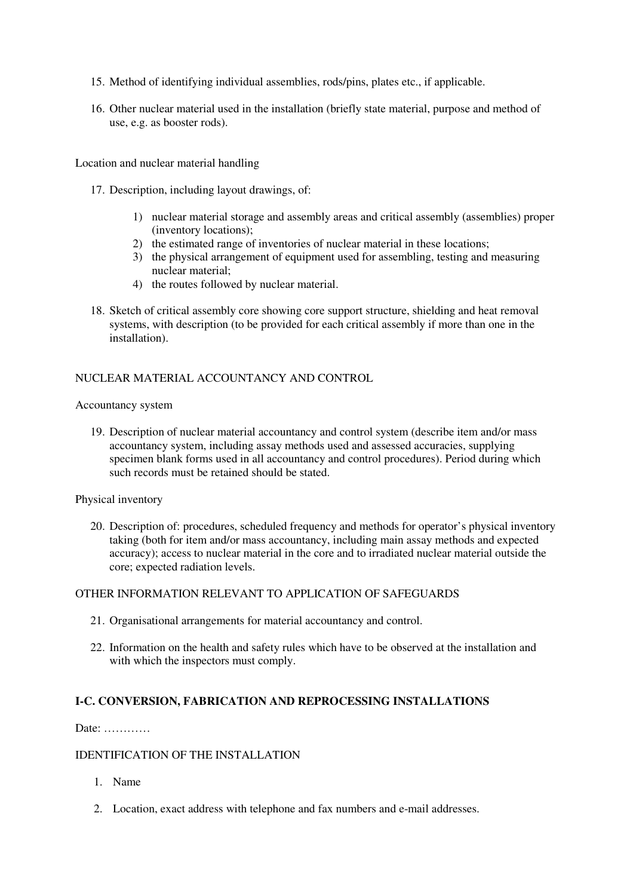15. Method of identifying individual assemblies, rods/pins, plates etc., if applicable.

16. Other nuclear material used in the installation (briefly state material, purpose and method of use, e.g. as booster rods).

Location and nuclear material handling

17. Description, including layout drawings, of:

    1) nuclear material storage and assembly areas and critical assembly (assemblies) proper (inventory locations);
    2) the estimated range of inventories of nuclear material in these locations;
    3) the physical arrangement of equipment used for assembling, testing and measuring nuclear material;
    4) the routes followed by nuclear material.

18. Sketch of critical assembly core showing core support structure, shielding and heat removal systems, with description (to be provided for each critical assembly if more than one in the installation).

NUCLEAR MATERIAL ACCOUNTANCY AND CONTROL

Accountancy system

19. Description of nuclear material accountancy and control system (describe item and/or mass accountancy system, including assay methods used and assessed accuracies, supplying specimen blank forms used in all accountancy and control procedures). Period during which such records must be retained should be stated.

Physical inventory

20. Description of: procedures, scheduled frequency and methods for operator's physical inventory taking (both for item and/or mass accountancy, including main assay methods and expected accuracy); access to nuclear material in the core and to irradiated nuclear material outside the core; expected radiation levels.

OTHER INFORMATION RELEVANT TO APPLICATION OF SAFEGUARDS

21. Organisational arrangements for material accountancy and control.

22. Information on the health and safety rules which have to be observed at the installation and with which the inspectors must comply.

## I-C. CONVERSION, FABRICATION AND REPROCESSING INSTALLATIONS

Date: …………

IDENTIFICATION OF THE INSTALLATION

1. Name

2. Location, exact address with telephone and fax numbers and e-mail addresses.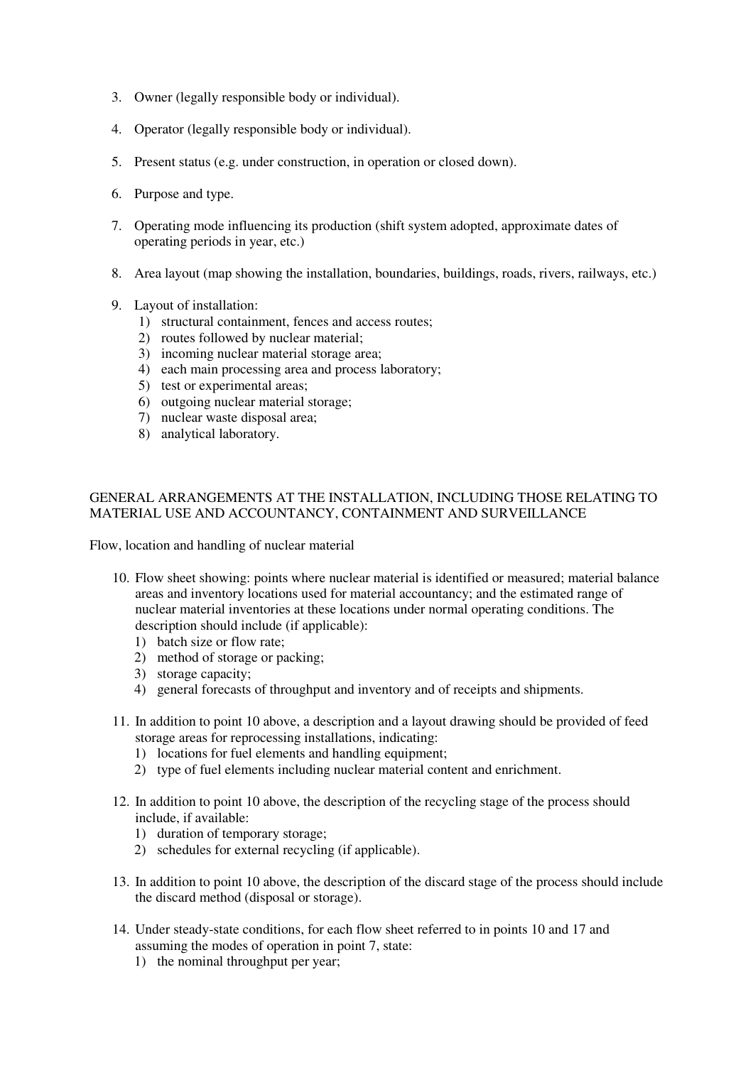3. Owner (legally responsible body or individual).

4. Operator (legally responsible body or individual).

5. Present status (e.g. under construction, in operation or closed down).

6. Purpose and type.

7. Operating mode influencing its production (shift system adopted, approximate dates of operating periods in year, etc.)

8. Area layout (map showing the installation, boundaries, buildings, roads, rivers, railways, etc.)

9. Layout of installation:
   1) structural containment, fences and access routes;
   2) routes followed by nuclear material;
   3) incoming nuclear material storage area;
   4) each main processing area and process laboratory;
   5) test or experimental areas;
   6) outgoing nuclear material storage;
   7) nuclear waste disposal area;
   8) analytical laboratory.

GENERAL ARRANGEMENTS AT THE INSTALLATION, INCLUDING THOSE RELATING TO MATERIAL USE AND ACCOUNTANCY, CONTAINMENT AND SURVEILLANCE

Flow, location and handling of nuclear material

10. Flow sheet showing: points where nuclear material is identified or measured; material balance areas and inventory locations used for material accountancy; and the estimated range of nuclear material inventories at these locations under normal operating conditions. The description should include (if applicable):
    1) batch size or flow rate;
    2) method of storage or packing;
    3) storage capacity;
    4) general forecasts of throughput and inventory and of receipts and shipments.

11. In addition to point 10 above, a description and a layout drawing should be provided of feed storage areas for reprocessing installations, indicating:
    1) locations for fuel elements and handling equipment;
    2) type of fuel elements including nuclear material content and enrichment.

12. In addition to point 10 above, the description of the recycling stage of the process should include, if available:
    1) duration of temporary storage;
    2) schedules for external recycling (if applicable).

13. In addition to point 10 above, the description of the discard stage of the process should include the discard method (disposal or storage).

14. Under steady-state conditions, for each flow sheet referred to in points 10 and 17 and assuming the modes of operation in point 7, state:
    1) the nominal throughput per year;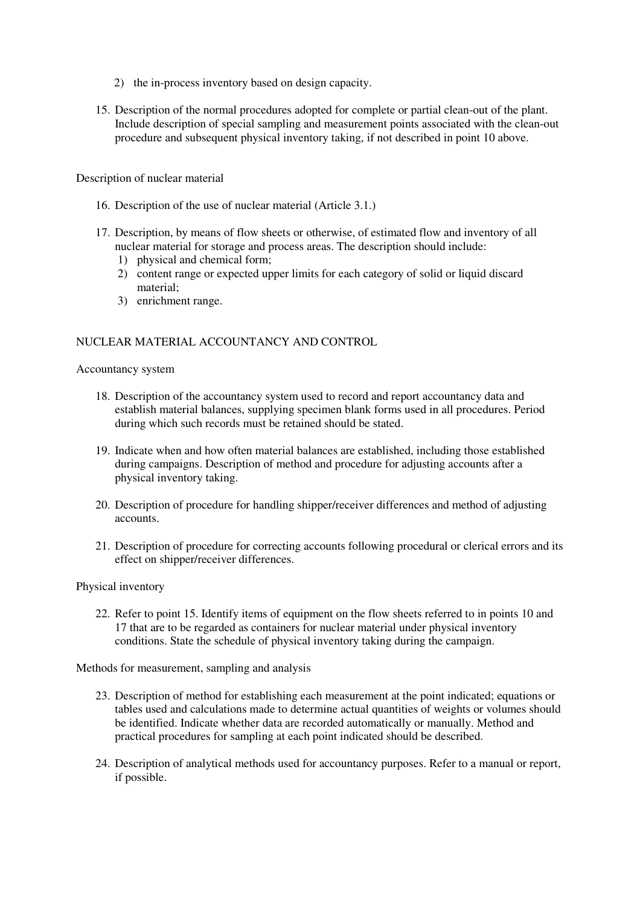2) the in-process inventory based on design capacity.

15. Description of the normal procedures adopted for complete or partial clean-out of the plant. Include description of special sampling and measurement points associated with the clean-out procedure and subsequent physical inventory taking, if not described in point 10 above.

Description of nuclear material

16. Description of the use of nuclear material (Article 3.1.)

17. Description, by means of flow sheets or otherwise, of estimated flow and inventory of all nuclear material for storage and process areas. The description should include:
    1) physical and chemical form;
    2) content range or expected upper limits for each category of solid or liquid discard material;
    3) enrichment range.

NUCLEAR MATERIAL ACCOUNTANCY AND CONTROL

Accountancy system

18. Description of the accountancy system used to record and report accountancy data and establish material balances, supplying specimen blank forms used in all procedures. Period during which such records must be retained should be stated.

19. Indicate when and how often material balances are established, including those established during campaigns. Description of method and procedure for adjusting accounts after a physical inventory taking.

20. Description of procedure for handling shipper/receiver differences and method of adjusting accounts.

21. Description of procedure for correcting accounts following procedural or clerical errors and its effect on shipper/receiver differences.

Physical inventory

22. Refer to point 15. Identify items of equipment on the flow sheets referred to in points 10 and 17 that are to be regarded as containers for nuclear material under physical inventory conditions. State the schedule of physical inventory taking during the campaign.

Methods for measurement, sampling and analysis

23. Description of method for establishing each measurement at the point indicated; equations or tables used and calculations made to determine actual quantities of weights or volumes should be identified. Indicate whether data are recorded automatically or manually. Method and practical procedures for sampling at each point indicated should be described.

24. Description of analytical methods used for accountancy purposes. Refer to a manual or report, if possible.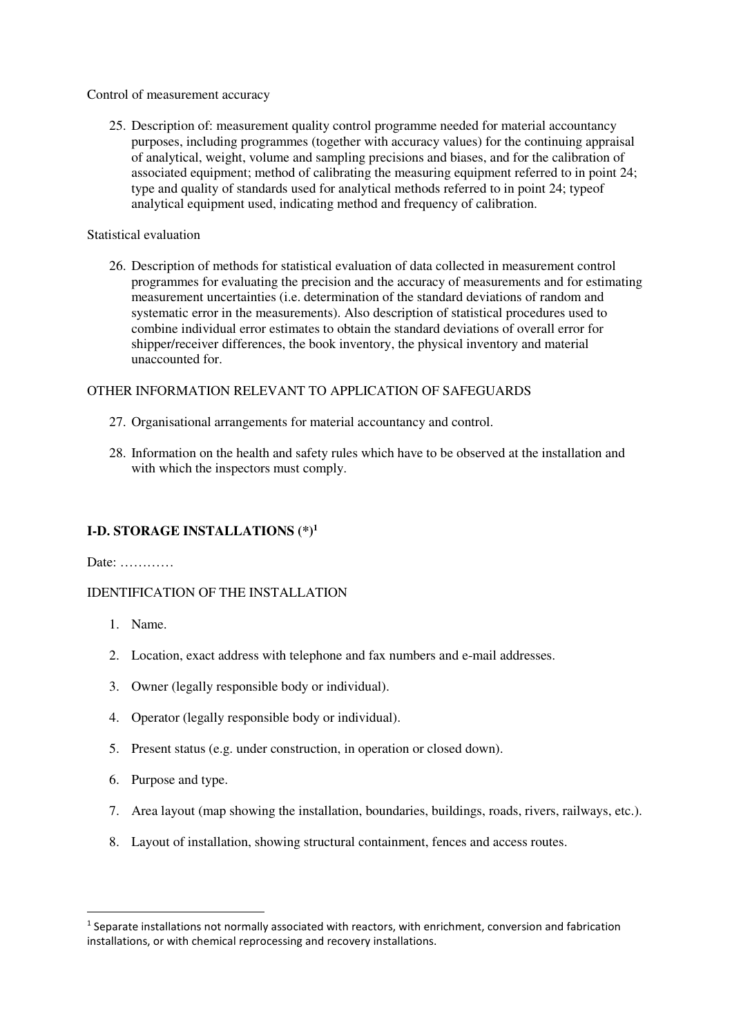Control of measurement accuracy

25. Description of: measurement quality control programme needed for material accountancy purposes, including programmes (together with accuracy values) for the continuing appraisal of analytical, weight, volume and sampling precisions and biases, and for the calibration of associated equipment; method of calibrating the measuring equipment referred to in point 24; type and quality of standards used for analytical methods referred to in point 24; typeof analytical equipment used, indicating method and frequency of calibration.

Statistical evaluation

26. Description of methods for statistical evaluation of data collected in measurement control programmes for evaluating the precision and the accuracy of measurements and for estimating measurement uncertainties (i.e. determination of the standard deviations of random and systematic error in the measurements). Also description of statistical procedures used to combine individual error estimates to obtain the standard deviations of overall error for shipper/receiver differences, the book inventory, the physical inventory and material unaccounted for.

OTHER INFORMATION RELEVANT TO APPLICATION OF SAFEGUARDS

27. Organisational arrangements for material accountancy and control.

28. Information on the health and safety rules which have to be observed at the installation and with which the inspectors must comply.

## I-D. STORAGE INSTALLATIONS (*)[1]

Date: …………

IDENTIFICATION OF THE INSTALLATION

1. Name.

2. Location, exact address with telephone and fax numbers and e-mail addresses.

3. Owner (legally responsible body or individual).

4. Operator (legally responsible body or individual).

5. Present status (e.g. under construction, in operation or closed down).

6. Purpose and type.

7. Area layout (map showing the installation, boundaries, buildings, roads, rivers, railways, etc.).

8. Layout of installation, showing structural containment, fences and access routes.

[1] Separate installations not normally associated with reactors, with enrichment, conversion and fabrication installations, or with chemical reprocessing and recovery installations.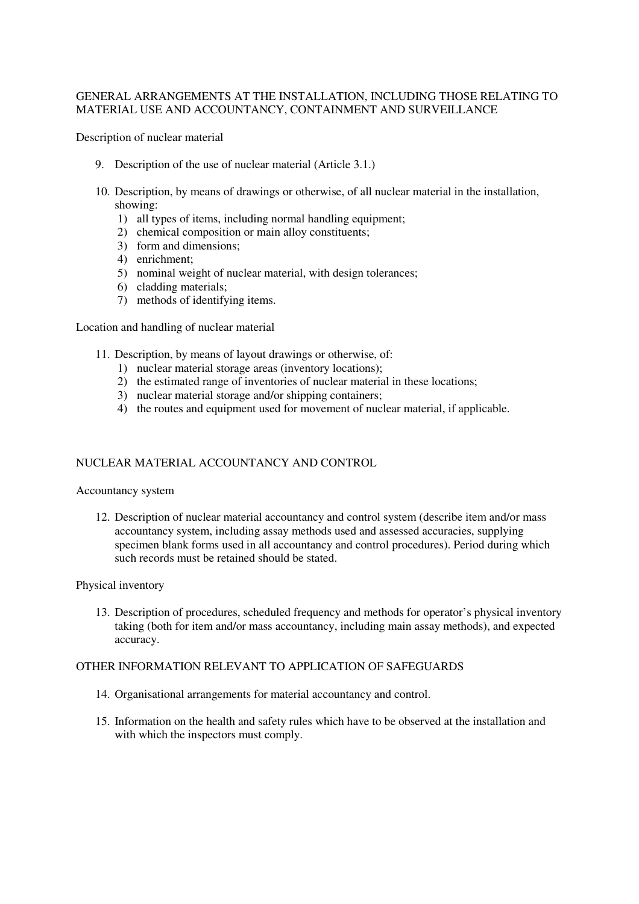## GENERAL ARRANGEMENTS AT THE INSTALLATION, INCLUDING THOSE RELATING TO MATERIAL USE AND ACCOUNTANCY, CONTAINMENT AND SURVEILLANCE

### Description of nuclear material

9. Description of the use of nuclear material (Article 3.1.)

10. Description, by means of drawings or otherwise, of all nuclear material in the installation, showing:
    1) all types of items, including normal handling equipment;
    2) chemical composition or main alloy constituents;
    3) form and dimensions;
    4) enrichment;
    5) nominal weight of nuclear material, with design tolerances;
    6) cladding materials;
    7) methods of identifying items.

### Location and handling of nuclear material

11. Description, by means of layout drawings or otherwise, of:
    1) nuclear material storage areas (inventory locations);
    2) the estimated range of inventories of nuclear material in these locations;
    3) nuclear material storage and/or shipping containers;
    4) the routes and equipment used for movement of nuclear material, if applicable.

## NUCLEAR MATERIAL ACCOUNTANCY AND CONTROL

### Accountancy system

12. Description of nuclear material accountancy and control system (describe item and/or mass accountancy system, including assay methods used and assessed accuracies, supplying specimen blank forms used in all accountancy and control procedures). Period during which such records must be retained should be stated.

### Physical inventory

13. Description of procedures, scheduled frequency and methods for operator's physical inventory taking (both for item and/or mass accountancy, including main assay methods), and expected accuracy.

## OTHER INFORMATION RELEVANT TO APPLICATION OF SAFEGUARDS

14. Organisational arrangements for material accountancy and control.

15. Information on the health and safety rules which have to be observed at the installation and with which the inspectors must comply.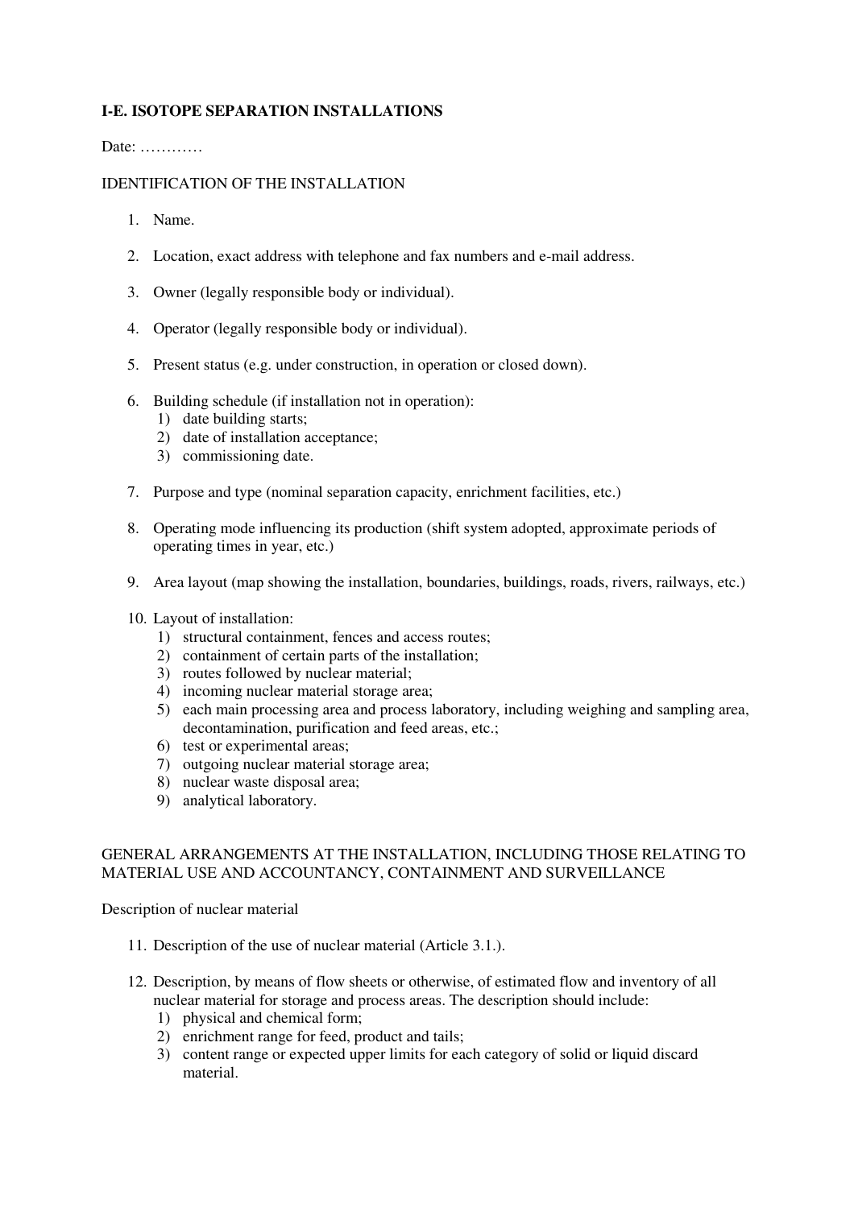**I-E. ISOTOPE SEPARATION INSTALLATIONS**

Date: …………

IDENTIFICATION OF THE INSTALLATION

1. Name.

2. Location, exact address with telephone and fax numbers and e-mail address.

3. Owner (legally responsible body or individual).

4. Operator (legally responsible body or individual).

5. Present status (e.g. under construction, in operation or closed down).

6. Building schedule (if installation not in operation):
   1) date building starts;
   2) date of installation acceptance;
   3) commissioning date.

7. Purpose and type (nominal separation capacity, enrichment facilities, etc.)

8. Operating mode influencing its production (shift system adopted, approximate periods of operating times in year, etc.)

9. Area layout (map showing the installation, boundaries, buildings, roads, rivers, railways, etc.)

10. Layout of installation:
    1) structural containment, fences and access routes;
    2) containment of certain parts of the installation;
    3) routes followed by nuclear material;
    4) incoming nuclear material storage area;
    5) each main processing area and process laboratory, including weighing and sampling area, decontamination, purification and feed areas, etc.;
    6) test or experimental areas;
    7) outgoing nuclear material storage area;
    8) nuclear waste disposal area;
    9) analytical laboratory.

GENERAL ARRANGEMENTS AT THE INSTALLATION, INCLUDING THOSE RELATING TO MATERIAL USE AND ACCOUNTANCY, CONTAINMENT AND SURVEILLANCE

Description of nuclear material

11. Description of the use of nuclear material (Article 3.1.).

12. Description, by means of flow sheets or otherwise, of estimated flow and inventory of all nuclear material for storage and process areas. The description should include:
    1) physical and chemical form;
    2) enrichment range for feed, product and tails;
    3) content range or expected upper limits for each category of solid or liquid discard material.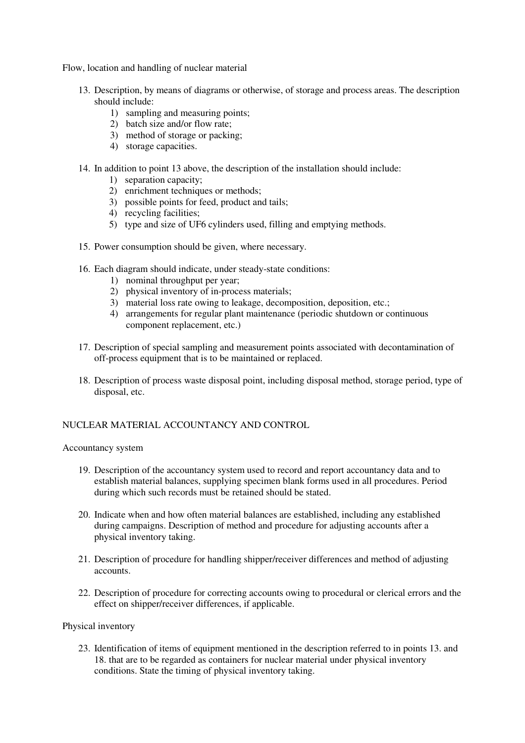Flow, location and handling of nuclear material

13. Description, by means of diagrams or otherwise, of storage and process areas. The description should include:
    1) sampling and measuring points;
    2) batch size and/or flow rate;
    3) method of storage or packing;
    4) storage capacities.

14. In addition to point 13 above, the description of the installation should include:
    1) separation capacity;
    2) enrichment techniques or methods;
    3) possible points for feed, product and tails;
    4) recycling facilities;
    5) type and size of $UF_6$ cylinders used, filling and emptying methods.

15. Power consumption should be given, where necessary.

16. Each diagram should indicate, under steady-state conditions:
    1) nominal throughput per year;
    2) physical inventory of in-process materials;
    3) material loss rate owing to leakage, decomposition, deposition, etc.;
    4) arrangements for regular plant maintenance (periodic shutdown or continuous component replacement, etc.)

17. Description of special sampling and measurement points associated with decontamination of off-process equipment that is to be maintained or replaced.

18. Description of process waste disposal point, including disposal method, storage period, type of disposal, etc.

## NUCLEAR MATERIAL ACCOUNTANCY AND CONTROL

### Accountancy system

19. Description of the accountancy system used to record and report accountancy data and to establish material balances, supplying specimen blank forms used in all procedures. Period during which such records must be retained should be stated.

20. Indicate when and how often material balances are established, including any established during campaigns. Description of method and procedure for adjusting accounts after a physical inventory taking.

21. Description of procedure for handling shipper/receiver differences and method of adjusting accounts.

22. Description of procedure for correcting accounts owing to procedural or clerical errors and the effect on shipper/receiver differences, if applicable.

### Physical inventory

23. Identification of items of equipment mentioned in the description referred to in points 13. and 18. that are to be regarded as containers for nuclear material under physical inventory conditions. State the timing of physical inventory taking.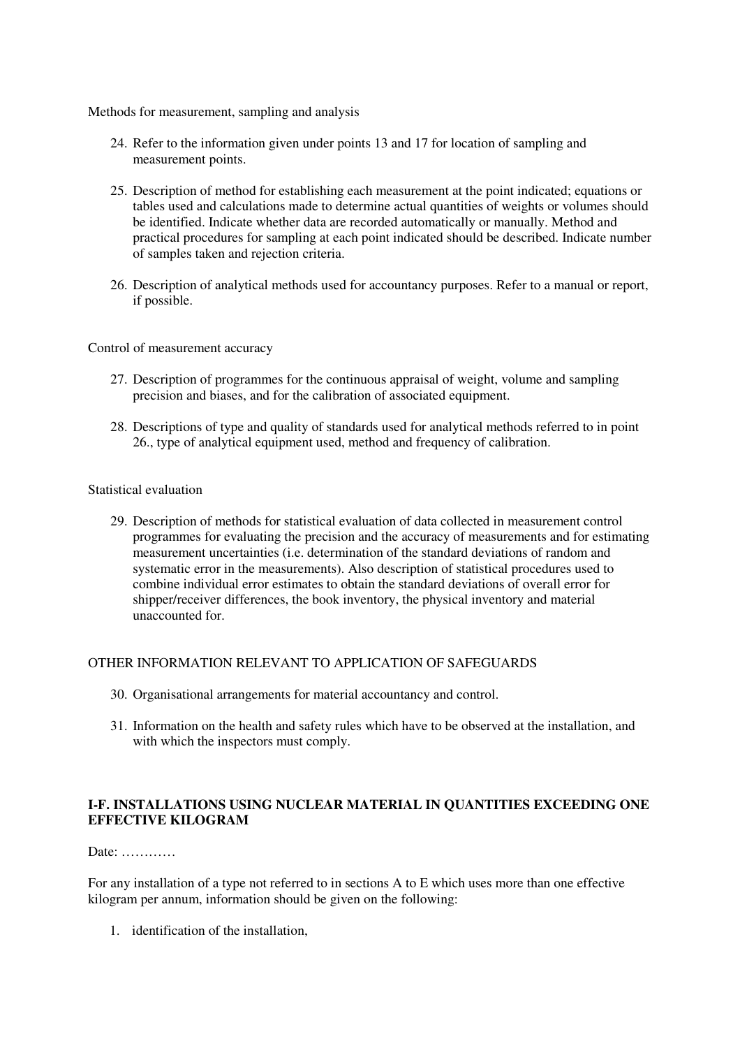Methods for measurement, sampling and analysis

24. Refer to the information given under points 13 and 17 for location of sampling and measurement points.

25. Description of method for establishing each measurement at the point indicated; equations or tables used and calculations made to determine actual quantities of weights or volumes should be identified. Indicate whether data are recorded automatically or manually. Method and practical procedures for sampling at each point indicated should be described. Indicate number of samples taken and rejection criteria.

26. Description of analytical methods used for accountancy purposes. Refer to a manual or report, if possible.

Control of measurement accuracy

27. Description of programmes for the continuous appraisal of weight, volume and sampling precision and biases, and for the calibration of associated equipment.

28. Descriptions of type and quality of standards used for analytical methods referred to in point 26., type of analytical equipment used, method and frequency of calibration.

Statistical evaluation

29. Description of methods for statistical evaluation of data collected in measurement control programmes for evaluating the precision and the accuracy of measurements and for estimating measurement uncertainties (i.e. determination of the standard deviations of random and systematic error in the measurements). Also description of statistical procedures used to combine individual error estimates to obtain the standard deviations of overall error for shipper/receiver differences, the book inventory, the physical inventory and material unaccounted for.

OTHER INFORMATION RELEVANT TO APPLICATION OF SAFEGUARDS

30. Organisational arrangements for material accountancy and control.

31. Information on the health and safety rules which have to be observed at the installation, and with which the inspectors must comply.

## I-F. INSTALLATIONS USING NUCLEAR MATERIAL IN QUANTITIES EXCEEDING ONE EFFECTIVE KILOGRAM

Date: …………

For any installation of a type not referred to in sections A to E which uses more than one effective kilogram per annum, information should be given on the following:

1. identification of the installation,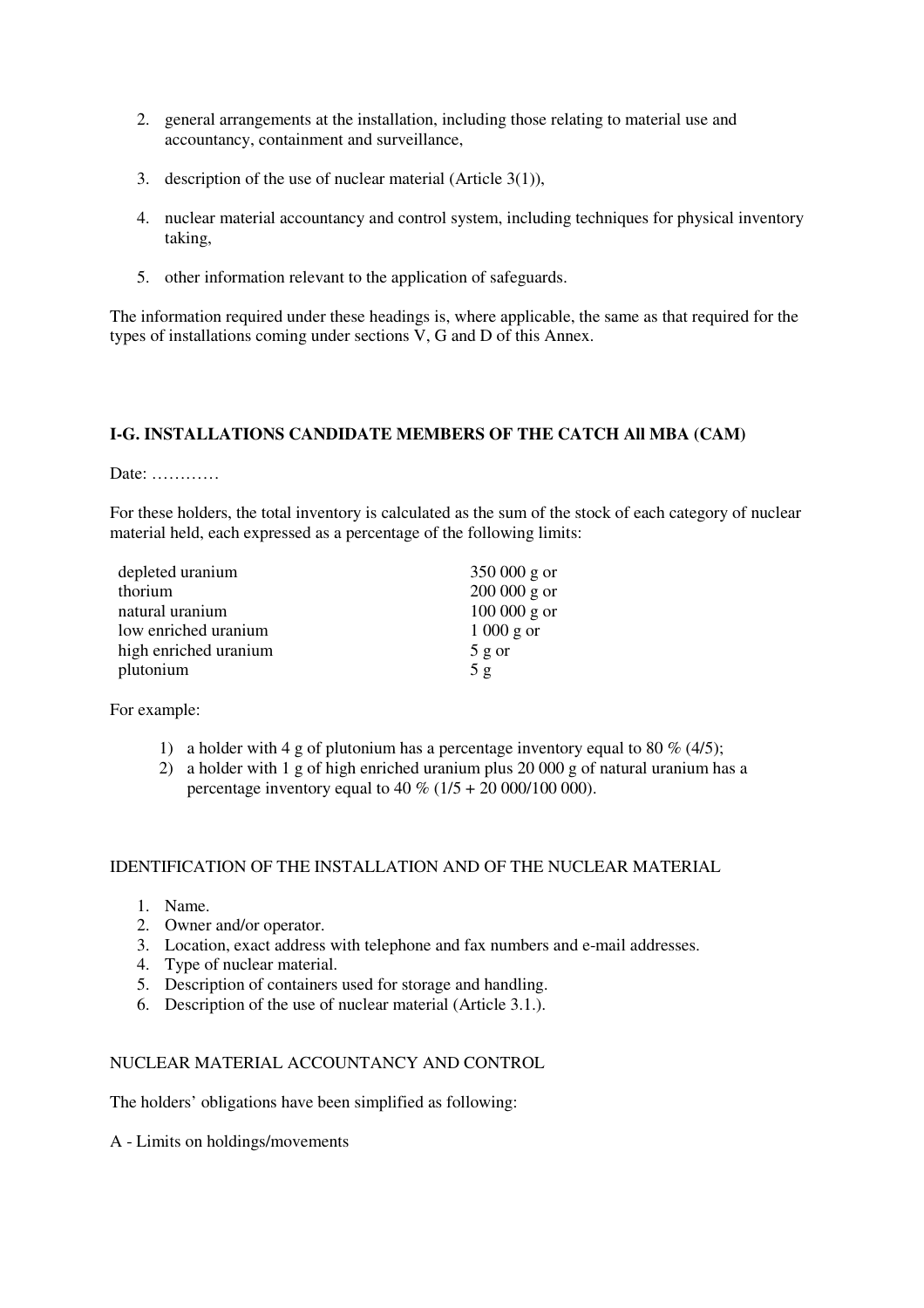2. general arrangements at the installation, including those relating to material use and accountancy, containment and surveillance,

3. description of the use of nuclear material (Article 3(1)),

4. nuclear material accountancy and control system, including techniques for physical inventory taking,

5. other information relevant to the application of safeguards.

The information required under these headings is, where applicable, the same as that required for the types of installations coming under sections V, G and D of this Annex.

**I-G. INSTALLATIONS CANDIDATE MEMBERS OF THE CATCH All MBA (CAM)**

Date: …………

For these holders, the total inventory is calculated as the sum of the stock of each category of nuclear material held, each expressed as a percentage of the following limits:

| | |
|---|---|
| depleted uranium | 350 000 g or |
| thorium | 200 000 g or |
| natural uranium | 100 000 g or |
| low enriched uranium | 1 000 g or |
| high enriched uranium | 5 g or |
| plutonium | 5 g |

For example:

1) a holder with 4 g of plutonium has a percentage inventory equal to 80 % (4/5);
2) a holder with 1 g of high enriched uranium plus 20 000 g of natural uranium has a percentage inventory equal to 40 % (1/5 + 20 000/100 000).

IDENTIFICATION OF THE INSTALLATION AND OF THE NUCLEAR MATERIAL

1. Name.
2. Owner and/or operator.
3. Location, exact address with telephone and fax numbers and e-mail addresses.
4. Type of nuclear material.
5. Description of containers used for storage and handling.
6. Description of the use of nuclear material (Article 3.1.).

NUCLEAR MATERIAL ACCOUNTANCY AND CONTROL

The holders' obligations have been simplified as following:

A - Limits on holdings/movements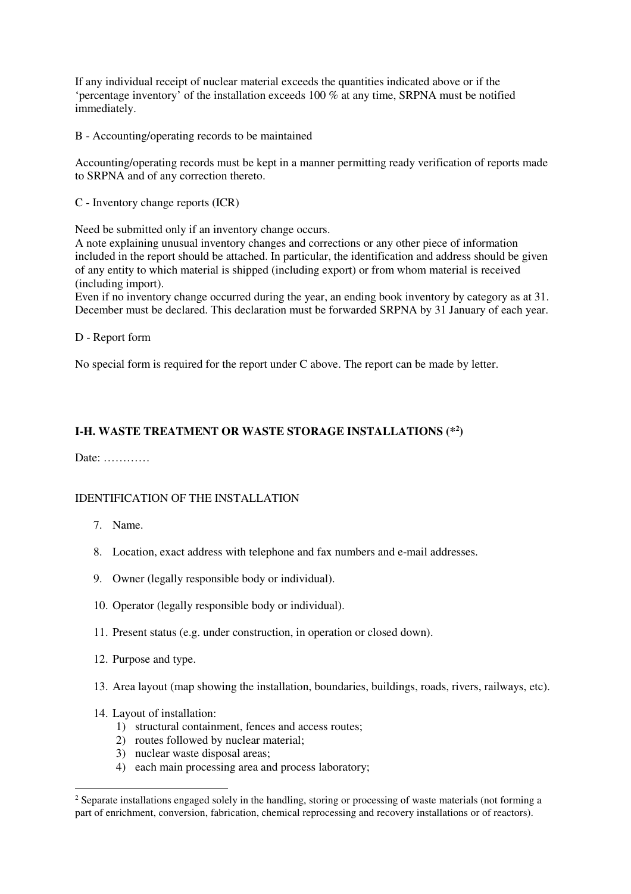If any individual receipt of nuclear material exceeds the quantities indicated above or if the 'percentage inventory' of the installation exceeds 100 % at any time, SRPNA must be notified immediately.

B - Accounting/operating records to be maintained

Accounting/operating records must be kept in a manner permitting ready verification of reports made to SRPNA and of any correction thereto.

C - Inventory change reports (ICR)

Need be submitted only if an inventory change occurs.
A note explaining unusual inventory changes and corrections or any other piece of information included in the report should be attached. In particular, the identification and address should be given of any entity to which material is shipped (including export) or from whom material is received (including import).
Even if no inventory change occurred during the year, an ending book inventory by category as at 31. December must be declared. This declaration must be forwarded SRPNA by 31 January of each year.

D - Report form

No special form is required for the report under C above. The report can be made by letter.

## I-H. WASTE TREATMENT OR WASTE STORAGE INSTALLATIONS (*[2])

Date: …………

IDENTIFICATION OF THE INSTALLATION

7. Name.
8. Location, exact address with telephone and fax numbers and e-mail addresses.
9. Owner (legally responsible body or individual).
10. Operator (legally responsible body or individual).
11. Present status (e.g. under construction, in operation or closed down).
12. Purpose and type.
13. Area layout (map showing the installation, boundaries, buildings, roads, rivers, railways, etc).
14. Layout of installation:
    1) structural containment, fences and access routes;
    2) routes followed by nuclear material;
    3) nuclear waste disposal areas;
    4) each main processing area and process laboratory;

[2] Separate installations engaged solely in the handling, storing or processing of waste materials (not forming a part of enrichment, conversion, fabrication, chemical reprocessing and recovery installations or of reactors).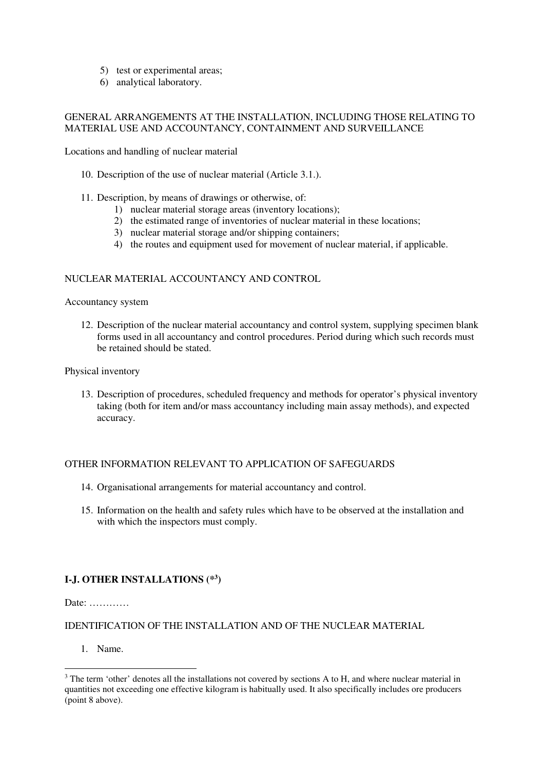5) test or experimental areas;
6) analytical laboratory.

GENERAL ARRANGEMENTS AT THE INSTALLATION, INCLUDING THOSE RELATING TO MATERIAL USE AND ACCOUNTANCY, CONTAINMENT AND SURVEILLANCE

Locations and handling of nuclear material

10. Description of the use of nuclear material (Article 3.1.).

11. Description, by means of drawings or otherwise, of:
    1) nuclear material storage areas (inventory locations);
    2) the estimated range of inventories of nuclear material in these locations;
    3) nuclear material storage and/or shipping containers;
    4) the routes and equipment used for movement of nuclear material, if applicable.

NUCLEAR MATERIAL ACCOUNTANCY AND CONTROL

Accountancy system

12. Description of the nuclear material accountancy and control system, supplying specimen blank forms used in all accountancy and control procedures. Period during which such records must be retained should be stated.

Physical inventory

13. Description of procedures, scheduled frequency and methods for operator's physical inventory taking (both for item and/or mass accountancy including main assay methods), and expected accuracy.

OTHER INFORMATION RELEVANT TO APPLICATION OF SAFEGUARDS

14. Organisational arrangements for material accountancy and control.

15. Information on the health and safety rules which have to be observed at the installation and with which the inspectors must comply.

### I-J. OTHER INSTALLATIONS (*[3])

Date: …………

IDENTIFICATION OF THE INSTALLATION AND OF THE NUCLEAR MATERIAL

1. Name.

[3] The term 'other' denotes all the installations not covered by sections A to H, and where nuclear material in quantities not exceeding one effective kilogram is habitually used. It also specifically includes ore producers (point 8 above).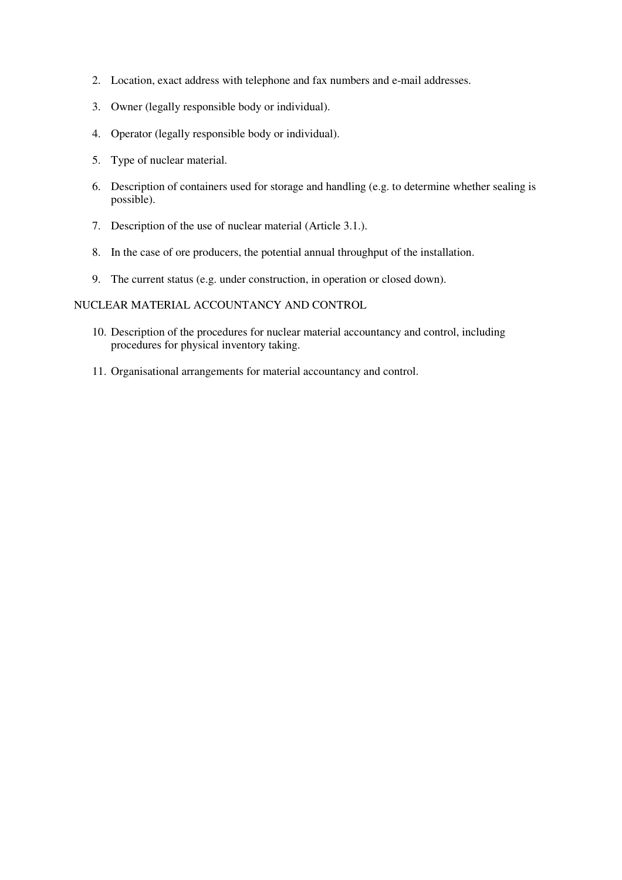2. Location, exact address with telephone and fax numbers and e-mail addresses.
3. Owner (legally responsible body or individual).
4. Operator (legally responsible body or individual).
5. Type of nuclear material.
6. Description of containers used for storage and handling (e.g. to determine whether sealing is possible).
7. Description of the use of nuclear material (Article 3.1.).
8. In the case of ore producers, the potential annual throughput of the installation.
9. The current status (e.g. under construction, in operation or closed down).

NUCLEAR MATERIAL ACCOUNTANCY AND CONTROL

10. Description of the procedures for nuclear material accountancy and control, including procedures for physical inventory taking.
11. Organisational arrangements for material accountancy and control.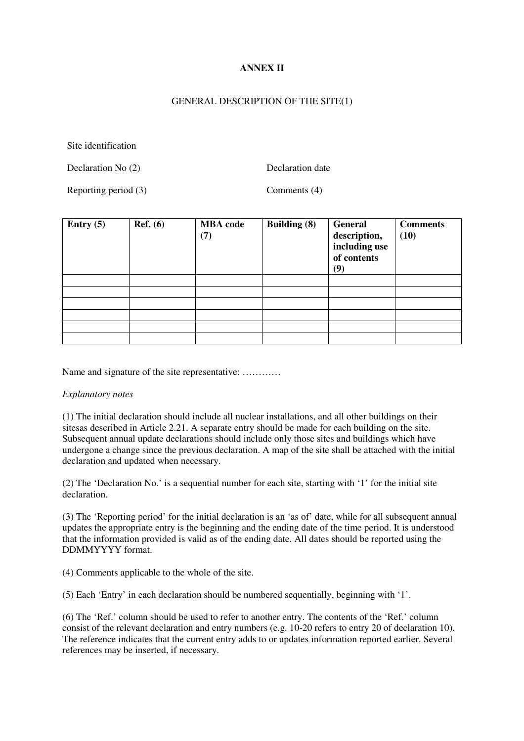**ANNEX II**

GENERAL DESCRIPTION OF THE SITE(1)

Site identification

Declaration No (2) Declaration date

Reporting period (3) Comments (4)

| Entry (5) | Ref. (6) | MBA code (7) | Building (8) | General description, including use of contents (9) | Comments (10) |
|---|---|---|---|---|---|
| | | | | | |
| | | | | | |
| | | | | | |
| | | | | | |
| | | | | | |
| | | | | | |

Name and signature of the site representative: …………

*Explanatory notes*

(1) The initial declaration should include all nuclear installations, and all other buildings on their sitesas described in Article 2.21. A separate entry should be made for each building on the site. Subsequent annual update declarations should include only those sites and buildings which have undergone a change since the previous declaration. A map of the site shall be attached with the initial declaration and updated when necessary.

(2) The 'Declaration No.' is a sequential number for each site, starting with '1' for the initial site declaration.

(3) The 'Reporting period' for the initial declaration is an 'as of' date, while for all subsequent annual updates the appropriate entry is the beginning and the ending date of the time period. It is understood that the information provided is valid as of the ending date. All dates should be reported using the DDMMYYYY format.

(4) Comments applicable to the whole of the site.

(5) Each 'Entry' in each declaration should be numbered sequentially, beginning with '1'.

(6) The 'Ref.' column should be used to refer to another entry. The contents of the 'Ref.' column consist of the relevant declaration and entry numbers (e.g. 10-20 refers to entry 20 of declaration 10). The reference indicates that the current entry adds to or updates information reported earlier. Several references may be inserted, if necessary.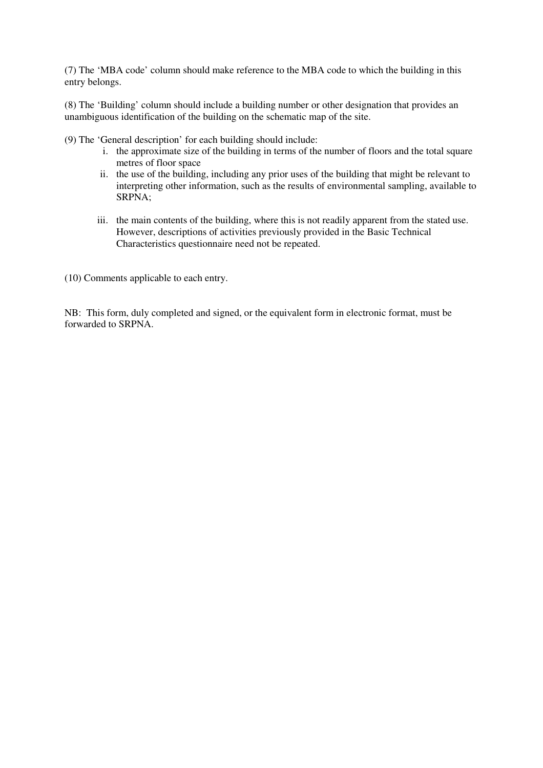(7) The 'MBA code' column should make reference to the MBA code to which the building in this entry belongs.

(8) The 'Building' column should include a building number or other designation that provides an unambiguous identification of the building on the schematic map of the site.

(9) The 'General description' for each building should include:

i. the approximate size of the building in terms of the number of floors and the total square metres of floor space
ii. the use of the building, including any prior uses of the building that might be relevant to interpreting other information, such as the results of environmental sampling, available to SRPNA;
iii. the main contents of the building, where this is not readily apparent from the stated use. However, descriptions of activities previously provided in the Basic Technical Characteristics questionnaire need not be repeated.

(10) Comments applicable to each entry.

NB: This form, duly completed and signed, or the equivalent form in electronic format, must be forwarded to SRPNA.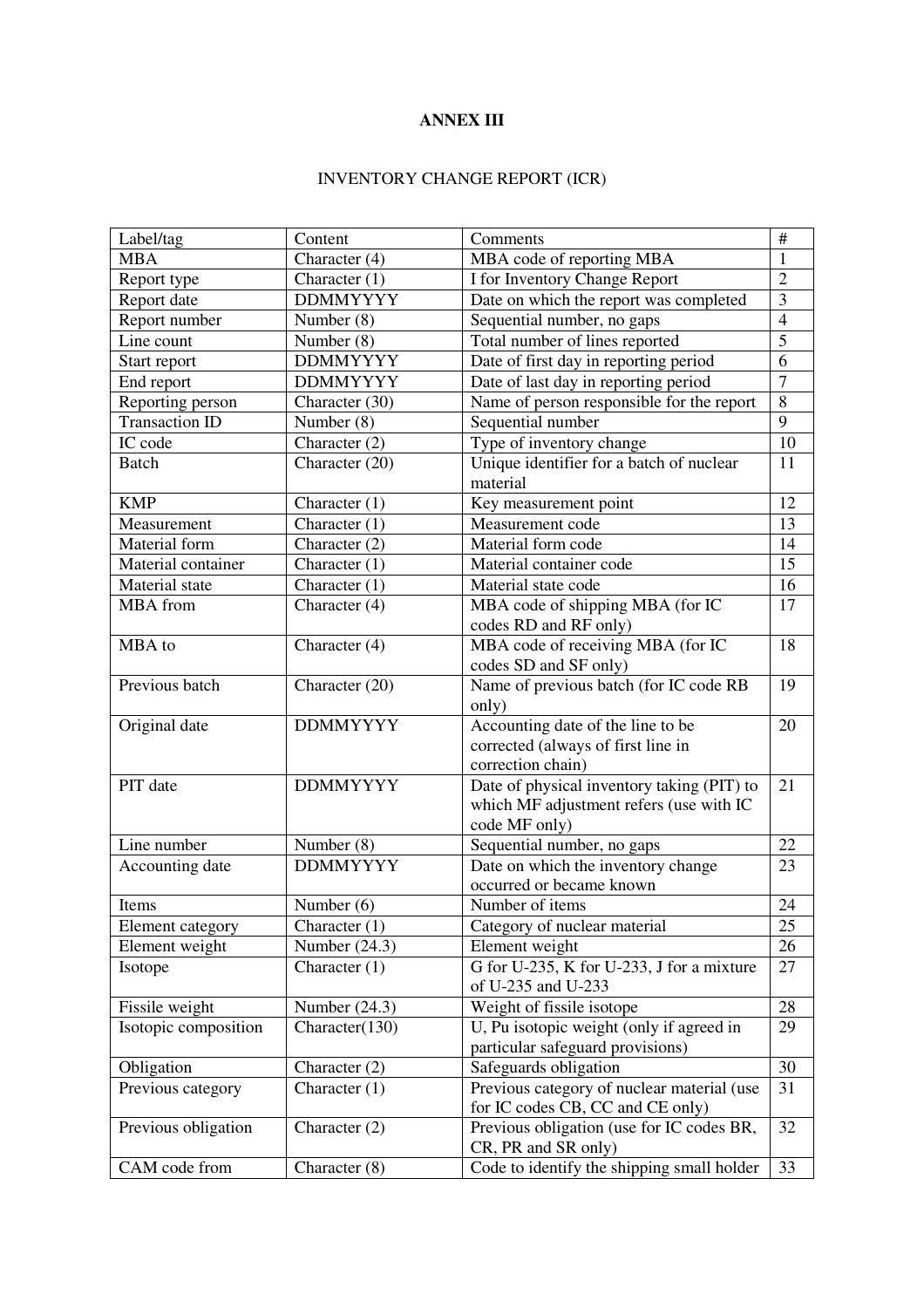**ANNEX III**

INVENTORY CHANGE REPORT (ICR)

| Label/tag | Content | Comments | # |
|---|---|---|---|
| MBA | Character (4) | MBA code of reporting MBA | 1 |
| Report type | Character (1) | I for Inventory Change Report | 2 |
| Report date | DDMMYYYY | Date on which the report was completed | 3 |
| Report number | Number (8) | Sequential number, no gaps | 4 |
| Line count | Number (8) | Total number of lines reported | 5 |
| Start report | DDMMYYYY | Date of first day in reporting period | 6 |
| End report | DDMMYYYY | Date of last day in reporting period | 7 |
| Reporting person | Character (30) | Name of person responsible for the report | 8 |
| Transaction ID | Number (8) | Sequential number | 9 |
| IC code | Character (2) | Type of inventory change | 10 |
| Batch | Character (20) | Unique identifier for a batch of nuclear material | 11 |
| KMP | Character (1) | Key measurement point | 12 |
| Measurement | Character (1) | Measurement code | 13 |
| Material form | Character (2) | Material form code | 14 |
| Material container | Character (1) | Material container code | 15 |
| Material state | Character (1) | Material state code | 16 |
| MBA from | Character (4) | MBA code of shipping MBA (for IC codes RD and RF only) | 17 |
| MBA to | Character (4) | MBA code of receiving MBA (for IC codes SD and SF only) | 18 |
| Previous batch | Character (20) | Name of previous batch (for IC code RB only) | 19 |
| Original date | DDMMYYYY | Accounting date of the line to be corrected (always of first line in correction chain) | 20 |
| PIT date | DDMMYYYY | Date of physical inventory taking (PIT) to which MF adjustment refers (use with IC code MF only) | 21 |
| Line number | Number (8) | Sequential number, no gaps | 22 |
| Accounting date | DDMMYYYY | Date on which the inventory change occurred or became known | 23 |
| Items | Number (6) | Number of items | 24 |
| Element category | Character (1) | Category of nuclear material | 25 |
| Element weight | Number (24.3) | Element weight | 26 |
| Isotope | Character (1) | G for U-235, K for U-233, J for a mixture of U-235 and U-233 | 27 |
| Fissile weight | Number (24.3) | Weight of fissile isotope | 28 |
| Isotopic composition | Character(130) | U, Pu isotopic weight (only if agreed in particular safeguard provisions) | 29 |
| Obligation | Character (2) | Safeguards obligation | 30 |
| Previous category | Character (1) | Previous category of nuclear material (use for IC codes CB, CC and CE only) | 31 |
| Previous obligation | Character (2) | Previous obligation (use for IC codes BR, CR, PR and SR only) | 32 |
| CAM code from | Character (8) | Code to identify the shipping small holder | 33 |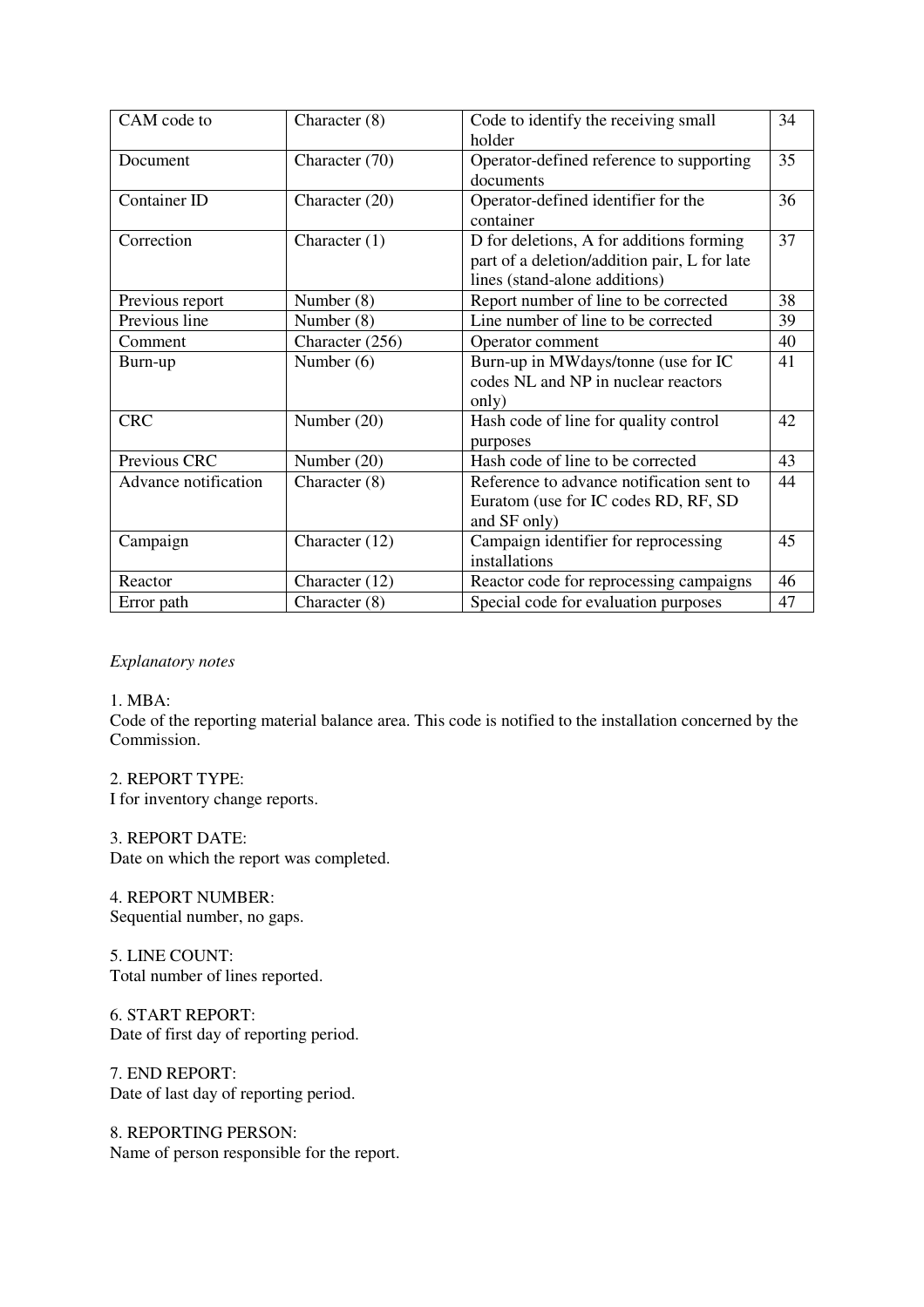| | | | |
|---|---|---|---|
| CAM code to | Character (8) | Code to identify the receiving small holder | 34 |
| Document | Character (70) | Operator-defined reference to supporting documents | 35 |
| Container ID | Character (20) | Operator-defined identifier for the container | 36 |
| Correction | Character (1) | D for deletions, A for additions forming part of a deletion/addition pair, L for late lines (stand-alone additions) | 37 |
| Previous report | Number (8) | Report number of line to be corrected | 38 |
| Previous line | Number (8) | Line number of line to be corrected | 39 |
| Comment | Character (256) | Operator comment | 40 |
| Burn-up | Number (6) | Burn-up in MWdays/tonne (use for IC codes NL and NP in nuclear reactors only) | 41 |
| CRC | Number (20) | Hash code of line for quality control purposes | 42 |
| Previous CRC | Number (20) | Hash code of line to be corrected | 43 |
| Advance notification | Character (8) | Reference to advance notification sent to Euratom (use for IC codes RD, RF, SD and SF only) | 44 |
| Campaign | Character (12) | Campaign identifier for reprocessing installations | 45 |
| Reactor | Character (12) | Reactor code for reprocessing campaigns | 46 |
| Error path | Character (8) | Special code for evaluation purposes | 47 |

*Explanatory notes*

1. MBA:
Code of the reporting material balance area. This code is notified to the installation concerned by the Commission.

2. REPORT TYPE:
I for inventory change reports.

3. REPORT DATE:
Date on which the report was completed.

4. REPORT NUMBER:
Sequential number, no gaps.

5. LINE COUNT:
Total number of lines reported.

6. START REPORT:
Date of first day of reporting period.

7. END REPORT:
Date of last day of reporting period.

8. REPORTING PERSON:
Name of person responsible for the report.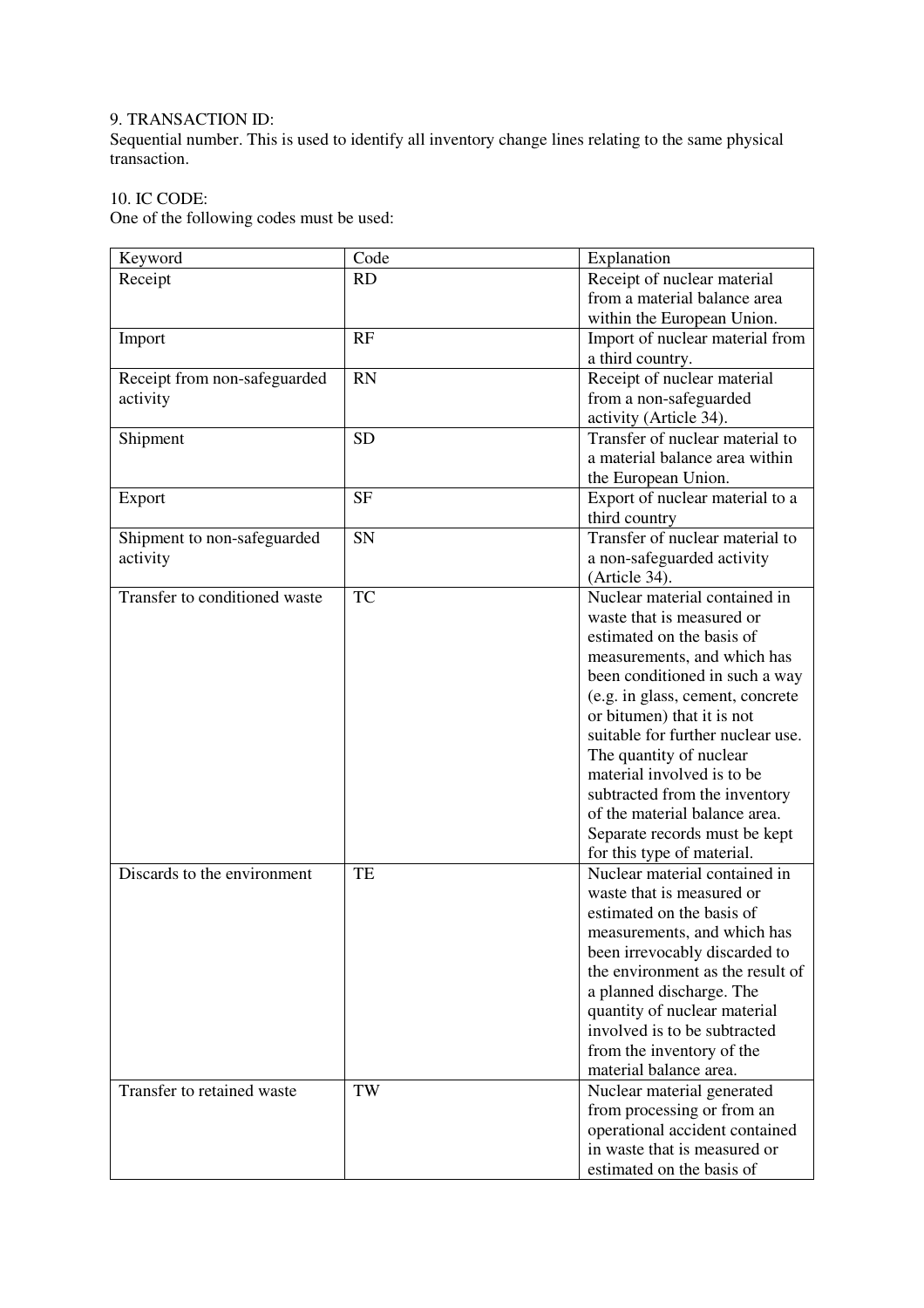9. TRANSACTION ID:
Sequential number. This is used to identify all inventory change lines relating to the same physical transaction.

10. IC CODE:
One of the following codes must be used:

| Keyword | Code | Explanation |
|---|---|---|
| Receipt | RD | Receipt of nuclear material from a material balance area within the European Union. |
| Import | RF | Import of nuclear material from a third country. |
| Receipt from non-safeguarded activity | RN | Receipt of nuclear material from a non-safeguarded activity (Article 34). |
| Shipment | SD | Transfer of nuclear material to a material balance area within the European Union. |
| Export | SF | Export of nuclear material to a third country |
| Shipment to non-safeguarded activity | SN | Transfer of nuclear material to a non-safeguarded activity (Article 34). |
| Transfer to conditioned waste | TC | Nuclear material contained in waste that is measured or estimated on the basis of measurements, and which has been conditioned in such a way (e.g. in glass, cement, concrete or bitumen) that it is not suitable for further nuclear use. The quantity of nuclear material involved is to be subtracted from the inventory of the material balance area. Separate records must be kept for this type of material. |
| Discards to the environment | TE | Nuclear material contained in waste that is measured or estimated on the basis of measurements, and which has been irrevocably discarded to the environment as the result of a planned discharge. The quantity of nuclear material involved is to be subtracted from the inventory of the material balance area. |
| Transfer to retained waste | TW | Nuclear material generated from processing or from an operational accident contained in waste that is measured or estimated on the basis of |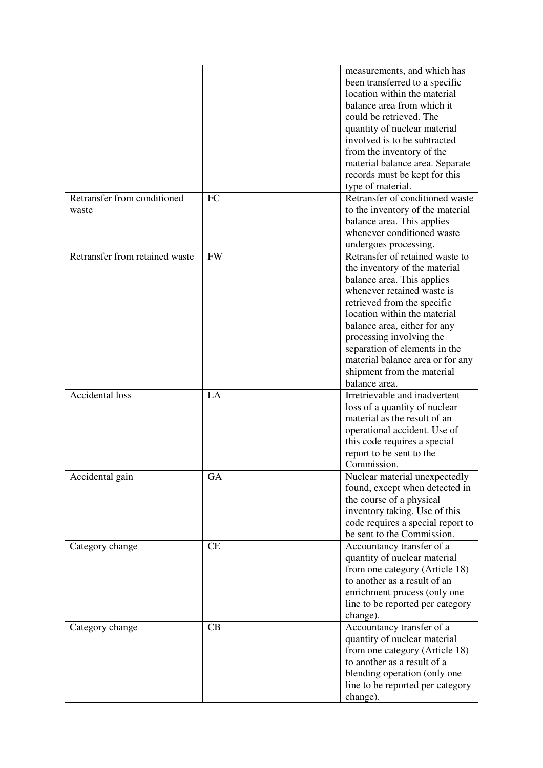| | | |
|---|---|---|
| | | measurements, and which has been transferred to a specific location within the material balance area from which it could be retrieved. The quantity of nuclear material involved is to be subtracted from the inventory of the material balance area. Separate records must be kept for this type of material. |
| Retransfer from conditioned waste | FC | Retransfer of conditioned waste to the inventory of the material balance area. This applies whenever conditioned waste undergoes processing. |
| Retransfer from retained waste | FW | Retransfer of retained waste to the inventory of the material balance area. This applies whenever retained waste is retrieved from the specific location within the material balance area, either for any processing involving the separation of elements in the material balance area or for any shipment from the material balance area. |
| Accidental loss | LA | Irretrievable and inadvertent loss of a quantity of nuclear material as the result of an operational accident. Use of this code requires a special report to be sent to the Commission. |
| Accidental gain | GA | Nuclear material unexpectedly found, except when detected in the course of a physical inventory taking. Use of this code requires a special report to be sent to the Commission. |
| Category change | CE | Accountancy transfer of a quantity of nuclear material from one category (Article 18) to another as a result of an enrichment process (only one line to be reported per category change). |
| Category change | CB | Accountancy transfer of a quantity of nuclear material from one category (Article 18) to another as a result of a blending operation (only one line to be reported per category change). |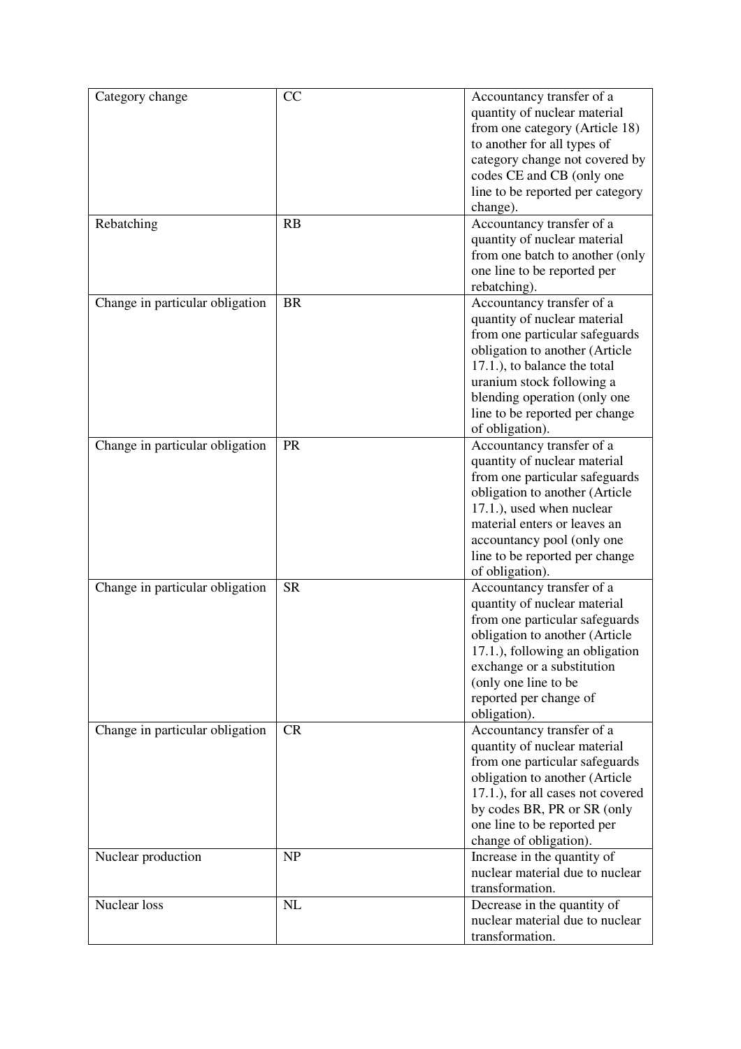| Category change | CC | Accountancy transfer of a quantity of nuclear material from one category (Article 18) to another for all types of category change not covered by codes CE and CB (only one line to be reported per category change). |
|---|---|---|
| Rebatching | RB | Accountancy transfer of a quantity of nuclear material from one batch to another (only one line to be reported per rebatching). |
| Change in particular obligation | BR | Accountancy transfer of a quantity of nuclear material from one particular safeguards obligation to another (Article 17.1.), to balance the total uranium stock following a blending operation (only one line to be reported per change of obligation). |
| Change in particular obligation | PR | Accountancy transfer of a quantity of nuclear material from one particular safeguards obligation to another (Article 17.1.), used when nuclear material enters or leaves an accountancy pool (only one line to be reported per change of obligation). |
| Change in particular obligation | SR | Accountancy transfer of a quantity of nuclear material from one particular safeguards obligation to another (Article 17.1.), following an obligation exchange or a substitution (only one line to be reported per change of obligation). |
| Change in particular obligation | CR | Accountancy transfer of a quantity of nuclear material from one particular safeguards obligation to another (Article 17.1.), for all cases not covered by codes BR, PR or SR (only one line to be reported per change of obligation). |
| Nuclear production | NP | Increase in the quantity of nuclear material due to nuclear transformation. |
| Nuclear loss | NL | Decrease in the quantity of nuclear material due to nuclear transformation. |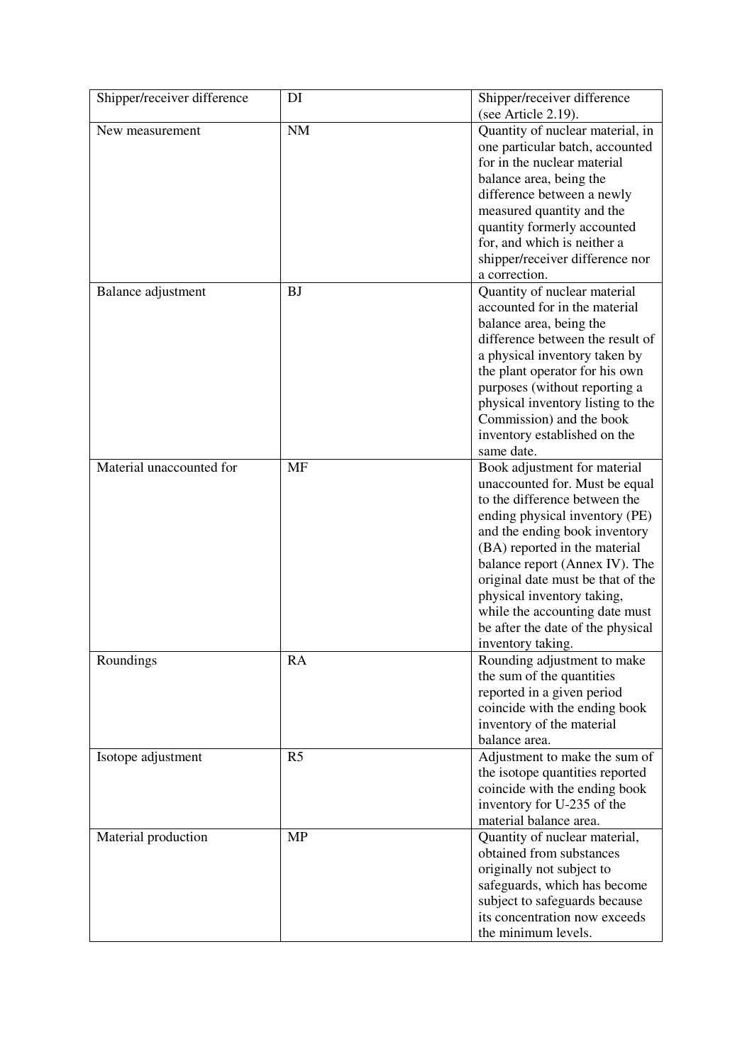| Shipper/receiver difference | DI | Shipper/receiver difference (see Article 2.19). |
|---|---|---|
| New measurement | NM | Quantity of nuclear material, in one particular batch, accounted for in the nuclear material balance area, being the difference between a newly measured quantity and the quantity formerly accounted for, and which is neither a shipper/receiver difference nor a correction. |
| Balance adjustment | BJ | Quantity of nuclear material accounted for in the material balance area, being the difference between the result of a physical inventory taken by the plant operator for his own purposes (without reporting a physical inventory listing to the Commission) and the book inventory established on the same date. |
| Material unaccounted for | MF | Book adjustment for material unaccounted for. Must be equal to the difference between the ending physical inventory (PE) and the ending book inventory (BA) reported in the material balance report (Annex IV). The original date must be that of the physical inventory taking, while the accounting date must be after the date of the physical inventory taking. |
| Roundings | RA | Rounding adjustment to make the sum of the quantities reported in a given period coincide with the ending book inventory of the material balance area. |
| Isotope adjustment | R5 | Adjustment to make the sum of the isotope quantities reported coincide with the ending book inventory for U-235 of the material balance area. |
| Material production | MP | Quantity of nuclear material, obtained from substances originally not subject to safeguards, which has become subject to safeguards because its concentration now exceeds the minimum levels. |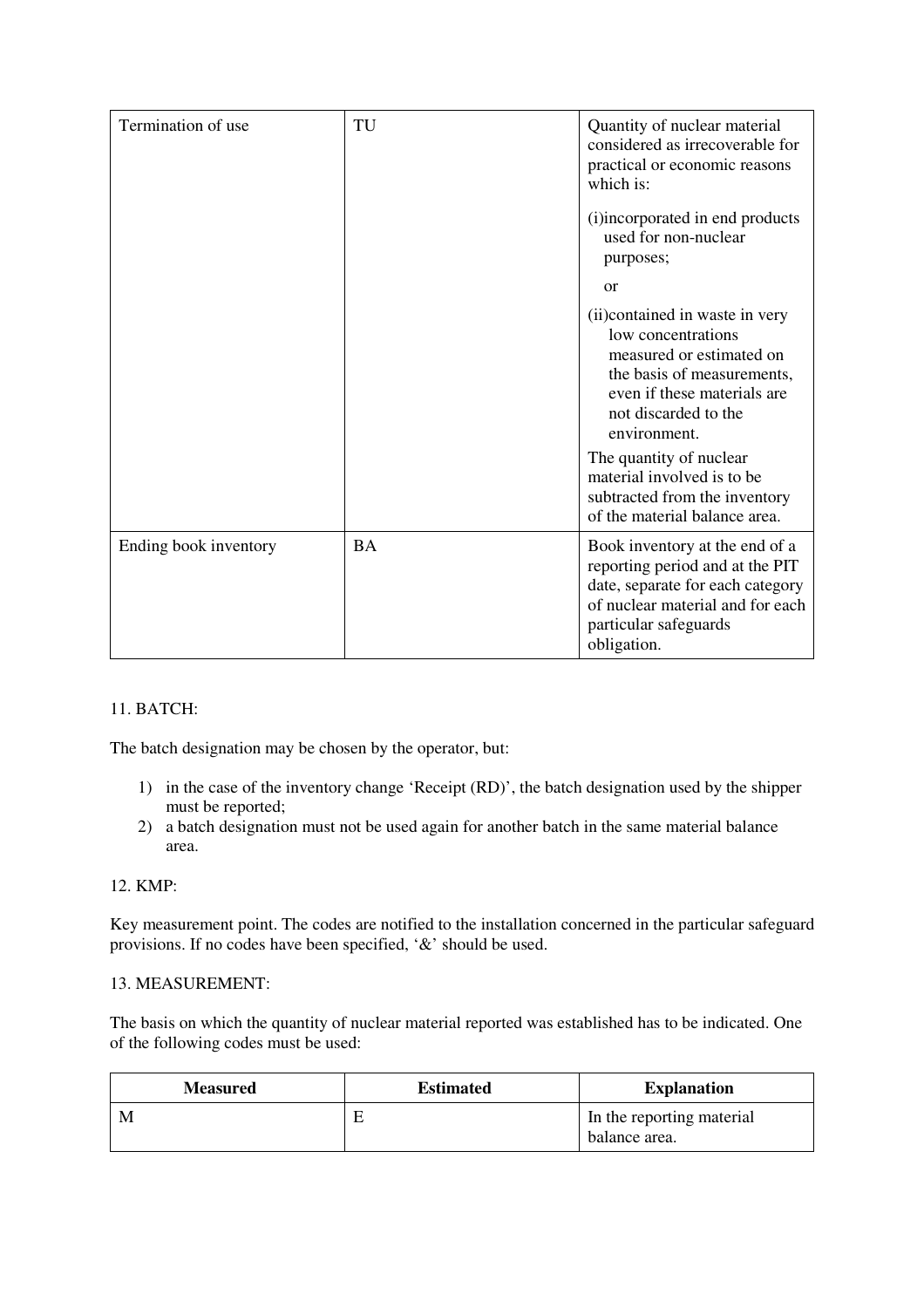| Termination of use | TU | Quantity of nuclear material considered as irrecoverable for practical or economic reasons which is:<br><br>(i)incorporated in end products used for non-nuclear purposes;<br><br>or<br><br>(ii)contained in waste in very low concentrations measured or estimated on the basis of measurements, even if these materials are not discarded to the environment.<br><br>The quantity of nuclear material involved is to be subtracted from the inventory of the material balance area. |
|---|---|---|
| Ending book inventory | BA | Book inventory at the end of a reporting period and at the PIT date, separate for each category of nuclear material and for each particular safeguards obligation. |

11. BATCH:

The batch designation may be chosen by the operator, but:

1) in the case of the inventory change 'Receipt (RD)', the batch designation used by the shipper must be reported;
2) a batch designation must not be used again for another batch in the same material balance area.

12. KMP:

Key measurement point. The codes are notified to the installation concerned in the particular safeguard provisions. If no codes have been specified, '&' should be used.

13. MEASUREMENT:

The basis on which the quantity of nuclear material reported was established has to be indicated. One of the following codes must be used:

| Measured | Estimated | Explanation |
|---|---|---|
| M | E | In the reporting material balance area. |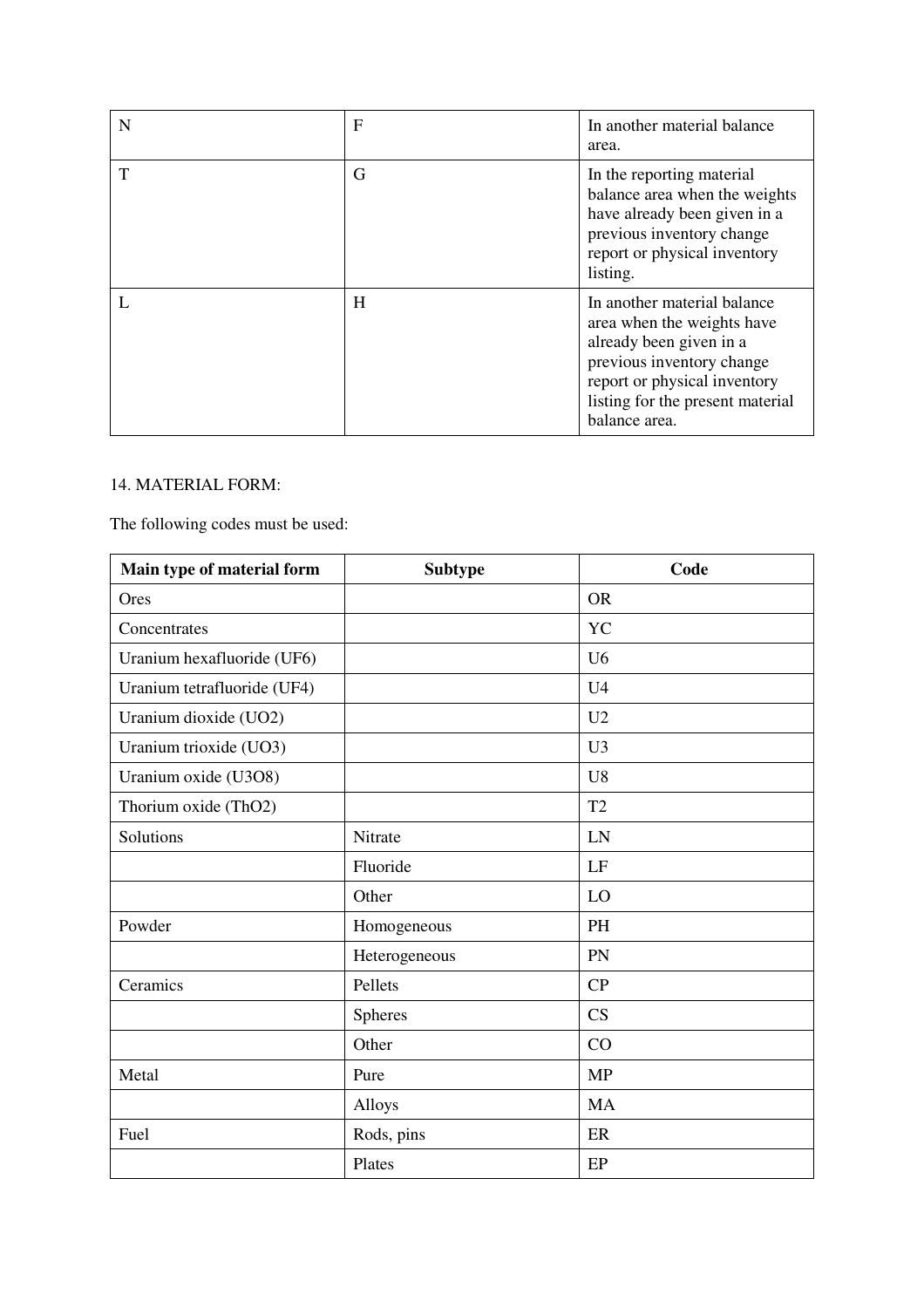| N | F | In another material balance area. |
|---|---|---|
| T | G | In the reporting material balance area when the weights have already been given in a previous inventory change report or physical inventory listing. |
| L | H | In another material balance area when the weights have already been given in a previous inventory change report or physical inventory listing for the present material balance area. |

14. MATERIAL FORM:

The following codes must be used:

| **Main type of material form** | **Subtype** | **Code** |
|---|---|---|
| Ores | | OR |
| Concentrates | | YC |
| Uranium hexafluoride ($UF_6$) | | U6 |
| Uranium tetrafluoride ($UF_4$) | | U4 |
| Uranium dioxide ($UO_2$) | | U2 |
| Uranium trioxide ($UO_3$) | | U3 |
| Uranium oxide ($U_3O_8$) | | U8 |
| Thorium oxide ($ThO_2$) | | T2 |
| Solutions | Nitrate | LN |
| | Fluoride | LF |
| | Other | LO |
| Powder | Homogeneous | PH |
| | Heterogeneous | PN |
| Ceramics | Pellets | CP |
| | Spheres | CS |
| | Other | CO |
| Metal | Pure | MP |
| | Alloys | MA |
| Fuel | Rods, pins | ER |
| | Plates | EP |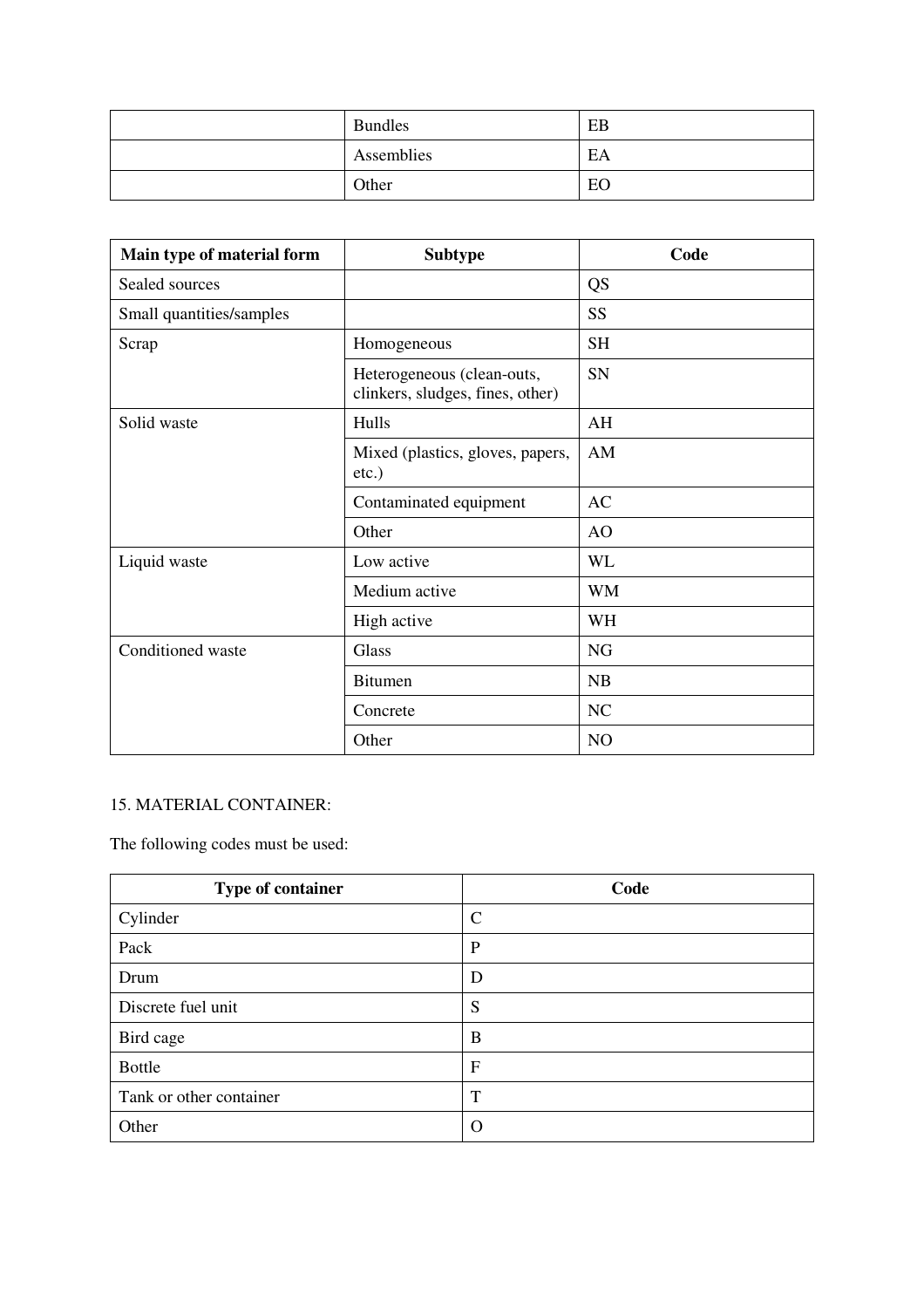| | | |
|---|---|---|
| | Bundles | EB |
| | Assemblies | EA |
| | Other | EO |

| Main type of material form | Subtype | Code |
|---|---|---|
| Sealed sources | | QS |
| Small quantities/samples | | SS |
| Scrap | Homogeneous | SH |
| | Heterogeneous (clean-outs, clinkers, sludges, fines, other) | SN |
| Solid waste | Hulls | AH |
| | Mixed (plastics, gloves, papers, etc.) | AM |
| | Contaminated equipment | AC |
| | Other | AO |
| Liquid waste | Low active | WL |
| | Medium active | WM |
| | High active | WH |
| Conditioned waste | Glass | NG |
| | Bitumen | NB |
| | Concrete | NC |
| | Other | NO |

15. MATERIAL CONTAINER:

The following codes must be used:

| Type of container | Code |
|---|---|
| Cylinder | C |
| Pack | P |
| Drum | D |
| Discrete fuel unit | S |
| Bird cage | B |
| Bottle | F |
| Tank or other container | T |
| Other | O |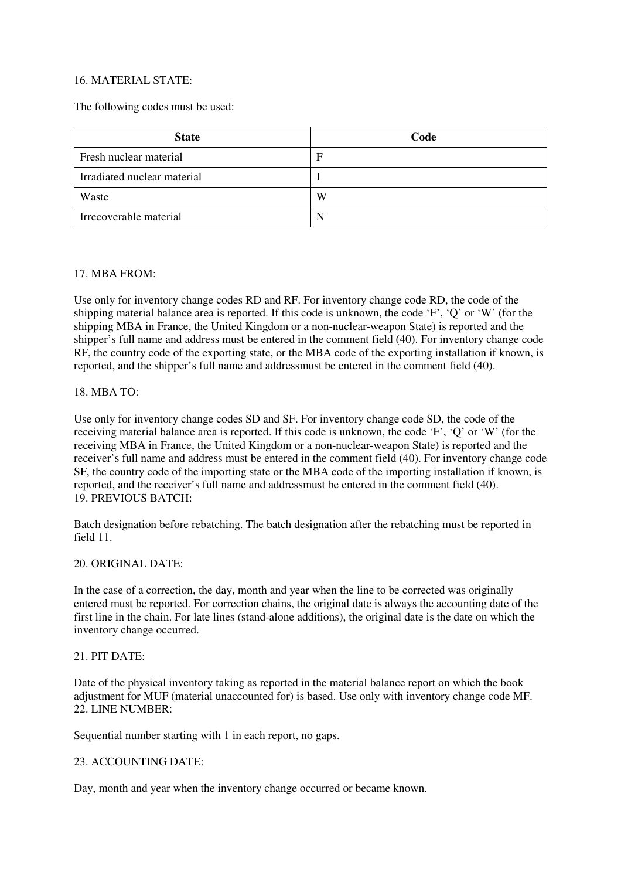16. MATERIAL STATE:

The following codes must be used:

| State | Code |
| --- | --- |
| Fresh nuclear material | F |
| Irradiated nuclear material | I |
| Waste | W |
| Irrecoverable material | N |

17. MBA FROM:

Use only for inventory change codes RD and RF. For inventory change code RD, the code of the shipping material balance area is reported. If this code is unknown, the code 'F', 'Q' or 'W' (for the shipping MBA in France, the United Kingdom or a non-nuclear-weapon State) is reported and the shipper's full name and address must be entered in the comment field (40). For inventory change code RF, the country code of the exporting state, or the MBA code of the exporting installation if known, is reported, and the shipper's full name and addressmust be entered in the comment field (40).

18. MBA TO:

Use only for inventory change codes SD and SF. For inventory change code SD, the code of the receiving material balance area is reported. If this code is unknown, the code 'F', 'Q' or 'W' (for the receiving MBA in France, the United Kingdom or a non-nuclear-weapon State) is reported and the receiver's full name and address must be entered in the comment field (40). For inventory change code SF, the country code of the importing state or the MBA code of the importing installation if known, is reported, and the receiver's full name and addressmust be entered in the comment field (40).

19. PREVIOUS BATCH:

Batch designation before rebatching. The batch designation after the rebatching must be reported in field 11.

20. ORIGINAL DATE:

In the case of a correction, the day, month and year when the line to be corrected was originally entered must be reported. For correction chains, the original date is always the accounting date of the first line in the chain. For late lines (stand-alone additions), the original date is the date on which the inventory change occurred.

21. PIT DATE:

Date of the physical inventory taking as reported in the material balance report on which the book adjustment for MUF (material unaccounted for) is based. Use only with inventory change code MF.

22. LINE NUMBER:

Sequential number starting with 1 in each report, no gaps.

23. ACCOUNTING DATE:

Day, month and year when the inventory change occurred or became known.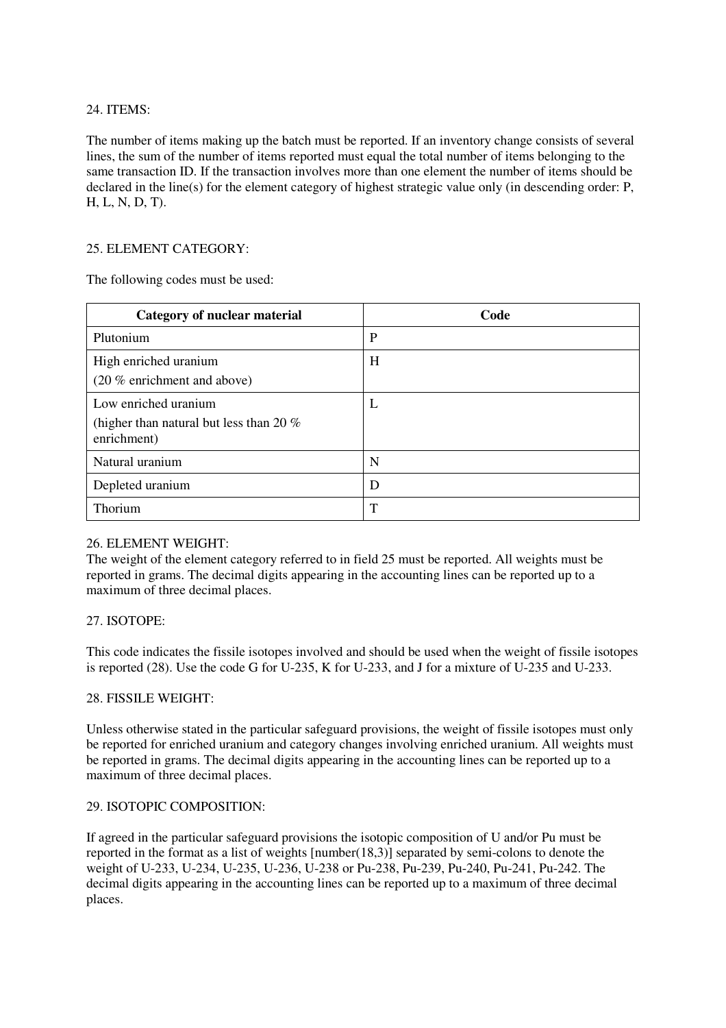24. ITEMS:

The number of items making up the batch must be reported. If an inventory change consists of several lines, the sum of the number of items reported must equal the total number of items belonging to the same transaction ID. If the transaction involves more than one element the number of items should be declared in the line(s) for the element category of highest strategic value only (in descending order: P, H, L, N, D, T).

25. ELEMENT CATEGORY:

The following codes must be used:

| Category of nuclear material | Code |
|---|---|
| Plutonium | P |
| High enriched uranium<br>(20 % enrichment and above) | H |
| Low enriched uranium<br>(higher than natural but less than 20 % enrichment) | L |
| Natural uranium | N |
| Depleted uranium | D |
| Thorium | T |

26. ELEMENT WEIGHT:
The weight of the element category referred to in field 25 must be reported. All weights must be reported in grams. The decimal digits appearing in the accounting lines can be reported up to a maximum of three decimal places.

27. ISOTOPE:

This code indicates the fissile isotopes involved and should be used when the weight of fissile isotopes is reported (28). Use the code G for U-235, K for U-233, and J for a mixture of U-235 and U-233.

28. FISSILE WEIGHT:

Unless otherwise stated in the particular safeguard provisions, the weight of fissile isotopes must only be reported for enriched uranium and category changes involving enriched uranium. All weights must be reported in grams. The decimal digits appearing in the accounting lines can be reported up to a maximum of three decimal places.

29. ISOTOPIC COMPOSITION:

If agreed in the particular safeguard provisions the isotopic composition of U and/or Pu must be reported in the format as a list of weights [number(18,3)] separated by semi-colons to denote the weight of U-233, U-234, U-235, U-236, U-238 or Pu-238, Pu-239, Pu-240, Pu-241, Pu-242. The decimal digits appearing in the accounting lines can be reported up to a maximum of three decimal places.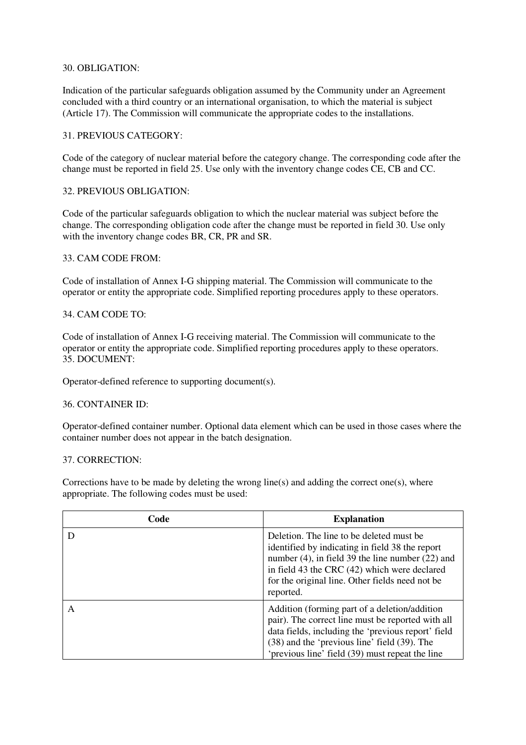30. OBLIGATION:

Indication of the particular safeguards obligation assumed by the Community under an Agreement concluded with a third country or an international organisation, to which the material is subject (Article 17). The Commission will communicate the appropriate codes to the installations.

31. PREVIOUS CATEGORY:

Code of the category of nuclear material before the category change. The corresponding code after the change must be reported in field 25. Use only with the inventory change codes CE, CB and CC.

32. PREVIOUS OBLIGATION:

Code of the particular safeguards obligation to which the nuclear material was subject before the change. The corresponding obligation code after the change must be reported in field 30. Use only with the inventory change codes BR, CR, PR and SR.

33. CAM CODE FROM:

Code of installation of Annex I-G shipping material. The Commission will communicate to the operator or entity the appropriate code. Simplified reporting procedures apply to these operators.

34. CAM CODE TO:

Code of installation of Annex I-G receiving material. The Commission will communicate to the operator or entity the appropriate code. Simplified reporting procedures apply to these operators.

35. DOCUMENT:

Operator-defined reference to supporting document(s).

36. CONTAINER ID:

Operator-defined container number. Optional data element which can be used in those cases where the container number does not appear in the batch designation.

37. CORRECTION:

Corrections have to be made by deleting the wrong line(s) and adding the correct one(s), where appropriate. The following codes must be used:

| Code | Explanation |
|---|---|
| D | Deletion. The line to be deleted must be identified by indicating in field 38 the report number (4), in field 39 the line number (22) and in field 43 the CRC (42) which were declared for the original line. Other fields need not be reported. |
| A | Addition (forming part of a deletion/addition pair). The correct line must be reported with all data fields, including the 'previous report' field (38) and the 'previous line' field (39). The 'previous line' field (39) must repeat the line |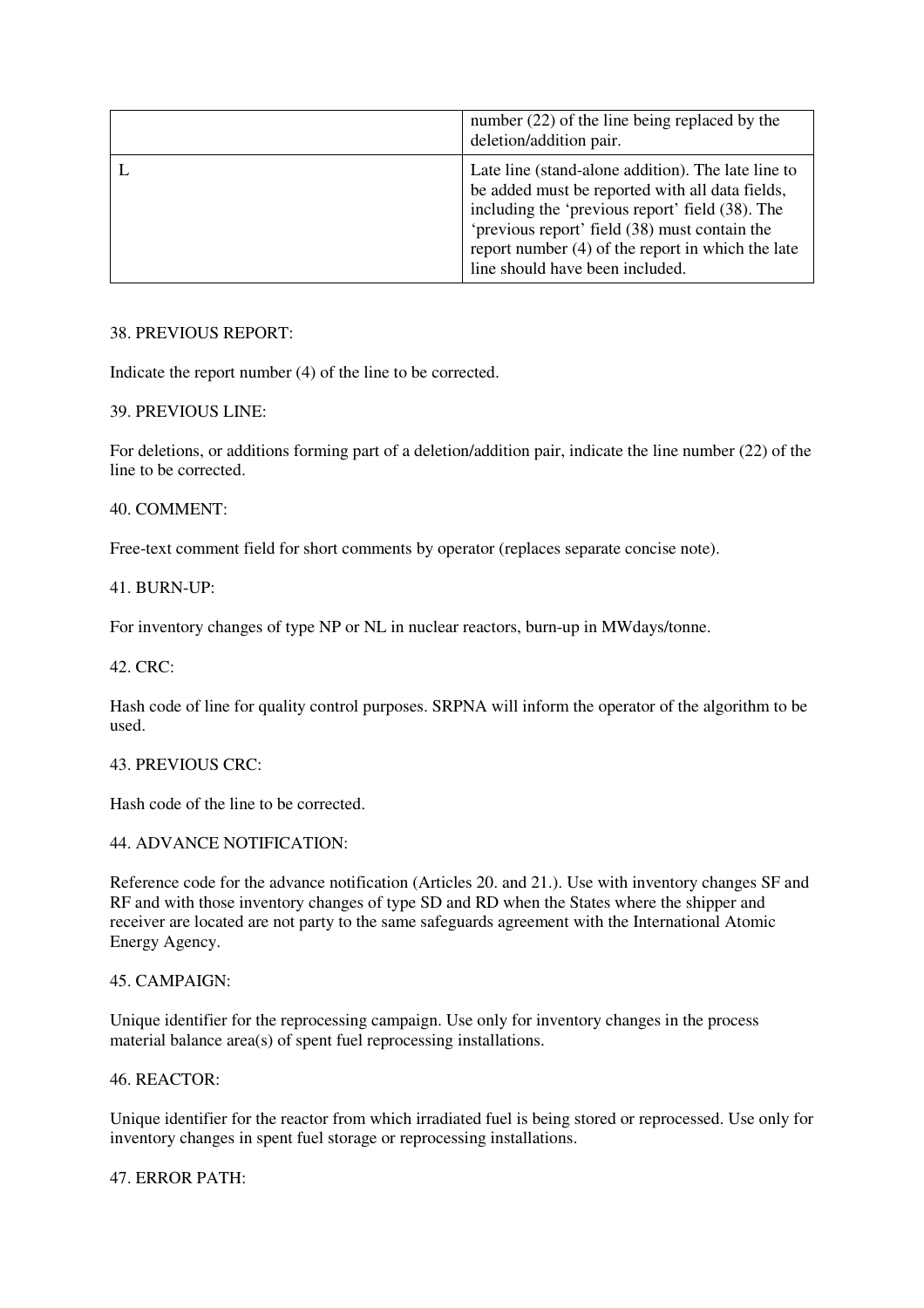| | |
|---|---|
| | number (22) of the line being replaced by the deletion/addition pair. |
| L | Late line (stand-alone addition). The late line to be added must be reported with all data fields, including the 'previous report' field (38). The 'previous report' field (38) must contain the report number (4) of the report in which the late line should have been included. |

38. PREVIOUS REPORT:

Indicate the report number (4) of the line to be corrected.

39. PREVIOUS LINE:

For deletions, or additions forming part of a deletion/addition pair, indicate the line number (22) of the line to be corrected.

40. COMMENT:

Free-text comment field for short comments by operator (replaces separate concise note).

41. BURN-UP:

For inventory changes of type NP or NL in nuclear reactors, burn-up in MWdays/tonne.

42. CRC:

Hash code of line for quality control purposes. SRPNA will inform the operator of the algorithm to be used.

43. PREVIOUS CRC:

Hash code of the line to be corrected.

44. ADVANCE NOTIFICATION:

Reference code for the advance notification (Articles 20. and 21.). Use with inventory changes SF and RF and with those inventory changes of type SD and RD when the States where the shipper and receiver are located are not party to the same safeguards agreement with the International Atomic Energy Agency.

45. CAMPAIGN:

Unique identifier for the reprocessing campaign. Use only for inventory changes in the process material balance area(s) of spent fuel reprocessing installations.

46. REACTOR:

Unique identifier for the reactor from which irradiated fuel is being stored or reprocessed. Use only for inventory changes in spent fuel storage or reprocessing installations.

47. ERROR PATH: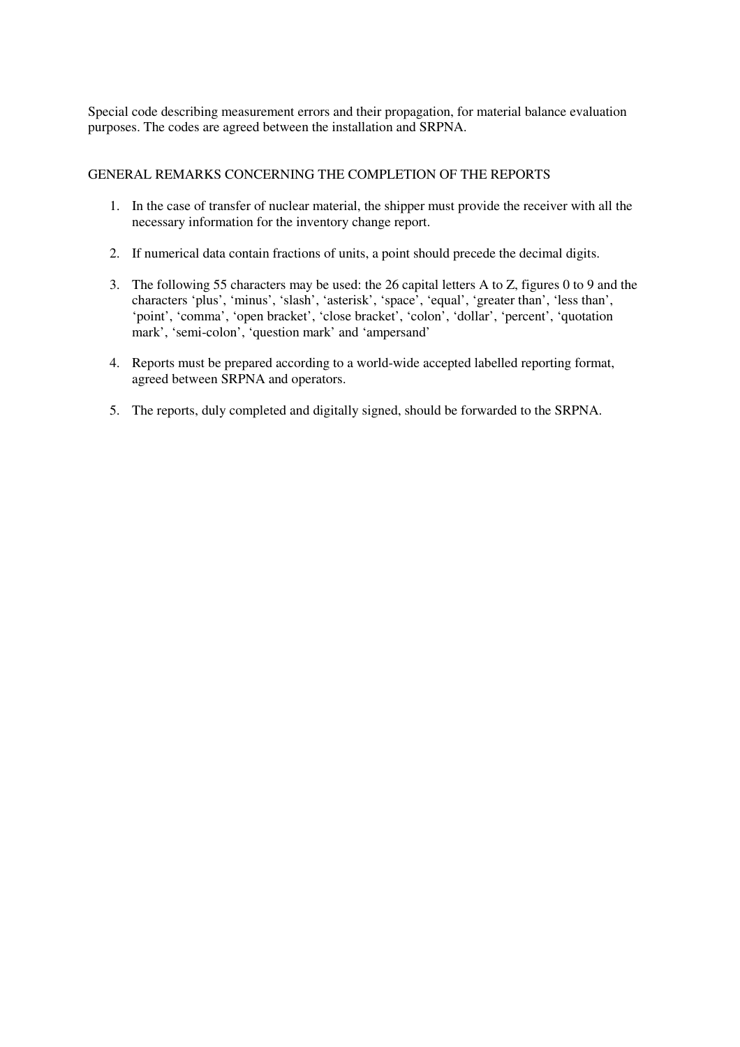Special code describing measurement errors and their propagation, for material balance evaluation purposes. The codes are agreed between the installation and SRPNA.

## GENERAL REMARKS CONCERNING THE COMPLETION OF THE REPORTS

1. In the case of transfer of nuclear material, the shipper must provide the receiver with all the necessary information for the inventory change report.

2. If numerical data contain fractions of units, a point should precede the decimal digits.

3. The following 55 characters may be used: the 26 capital letters A to Z, figures 0 to 9 and the characters ‘plus’, ‘minus’, ‘slash’, ‘asterisk’, ‘space’, ‘equal’, ‘greater than’, ‘less than’, ‘point’, ‘comma’, ‘open bracket’, ‘close bracket’, ‘colon’, ‘dollar’, ‘percent’, ‘quotation mark’, ‘semi-colon’, ‘question mark’ and ‘ampersand’

4. Reports must be prepared according to a world-wide accepted labelled reporting format, agreed between SRPNA and operators.

5. The reports, duly completed and digitally signed, should be forwarded to the SRPNA.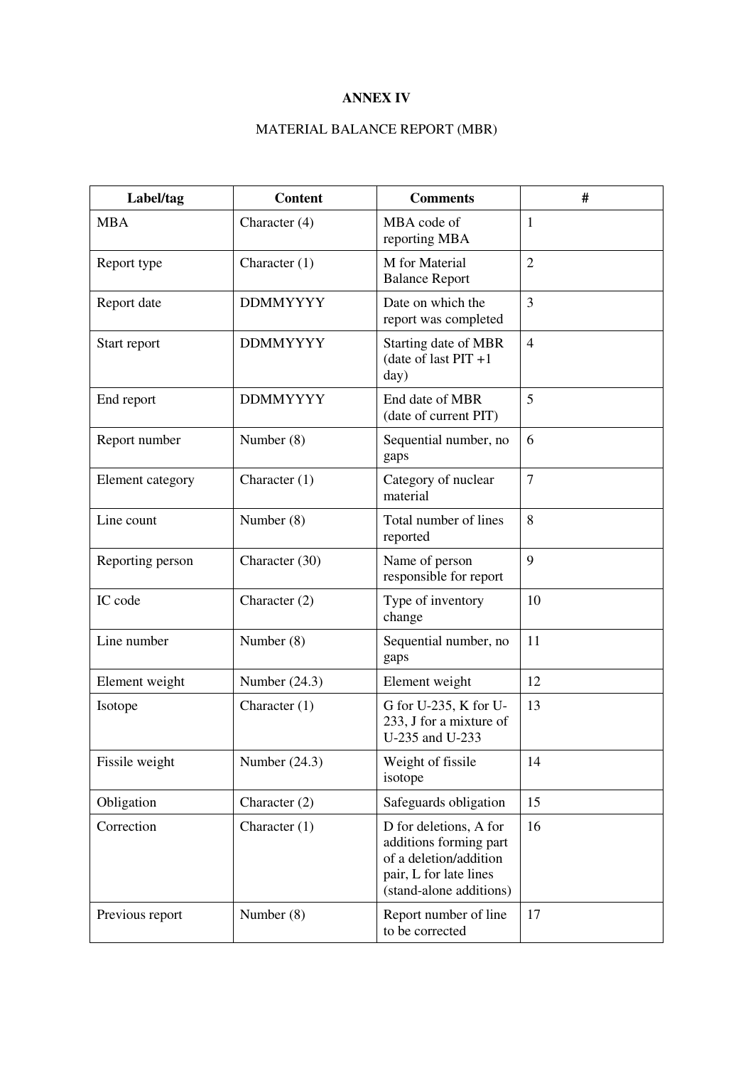**ANNEX IV**

MATERIAL BALANCE REPORT (MBR)

| Label/tag | Content | Comments | # |
|---|---|---|---|
| MBA | Character (4) | MBA code of reporting MBA | 1 |
| Report type | Character (1) | M for Material Balance Report | 2 |
| Report date | DDMMYYYY | Date on which the report was completed | 3 |
| Start report | DDMMYYYY | Starting date of MBR (date of last PIT +1 day) | 4 |
| End report | DDMMYYYY | End date of MBR (date of current PIT) | 5 |
| Report number | Number (8) | Sequential number, no gaps | 6 |
| Element category | Character (1) | Category of nuclear material | 7 |
| Line count | Number (8) | Total number of lines reported | 8 |
| Reporting person | Character (30) | Name of person responsible for report | 9 |
| IC code | Character (2) | Type of inventory change | 10 |
| Line number | Number (8) | Sequential number, no gaps | 11 |
| Element weight | Number (24.3) | Element weight | 12 |
| Isotope | Character (1) | G for U-235, K for U-233, J for a mixture of U-235 and U-233 | 13 |
| Fissile weight | Number (24.3) | Weight of fissile isotope | 14 |
| Obligation | Character (2) | Safeguards obligation | 15 |
| Correction | Character (1) | D for deletions, A for additions forming part of a deletion/addition pair, L for late lines (stand-alone additions) | 16 |
| Previous report | Number (8) | Report number of line to be corrected | 17 |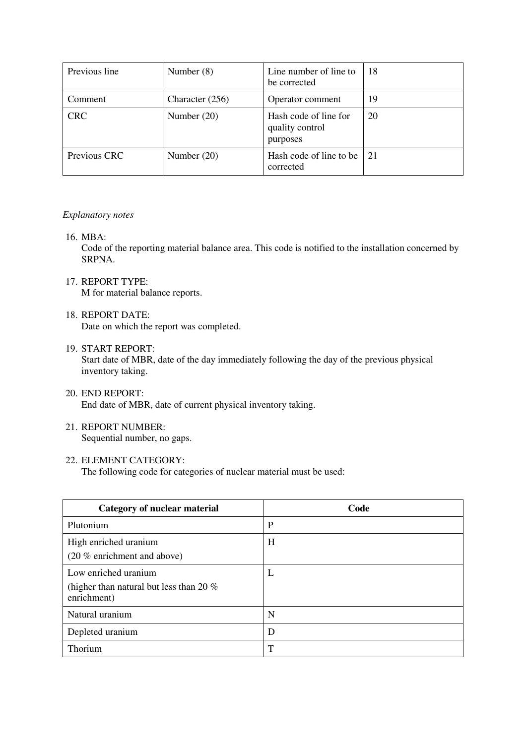| Previous line | Number (8) | Line number of line to be corrected | 18 |
|---|---|---|---|
| Comment | Character (256) | Operator comment | 19 |
| CRC | Number (20) | Hash code of line for quality control purposes | 20 |
| Previous CRC | Number (20) | Hash code of line to be corrected | 21 |

*Explanatory notes*

16. MBA:
    Code of the reporting material balance area. This code is notified to the installation concerned by SRPNA.

17. REPORT TYPE:
    M for material balance reports.

18. REPORT DATE:
    Date on which the report was completed.

19. START REPORT:
    Start date of MBR, date of the day immediately following the day of the previous physical inventory taking.

20. END REPORT:
    End date of MBR, date of current physical inventory taking.

21. REPORT NUMBER:
    Sequential number, no gaps.

22. ELEMENT CATEGORY:
    The following code for categories of nuclear material must be used:

| Category of nuclear material | Code |
|---|---|
| Plutonium | P |
| High enriched uranium (20 % enrichment and above) | H |
| Low enriched uranium (higher than natural but less than 20 % enrichment) | L |
| Natural uranium | N |
| Depleted uranium | D |
| Thorium | T |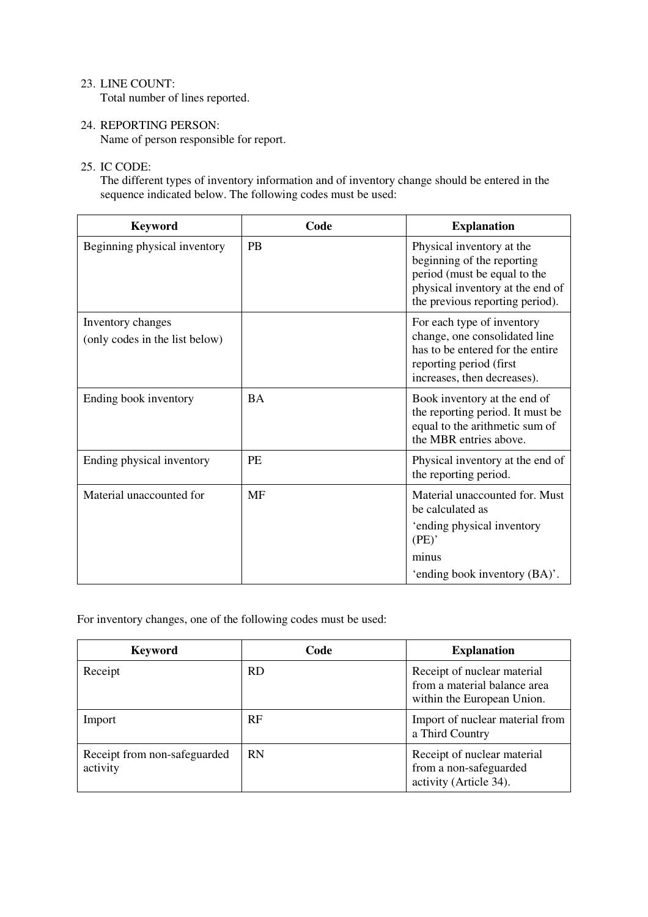23. LINE COUNT:
    Total number of lines reported.

24. REPORTING PERSON:
    Name of person responsible for report.

25. IC CODE:
    The different types of inventory information and of inventory change should be entered in the sequence indicated below. The following codes must be used:

| Keyword | Code | Explanation |
| --- | --- | --- |
| Beginning physical inventory | PB | Physical inventory at the beginning of the reporting period (must be equal to the physical inventory at the end of the previous reporting period). |
| Inventory changes (only codes in the list below) | | For each type of inventory change, one consolidated line has to be entered for the entire reporting period (first increases, then decreases). |
| Ending book inventory | BA | Book inventory at the end of the reporting period. It must be equal to the arithmetic sum of the MBR entries above. |
| Ending physical inventory | PE | Physical inventory at the end of the reporting period. |
| Material unaccounted for | MF | Material unaccounted for. Must be calculated as 'ending physical inventory (PE)' minus 'ending book inventory (BA)'. |

For inventory changes, one of the following codes must be used:

| Keyword | Code | Explanation |
| --- | --- | --- |
| Receipt | RD | Receipt of nuclear material from a material balance area within the European Union. |
| Import | RF | Import of nuclear material from a Third Country |
| Receipt from non-safeguarded activity | RN | Receipt of nuclear material from a non-safeguarded activity (Article 34). |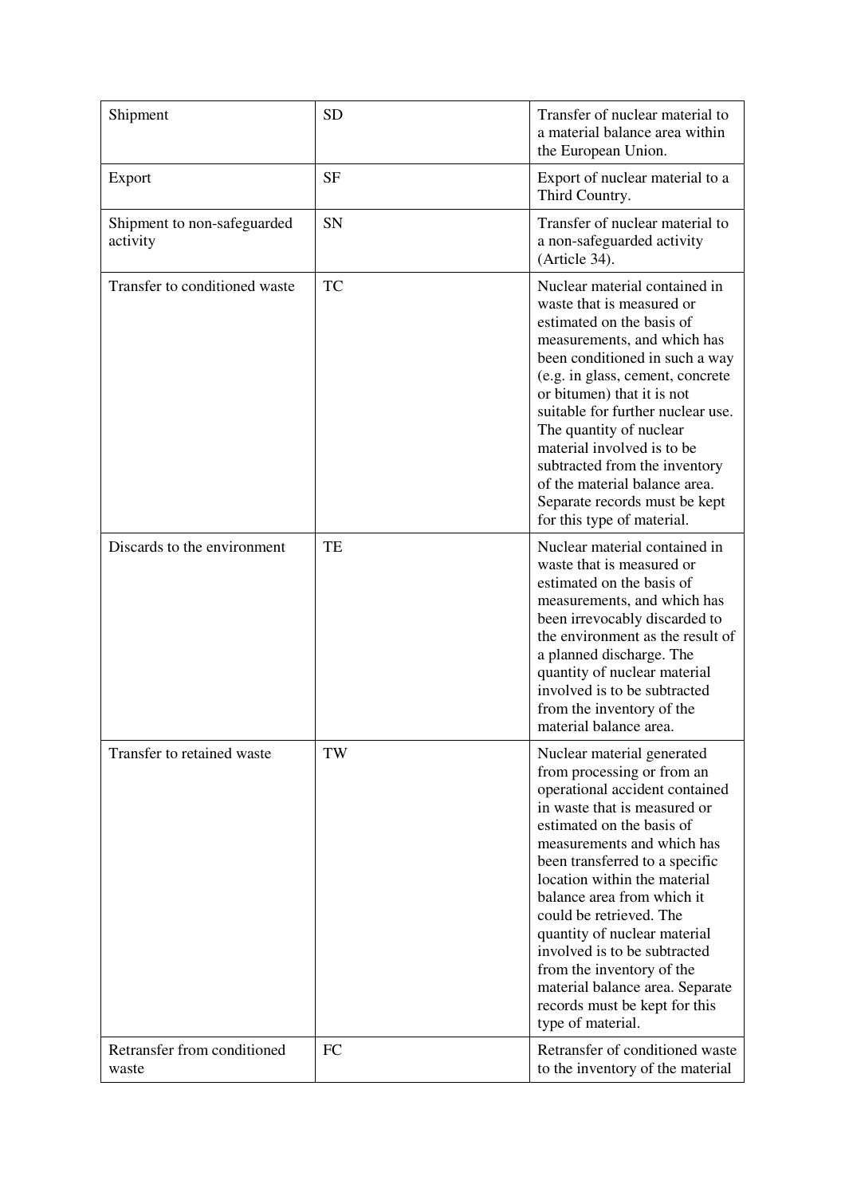| | | |
|---|---|---|
| Shipment | SD | Transfer of nuclear material to a material balance area within the European Union. |
| Export | SF | Export of nuclear material to a Third Country. |
| Shipment to non-safeguarded activity | SN | Transfer of nuclear material to a non-safeguarded activity (Article 34). |
| Transfer to conditioned waste | TC | Nuclear material contained in waste that is measured or estimated on the basis of measurements, and which has been conditioned in such a way (e.g. in glass, cement, concrete or bitumen) that it is not suitable for further nuclear use. The quantity of nuclear material involved is to be subtracted from the inventory of the material balance area. Separate records must be kept for this type of material. |
| Discards to the environment | TE | Nuclear material contained in waste that is measured or estimated on the basis of measurements, and which has been irrevocably discarded to the environment as the result of a planned discharge. The quantity of nuclear material involved is to be subtracted from the inventory of the material balance area. |
| Transfer to retained waste | TW | Nuclear material generated from processing or from an operational accident contained in waste that is measured or estimated on the basis of measurements and which has been transferred to a specific location within the material balance area from which it could be retrieved. The quantity of nuclear material involved is to be subtracted from the inventory of the material balance area. Separate records must be kept for this type of material. |
| Retransfer from conditioned waste | FC | Retransfer of conditioned waste to the inventory of the material |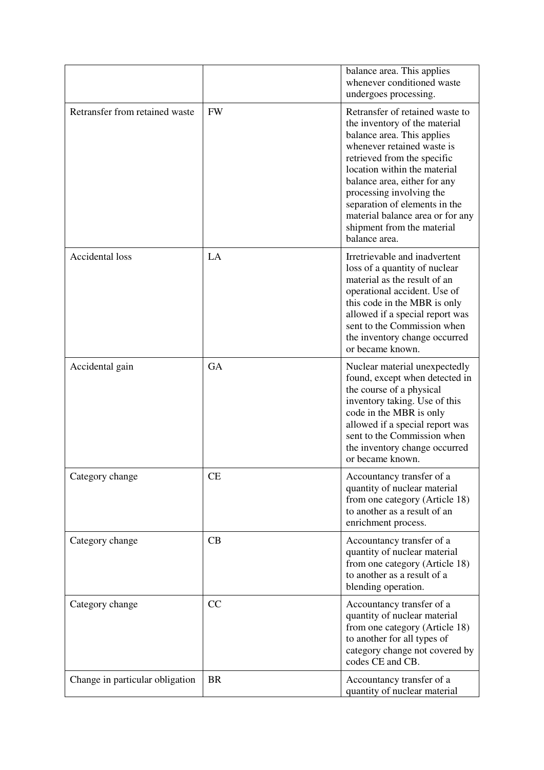| | | |
|---|---|---|
| | | balance area. This applies whenever conditioned waste undergoes processing. |
| Retransfer from retained waste | FW | Retransfer of retained waste to the inventory of the material balance area. This applies whenever retained waste is retrieved from the specific location within the material balance area, either for any processing involving the separation of elements in the material balance area or for any shipment from the material balance area. |
| Accidental loss | LA | Irretrievable and inadvertent loss of a quantity of nuclear material as the result of an operational accident. Use of this code in the MBR is only allowed if a special report was sent to the Commission when the inventory change occurred or became known. |
| Accidental gain | GA | Nuclear material unexpectedly found, except when detected in the course of a physical inventory taking. Use of this code in the MBR is only allowed if a special report was sent to the Commission when the inventory change occurred or became known. |
| Category change | CE | Accountancy transfer of a quantity of nuclear material from one category (Article 18) to another as a result of an enrichment process. |
| Category change | CB | Accountancy transfer of a quantity of nuclear material from one category (Article 18) to another as a result of a blending operation. |
| Category change | CC | Accountancy transfer of a quantity of nuclear material from one category (Article 18) to another for all types of category change not covered by codes CE and CB. |
| Change in particular obligation | BR | Accountancy transfer of a quantity of nuclear material |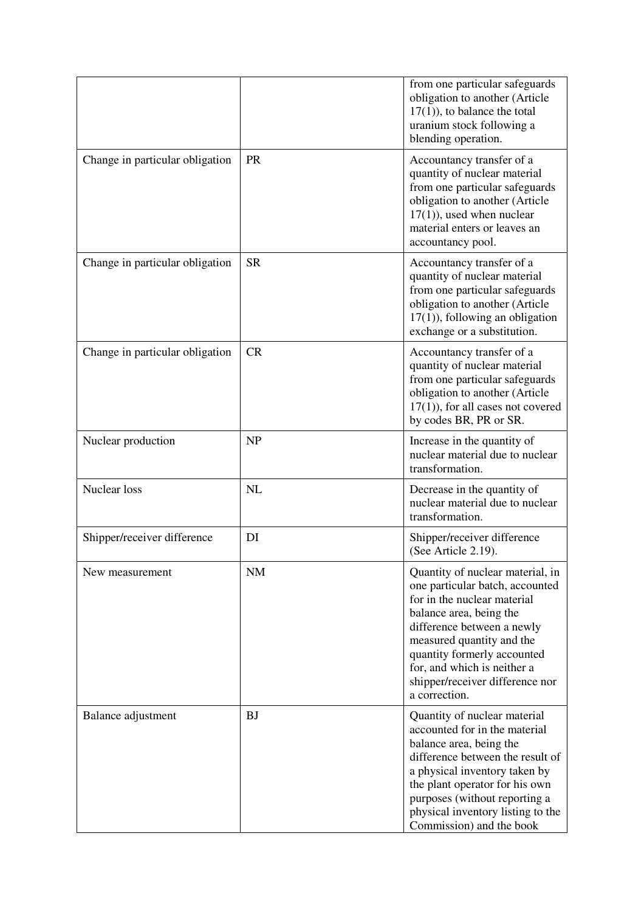| | | |
|---|---|---|
| | | from one particular safeguards obligation to another (Article 17(1)), to balance the total uranium stock following a blending operation. |
| Change in particular obligation | PR | Accountancy transfer of a quantity of nuclear material from one particular safeguards obligation to another (Article 17(1)), used when nuclear material enters or leaves an accountancy pool. |
| Change in particular obligation | SR | Accountancy transfer of a quantity of nuclear material from one particular safeguards obligation to another (Article 17(1)), following an obligation exchange or a substitution. |
| Change in particular obligation | CR | Accountancy transfer of a quantity of nuclear material from one particular safeguards obligation to another (Article 17(1)), for all cases not covered by codes BR, PR or SR. |
| Nuclear production | NP | Increase in the quantity of nuclear material due to nuclear transformation. |
| Nuclear loss | NL | Decrease in the quantity of nuclear material due to nuclear transformation. |
| Shipper/receiver difference | DI | Shipper/receiver difference (See Article 2.19). |
| New measurement | NM | Quantity of nuclear material, in one particular batch, accounted for in the nuclear material balance area, being the difference between a newly measured quantity and the quantity formerly accounted for, and which is neither a shipper/receiver difference nor a correction. |
| Balance adjustment | BJ | Quantity of nuclear material accounted for in the material balance area, being the difference between the result of a physical inventory taken by the plant operator for his own purposes (without reporting a physical inventory listing to the Commission) and the book |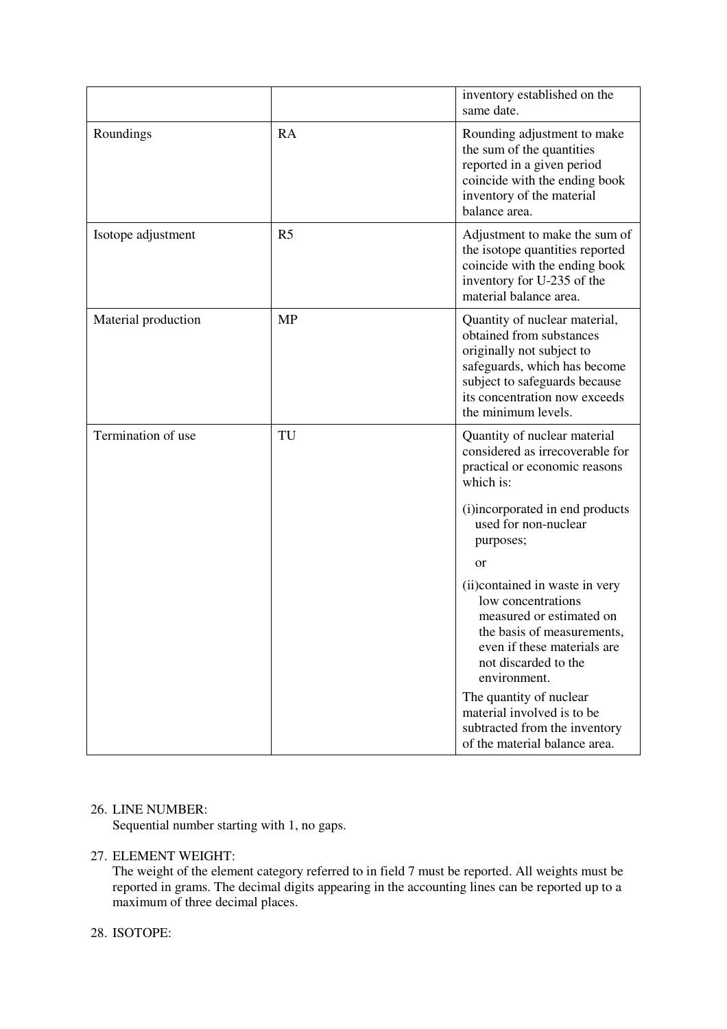|  |  | inventory established on the same date. |
|---|---|---|
| Roundings | RA | Rounding adjustment to make the sum of the quantities reported in a given period coincide with the ending book inventory of the material balance area. |
| Isotope adjustment | R5 | Adjustment to make the sum of the isotope quantities reported coincide with the ending book inventory for U-235 of the material balance area. |
| Material production | MP | Quantity of nuclear material, obtained from substances originally not subject to safeguards, which has become subject to safeguards because its concentration now exceeds the minimum levels. |
| Termination of use | TU | Quantity of nuclear material considered as irrecoverable for practical or economic reasons which is:<br>(i) incorporated in end products used for non-nuclear purposes;<br>or<br>(ii) contained in waste in very low concentrations measured or estimated on the basis of measurements, even if these materials are not discarded to the environment.<br>The quantity of nuclear material involved is to be subtracted from the inventory of the material balance area. |

26. LINE NUMBER:
    Sequential number starting with 1, no gaps.

27. ELEMENT WEIGHT:
    The weight of the element category referred to in field 7 must be reported. All weights must be reported in grams. The decimal digits appearing in the accounting lines can be reported up to a maximum of three decimal places.

28. ISOTOPE: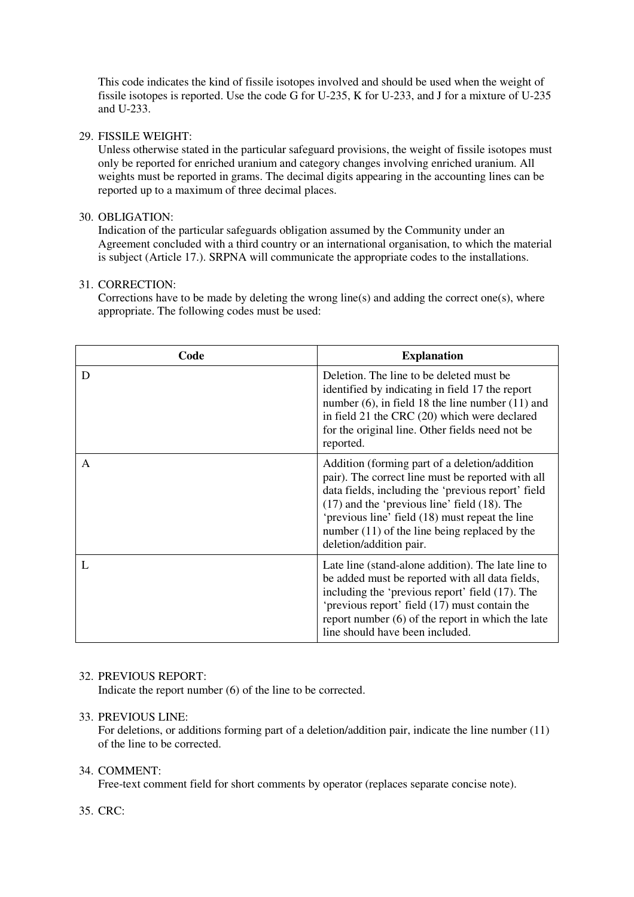This code indicates the kind of fissile isotopes involved and should be used when the weight of fissile isotopes is reported. Use the code G for U-235, K for U-233, and J for a mixture of U-235 and U-233.

29. FISSILE WEIGHT:
    Unless otherwise stated in the particular safeguard provisions, the weight of fissile isotopes must only be reported for enriched uranium and category changes involving enriched uranium. All weights must be reported in grams. The decimal digits appearing in the accounting lines can be reported up to a maximum of three decimal places.

30. OBLIGATION:
    Indication of the particular safeguards obligation assumed by the Community under an Agreement concluded with a third country or an international organisation, to which the material is subject (Article 17.). SRPNA will communicate the appropriate codes to the installations.

31. CORRECTION:
    Corrections have to be made by deleting the wrong line(s) and adding the correct one(s), where appropriate. The following codes must be used:

| Code | Explanation |
| --- | --- |
| D | Deletion. The line to be deleted must be identified by indicating in field 17 the report number (6), in field 18 the line number (11) and in field 21 the CRC (20) which were declared for the original line. Other fields need not be reported. |
| A | Addition (forming part of a deletion/addition pair). The correct line must be reported with all data fields, including the 'previous report' field (17) and the 'previous line' field (18). The 'previous line' field (18) must repeat the line number (11) of the line being replaced by the deletion/addition pair. |
| L | Late line (stand-alone addition). The late line to be added must be reported with all data fields, including the 'previous report' field (17). The 'previous report' field (17) must contain the report number (6) of the report in which the late line should have been included. |

32. PREVIOUS REPORT:
    Indicate the report number (6) of the line to be corrected.

33. PREVIOUS LINE:
    For deletions, or additions forming part of a deletion/addition pair, indicate the line number (11) of the line to be corrected.

34. COMMENT:
    Free-text comment field for short comments by operator (replaces separate concise note).

35. CRC: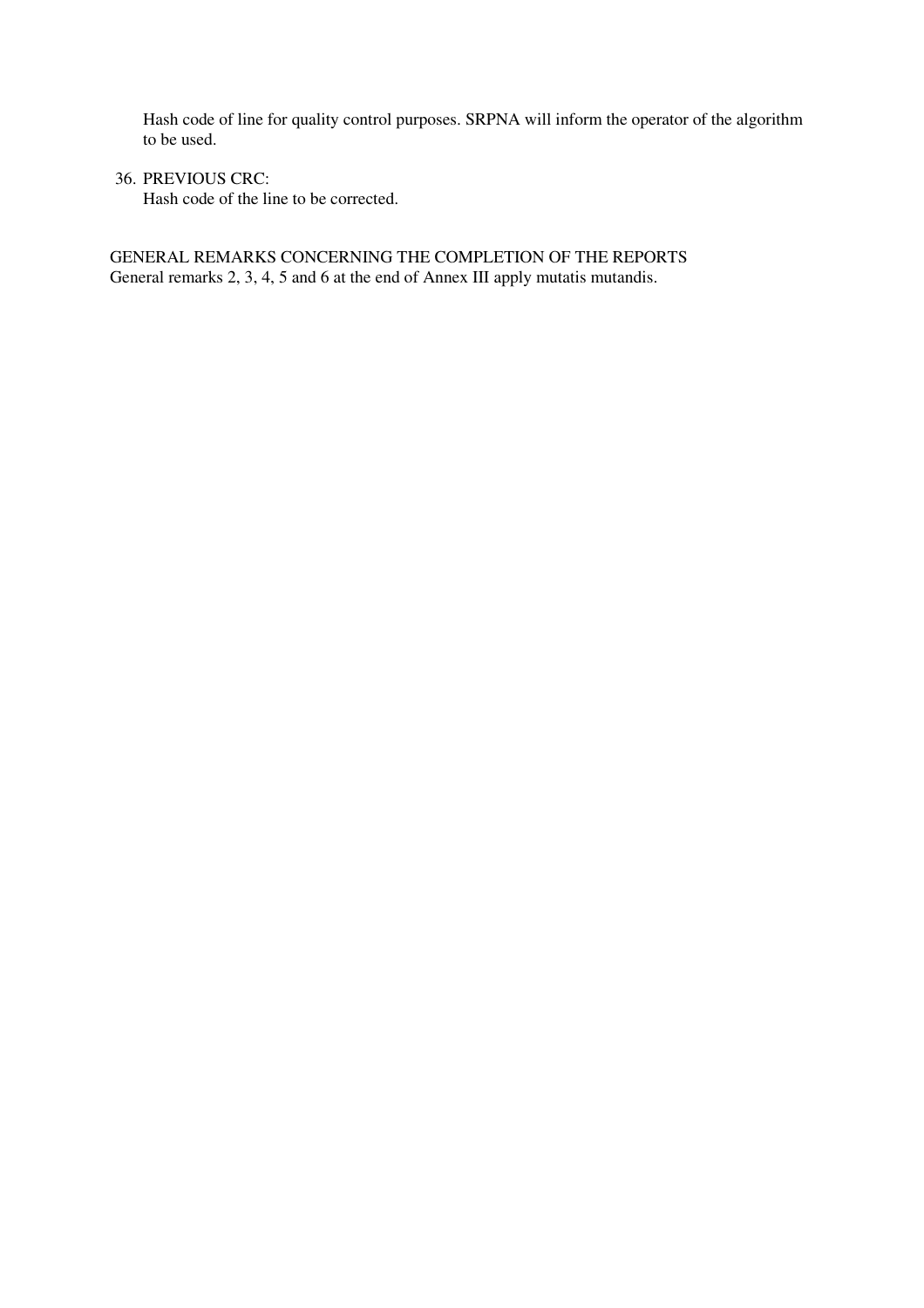Hash code of line for quality control purposes. SRPNA will inform the operator of the algorithm to be used.

36. PREVIOUS CRC:
    Hash code of the line to be corrected.

GENERAL REMARKS CONCERNING THE COMPLETION OF THE REPORTS
General remarks 2, 3, 4, 5 and 6 at the end of Annex III apply mutatis mutandis.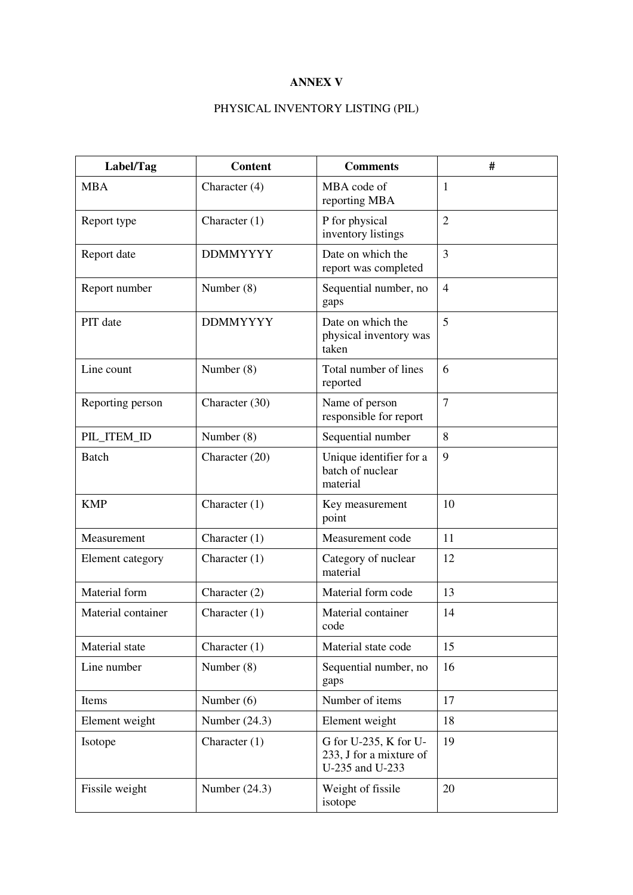**ANNEX V**

PHYSICAL INVENTORY LISTING (PIL)

| Label/Tag | Content | Comments | # |
|---|---|---|---|
| MBA | Character (4) | MBA code of reporting MBA | 1 |
| Report type | Character (1) | P for physical inventory listings | 2 |
| Report date | DDMMYYYY | Date on which the report was completed | 3 |
| Report number | Number (8) | Sequential number, no gaps | 4 |
| PIT date | DDMMYYYY | Date on which the physical inventory was taken | 5 |
| Line count | Number (8) | Total number of lines reported | 6 |
| Reporting person | Character (30) | Name of person responsible for report | 7 |
| PIL_ITEM_ID | Number (8) | Sequential number | 8 |
| Batch | Character (20) | Unique identifier for a batch of nuclear material | 9 |
| KMP | Character (1) | Key measurement point | 10 |
| Measurement | Character (1) | Measurement code | 11 |
| Element category | Character (1) | Category of nuclear material | 12 |
| Material form | Character (2) | Material form code | 13 |
| Material container | Character (1) | Material container code | 14 |
| Material state | Character (1) | Material state code | 15 |
| Line number | Number (8) | Sequential number, no gaps | 16 |
| Items | Number (6) | Number of items | 17 |
| Element weight | Number (24.3) | Element weight | 18 |
| Isotope | Character (1) | G for U-235, K for U-233, J for a mixture of U-235 and U-233 | 19 |
| Fissile weight | Number (24.3) | Weight of fissile isotope | 20 |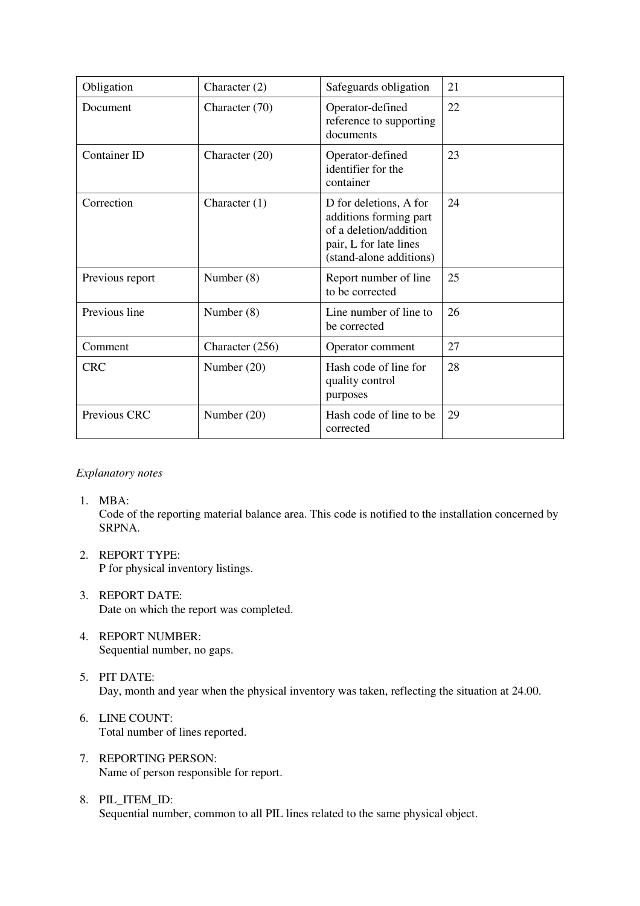| | | | |
|---|---|---|---|
| Obligation | Character (2) | Safeguards obligation | 21 |
| Document | Character (70) | Operator-defined reference to supporting documents | 22 |
| Container ID | Character (20) | Operator-defined identifier for the container | 23 |
| Correction | Character (1) | D for deletions, A for additions forming part of a deletion/addition pair, L for late lines (stand-alone additions) | 24 |
| Previous report | Number (8) | Report number of line to be corrected | 25 |
| Previous line | Number (8) | Line number of line to be corrected | 26 |
| Comment | Character (256) | Operator comment | 27 |
| CRC | Number (20) | Hash code of line for quality control purposes | 28 |
| Previous CRC | Number (20) | Hash code of line to be corrected | 29 |

*Explanatory notes*

1. MBA:
   Code of the reporting material balance area. This code is notified to the installation concerned by SRPNA.

2. REPORT TYPE:
   P for physical inventory listings.

3. REPORT DATE:
   Date on which the report was completed.

4. REPORT NUMBER:
   Sequential number, no gaps.

5. PIT DATE:
   Day, month and year when the physical inventory was taken, reflecting the situation at 24.00.

6. LINE COUNT:
   Total number of lines reported.

7. REPORTING PERSON:
   Name of person responsible for report.

8. PIL_ITEM_ID:
   Sequential number, common to all PIL lines related to the same physical object.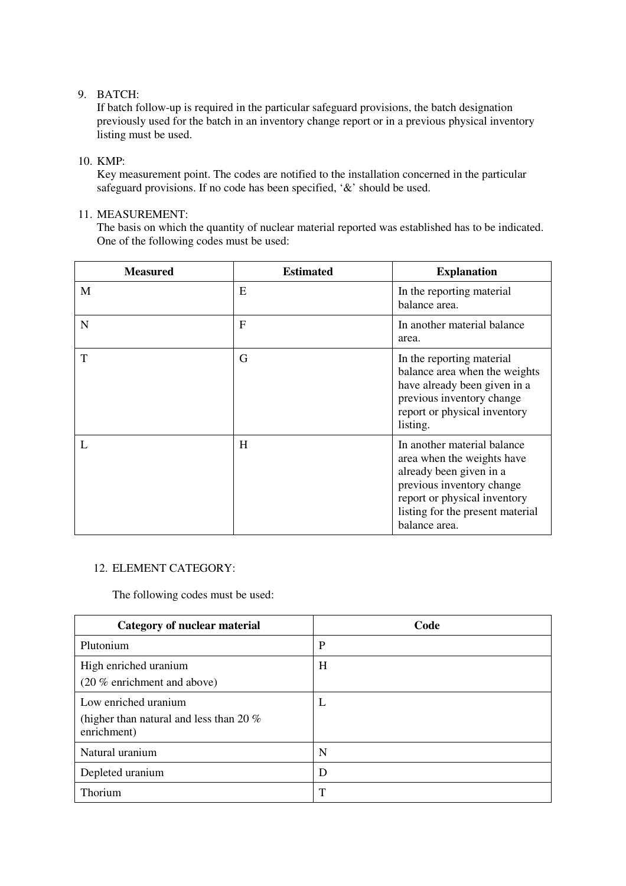9. BATCH:
   If batch follow-up is required in the particular safeguard provisions, the batch designation previously used for the batch in an inventory change report or in a previous physical inventory listing must be used.

10. KMP:
    Key measurement point. The codes are notified to the installation concerned in the particular safeguard provisions. If no code has been specified, '&' should be used.

11. MEASUREMENT:
    The basis on which the quantity of nuclear material reported was established has to be indicated. One of the following codes must be used:

| Measured | Estimated | Explanation |
|---|---|---|
| M | E | In the reporting material balance area. |
| N | F | In another material balance area. |
| T | G | In the reporting material balance area when the weights have already been given in a previous inventory change report or physical inventory listing. |
| L | H | In another material balance area when the weights have already been given in a previous inventory change report or physical inventory listing for the present material balance area. |

12. ELEMENT CATEGORY:

    The following codes must be used:

| Category of nuclear material | Code |
|---|---|
| Plutonium | P |
| High enriched uranium (20 % enrichment and above) | H |
| Low enriched uranium (higher than natural and less than 20 % enrichment) | L |
| Natural uranium | N |
| Depleted uranium | D |
| Thorium | T |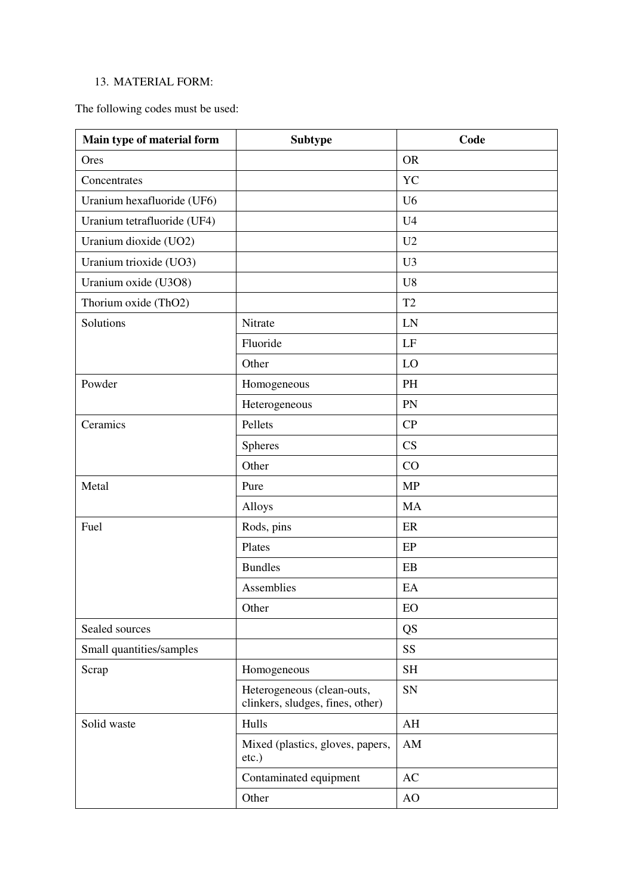13. MATERIAL FORM:

The following codes must be used:

| Main type of material form | Subtype | Code |
|---|---|---|
| Ores | | OR |
| Concentrates | | YC |
| Uranium hexafluoride (UF6) | | U6 |
| Uranium tetrafluoride (UF4) | | U4 |
| Uranium dioxide (UO2) | | U2 |
| Uranium trioxide (UO3) | | U3 |
| Uranium oxide (U3O8) | | U8 |
| Thorium oxide (ThO2) | | T2 |
| Solutions | Nitrate | LN |
| | Fluoride | LF |
| | Other | LO |
| Powder | Homogeneous | PH |
| | Heterogeneous | PN |
| Ceramics | Pellets | CP |
| | Spheres | CS |
| | Other | CO |
| Metal | Pure | MP |
| | Alloys | MA |
| Fuel | Rods, pins | ER |
| | Plates | EP |
| | Bundles | EB |
| | Assemblies | EA |
| | Other | EO |
| Sealed sources | | QS |
| Small quantities/samples | | SS |
| Scrap | Homogeneous | SH |
| | Heterogeneous (clean-outs, clinkers, sludges, fines, other) | SN |
| Solid waste | Hulls | AH |
| | Mixed (plastics, gloves, papers, etc.) | AM |
| | Contaminated equipment | AC |
| | Other | AO |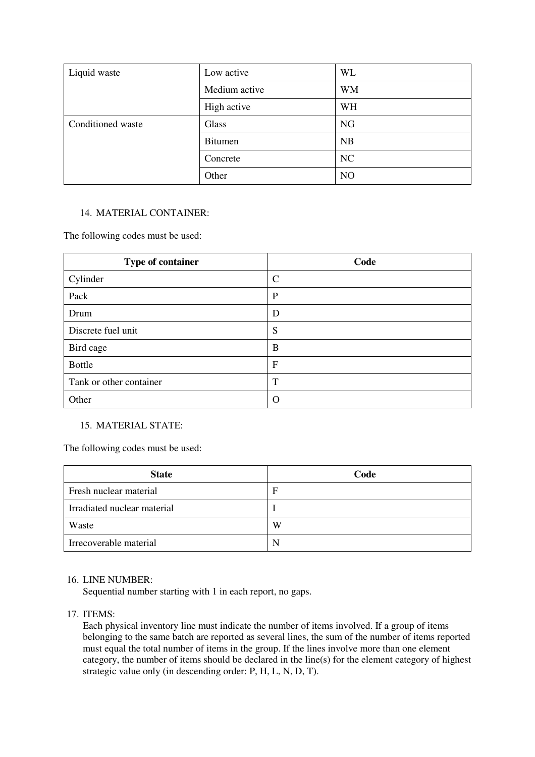| Liquid waste | Low active | WL |
| --- | --- | --- |
| | Medium active | WM |
| | High active | WH |
| Conditioned waste | Glass | NG |
| | Bitumen | NB |
| | Concrete | NC |
| | Other | NO |

14. MATERIAL CONTAINER:

The following codes must be used:

| Type of container | Code |
| --- | --- |
| Cylinder | C |
| Pack | P |
| Drum | D |
| Discrete fuel unit | S |
| Bird cage | B |
| Bottle | F |
| Tank or other container | T |
| Other | O |

15. MATERIAL STATE:

The following codes must be used:

| State | Code |
| --- | --- |
| Fresh nuclear material | F |
| Irradiated nuclear material | I |
| Waste | W |
| Irrecoverable material | N |

16. LINE NUMBER:
    Sequential number starting with 1 in each report, no gaps.

17. ITEMS:
    Each physical inventory line must indicate the number of items involved. If a group of items belonging to the same batch are reported as several lines, the sum of the number of items reported must equal the total number of items in the group. If the lines involve more than one element category, the number of items should be declared in the line(s) for the element category of highest strategic value only (in descending order: P, H, L, N, D, T).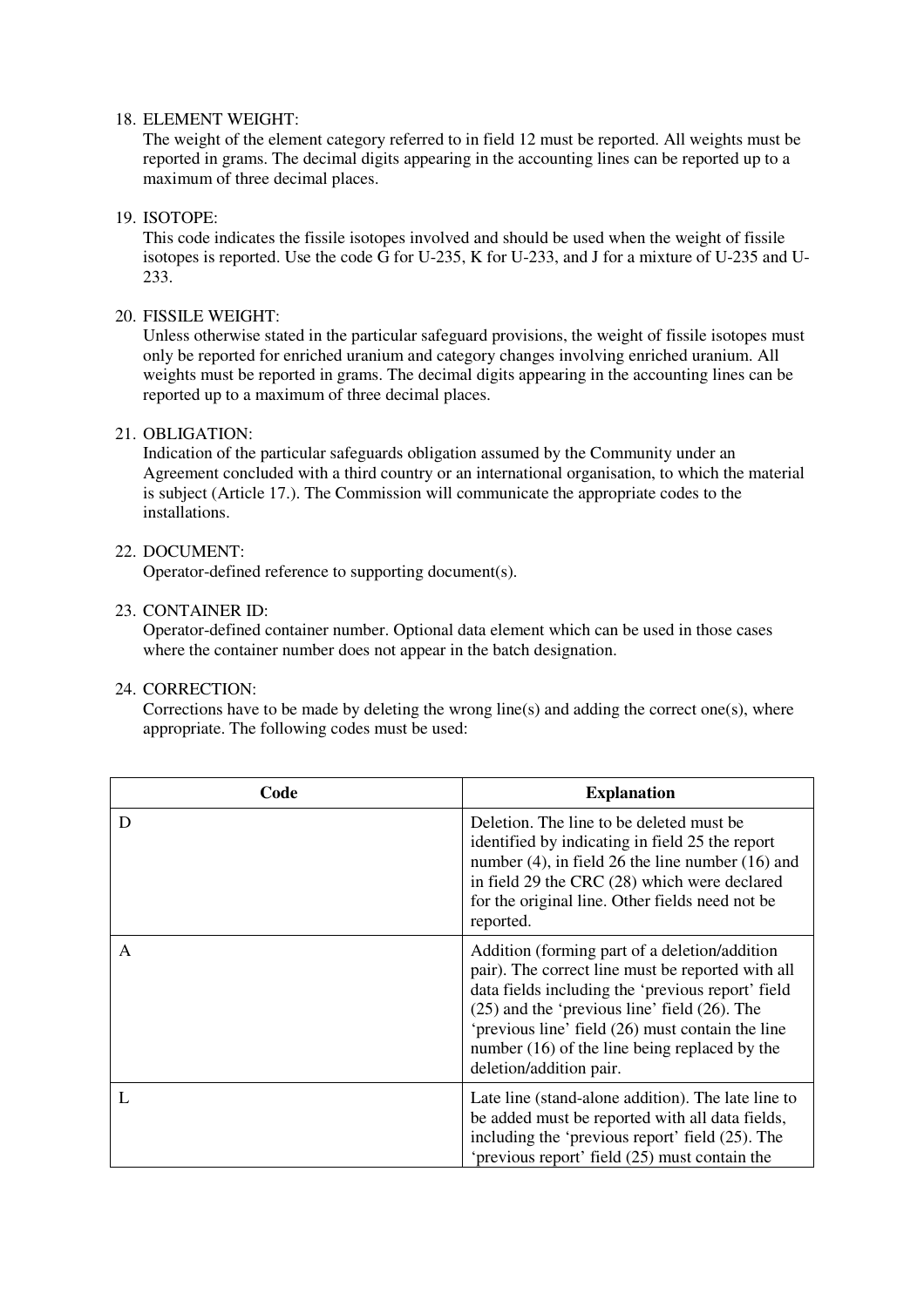18. ELEMENT WEIGHT:
    The weight of the element category referred to in field 12 must be reported. All weights must be reported in grams. The decimal digits appearing in the accounting lines can be reported up to a maximum of three decimal places.

19. ISOTOPE:
    This code indicates the fissile isotopes involved and should be used when the weight of fissile isotopes is reported. Use the code G for U-235, K for U-233, and J for a mixture of U-235 and U-233.

20. FISSILE WEIGHT:
    Unless otherwise stated in the particular safeguard provisions, the weight of fissile isotopes must only be reported for enriched uranium and category changes involving enriched uranium. All weights must be reported in grams. The decimal digits appearing in the accounting lines can be reported up to a maximum of three decimal places.

21. OBLIGATION:
    Indication of the particular safeguards obligation assumed by the Community under an Agreement concluded with a third country or an international organisation, to which the material is subject (Article 17.). The Commission will communicate the appropriate codes to the installations.

22. DOCUMENT:
    Operator-defined reference to supporting document(s).

23. CONTAINER ID:
    Operator-defined container number. Optional data element which can be used in those cases where the container number does not appear in the batch designation.

24. CORRECTION:
    Corrections have to be made by deleting the wrong line(s) and adding the correct one(s), where appropriate. The following codes must be used:

| Code | Explanation |
|---|---|
| D | Deletion. The line to be deleted must be identified by indicating in field 25 the report number (4), in field 26 the line number (16) and in field 29 the CRC (28) which were declared for the original line. Other fields need not be reported. |
| A | Addition (forming part of a deletion/addition pair). The correct line must be reported with all data fields including the 'previous report' field (25) and the 'previous line' field (26). The 'previous line' field (26) must contain the line number (16) of the line being replaced by the deletion/addition pair. |
| L | Late line (stand-alone addition). The late line to be added must be reported with all data fields, including the 'previous report' field (25). The 'previous report' field (25) must contain the |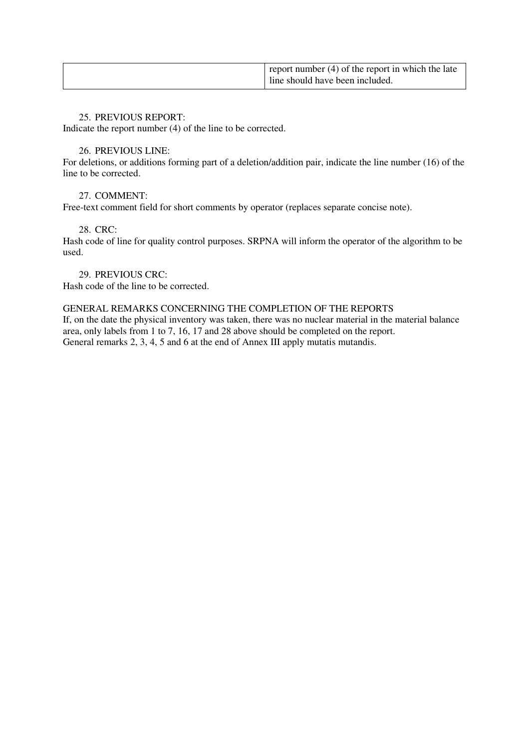| | |
|---|---|
| | report number (4) of the report in which the late line should have been included. |

25. PREVIOUS REPORT:

Indicate the report number (4) of the line to be corrected.

26. PREVIOUS LINE:

For deletions, or additions forming part of a deletion/addition pair, indicate the line number (16) of the line to be corrected.

27. COMMENT:

Free-text comment field for short comments by operator (replaces separate concise note).

28. CRC:

Hash code of line for quality control purposes. SRPNA will inform the operator of the algorithm to be used.

29. PREVIOUS CRC:

Hash code of the line to be corrected.

GENERAL REMARKS CONCERNING THE COMPLETION OF THE REPORTS

If, on the date the physical inventory was taken, there was no nuclear material in the material balance area, only labels from 1 to 7, 16, 17 and 28 above should be completed on the report.

General remarks 2, 3, 4, 5 and 6 at the end of Annex III apply mutatis mutandis.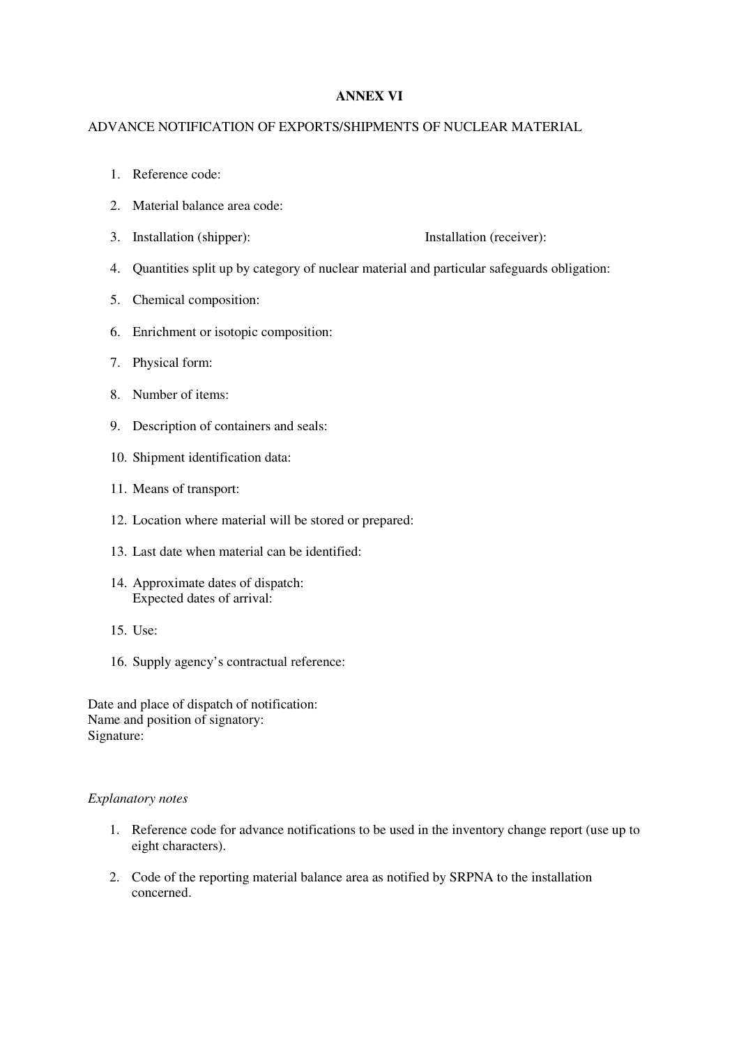**ANNEX VI**

ADVANCE NOTIFICATION OF EXPORTS/SHIPMENTS OF NUCLEAR MATERIAL

1. Reference code:
2. Material balance area code:
3. Installation (shipper): Installation (receiver):
4. Quantities split up by category of nuclear material and particular safeguards obligation:
5. Chemical composition:
6. Enrichment or isotopic composition:
7. Physical form:
8. Number of items:
9. Description of containers and seals:
10. Shipment identification data:
11. Means of transport:
12. Location where material will be stored or prepared:
13. Last date when material can be identified:
14. Approximate dates of dispatch:
    Expected dates of arrival:
15. Use:
16. Supply agency's contractual reference:

Date and place of dispatch of notification:
Name and position of signatory:
Signature:

*Explanatory notes*

1. Reference code for advance notifications to be used in the inventory change report (use up to eight characters).
2. Code of the reporting material balance area as notified by SRPNA to the installation concerned.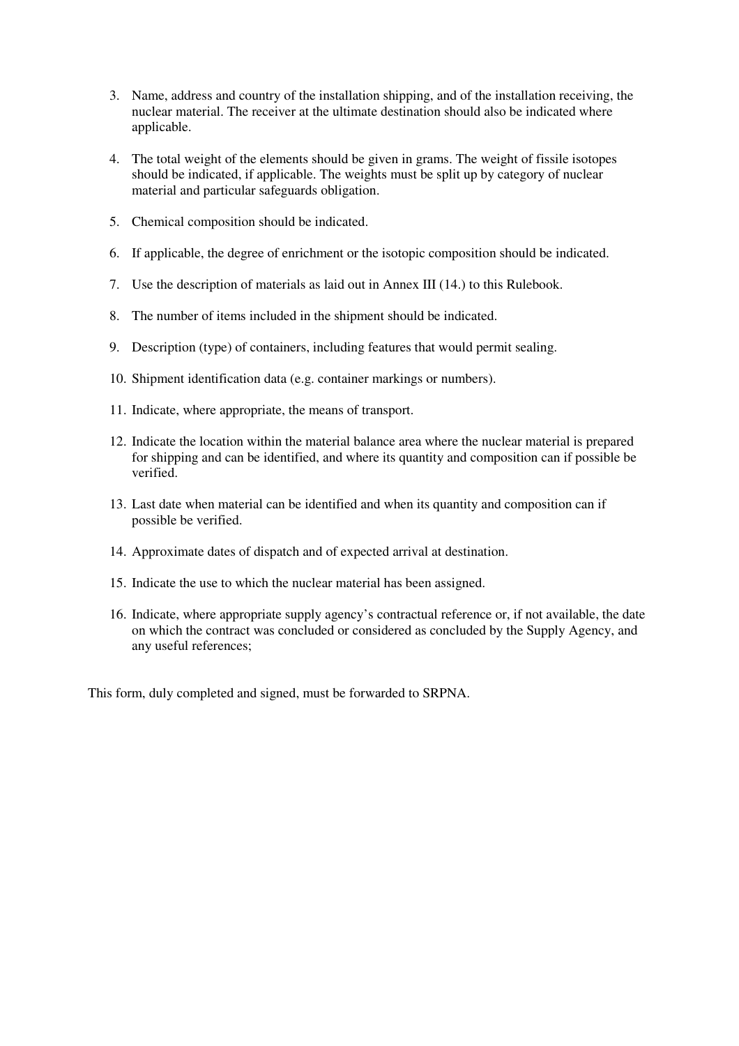3. Name, address and country of the installation shipping, and of the installation receiving, the nuclear material. The receiver at the ultimate destination should also be indicated where applicable.

4. The total weight of the elements should be given in grams. The weight of fissile isotopes should be indicated, if applicable. The weights must be split up by category of nuclear material and particular safeguards obligation.

5. Chemical composition should be indicated.

6. If applicable, the degree of enrichment or the isotopic composition should be indicated.

7. Use the description of materials as laid out in Annex III (14.) to this Rulebook.

8. The number of items included in the shipment should be indicated.

9. Description (type) of containers, including features that would permit sealing.

10. Shipment identification data (e.g. container markings or numbers).

11. Indicate, where appropriate, the means of transport.

12. Indicate the location within the material balance area where the nuclear material is prepared for shipping and can be identified, and where its quantity and composition can if possible be verified.

13. Last date when material can be identified and when its quantity and composition can if possible be verified.

14. Approximate dates of dispatch and of expected arrival at destination.

15. Indicate the use to which the nuclear material has been assigned.

16. Indicate, where appropriate supply agency's contractual reference or, if not available, the date on which the contract was concluded or considered as concluded by the Supply Agency, and any useful references;

This form, duly completed and signed, must be forwarded to SRPNA.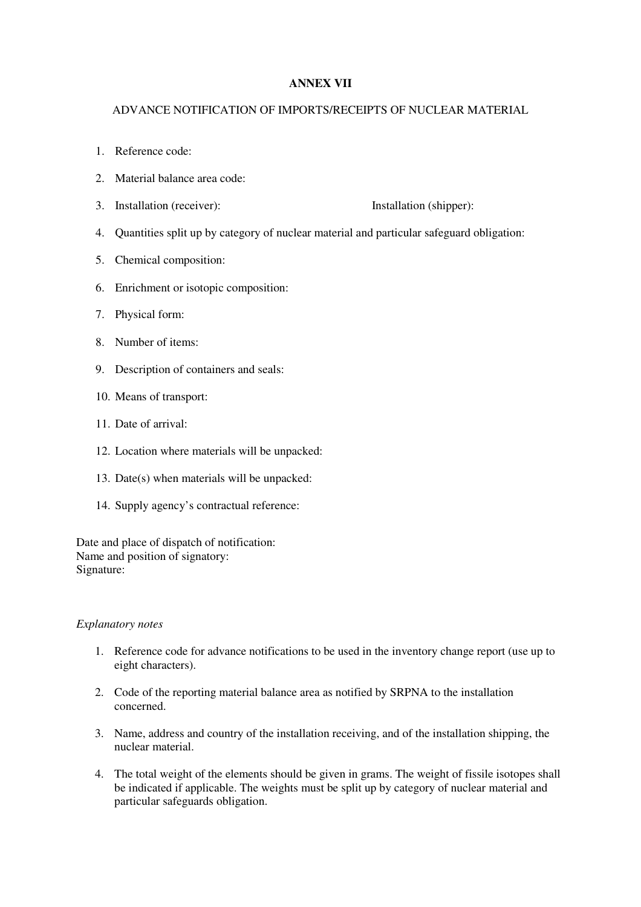**ANNEX VII**

ADVANCE NOTIFICATION OF IMPORTS/RECEIPTS OF NUCLEAR MATERIAL

1. Reference code:
2. Material balance area code:
3. Installation (receiver): Installation (shipper):
4. Quantities split up by category of nuclear material and particular safeguard obligation:
5. Chemical composition:
6. Enrichment or isotopic composition:
7. Physical form:
8. Number of items:
9. Description of containers and seals:
10. Means of transport:
11. Date of arrival:
12. Location where materials will be unpacked:
13. Date(s) when materials will be unpacked:
14. Supply agency's contractual reference:

Date and place of dispatch of notification:
Name and position of signatory:
Signature:

*Explanatory notes*

1. Reference code for advance notifications to be used in the inventory change report (use up to eight characters).
2. Code of the reporting material balance area as notified by SRPNA to the installation concerned.
3. Name, address and country of the installation receiving, and of the installation shipping, the nuclear material.
4. The total weight of the elements should be given in grams. The weight of fissile isotopes shall be indicated if applicable. The weights must be split up by category of nuclear material and particular safeguards obligation.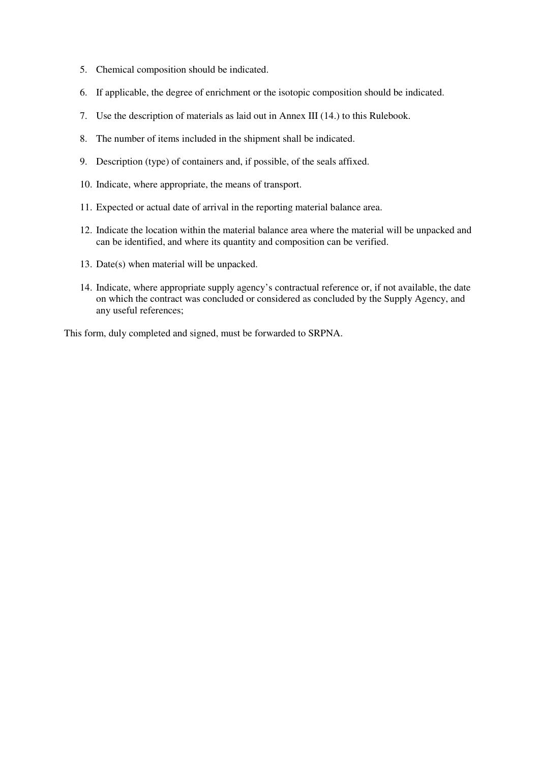5. Chemical composition should be indicated.

6. If applicable, the degree of enrichment or the isotopic composition should be indicated.

7. Use the description of materials as laid out in Annex III (14.) to this Rulebook.

8. The number of items included in the shipment shall be indicated.

9. Description (type) of containers and, if possible, of the seals affixed.

10. Indicate, where appropriate, the means of transport.

11. Expected or actual date of arrival in the reporting material balance area.

12. Indicate the location within the material balance area where the material will be unpacked and can be identified, and where its quantity and composition can be verified.

13. Date(s) when material will be unpacked.

14. Indicate, where appropriate supply agency's contractual reference or, if not available, the date on which the contract was concluded or considered as concluded by the Supply Agency, and any useful references;

This form, duly completed and signed, must be forwarded to SRPNA.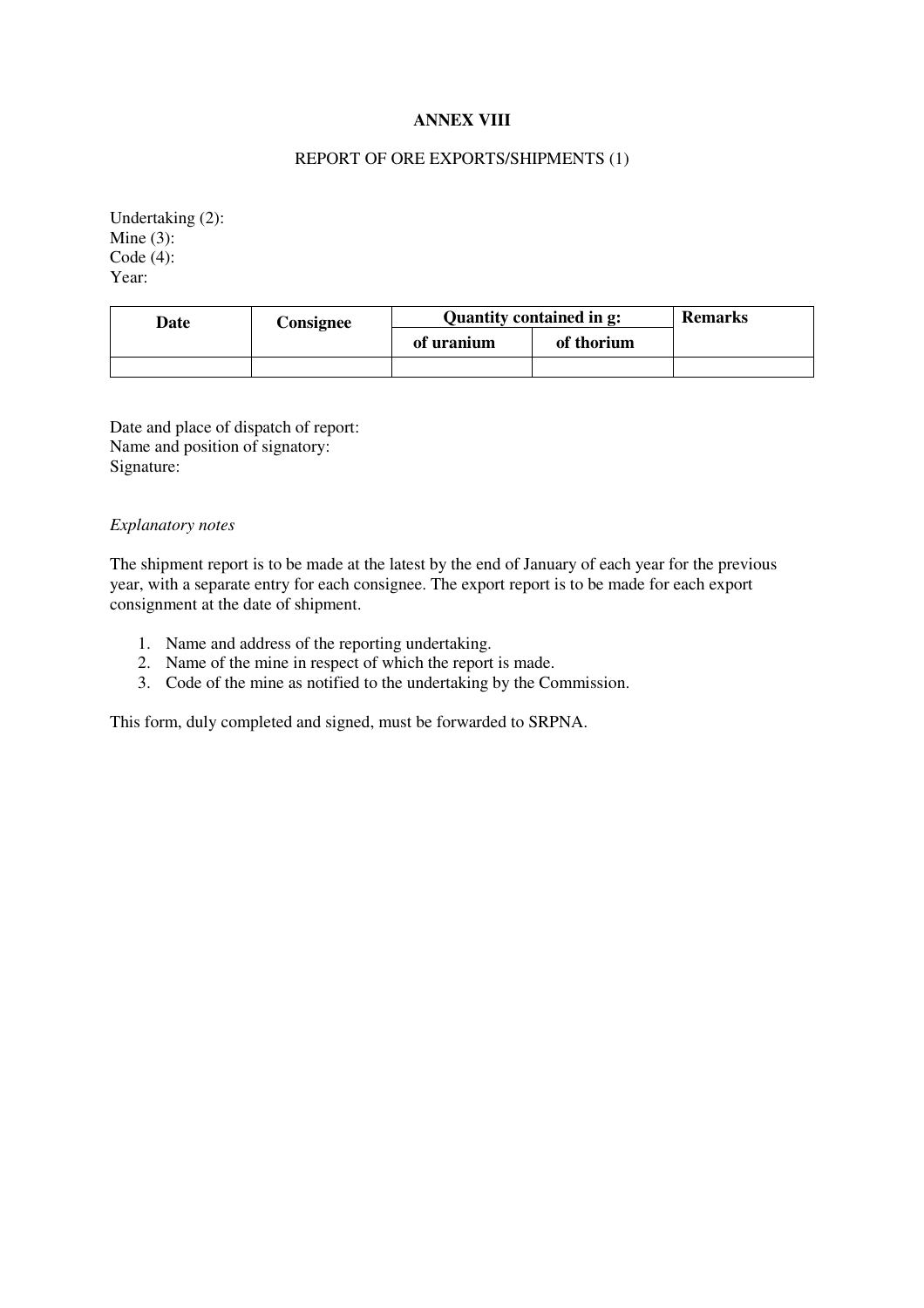**ANNEX VIII**

REPORT OF ORE EXPORTS/SHIPMENTS (1)

Undertaking (2):
Mine (3):
Code (4):
Year:

| Date | Consignee | Quantity contained in g: | | Remarks |
|---|---|---|---|---|
| | | of uranium | of thorium | |
| | | | | |

Date and place of dispatch of report:
Name and position of signatory:
Signature:

*Explanatory notes*

The shipment report is to be made at the latest by the end of January of each year for the previous year, with a separate entry for each consignee. The export report is to be made for each export consignment at the date of shipment.

1. Name and address of the reporting undertaking.
2. Name of the mine in respect of which the report is made.
3. Code of the mine as notified to the undertaking by the Commission.

This form, duly completed and signed, must be forwarded to SRPNA.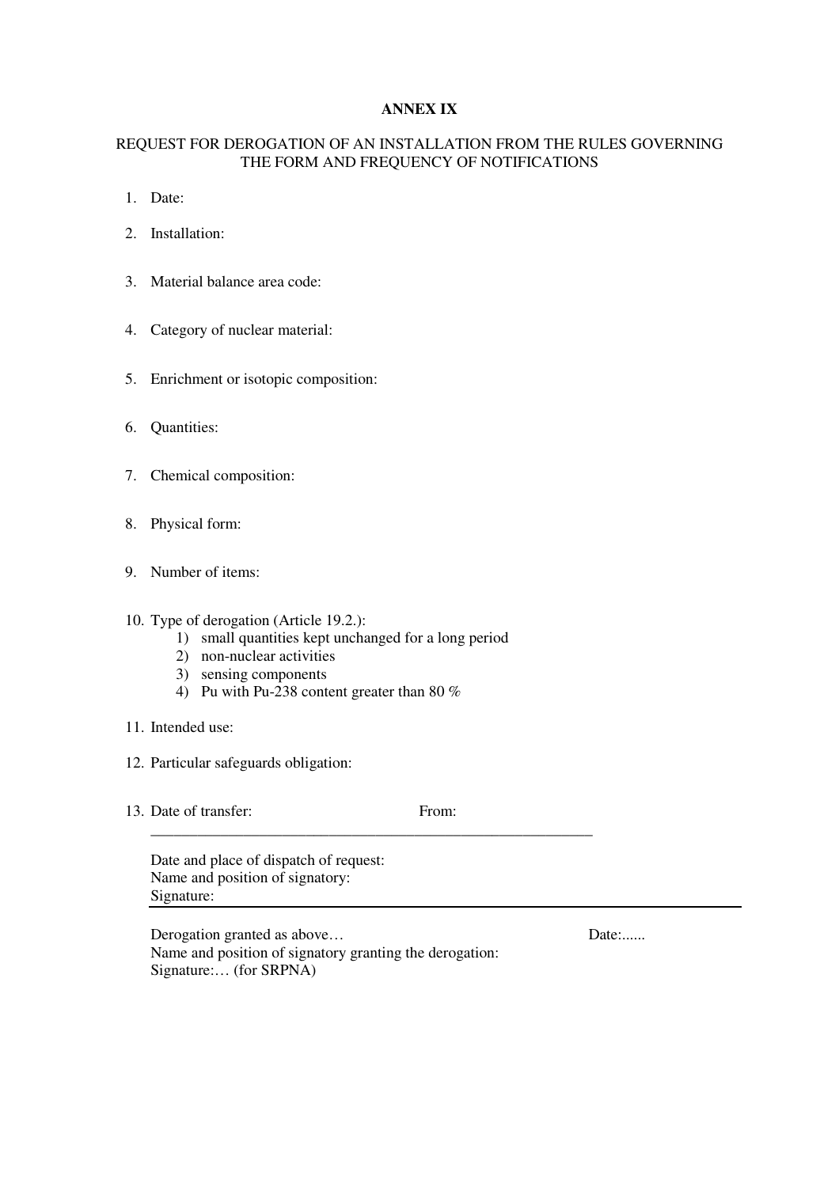# ANNEX IX

## REQUEST FOR DEROGATION OF AN INSTALLATION FROM THE RULES GOVERNING THE FORM AND FREQUENCY OF NOTIFICATIONS

1. Date:
2. Installation:
3. Material balance area code:
4. Category of nuclear material:
5. Enrichment or isotopic composition:
6. Quantities:
7. Chemical composition:
8. Physical form:
9. Number of items:
10. Type of derogation (Article 19.2.):
    1) small quantities kept unchanged for a long period
    2) non-nuclear activities
    3) sensing components
    4) Pu with Pu-238 content greater than 80 %
11. Intended use:
12. Particular safeguards obligation:
13. Date of transfer: From:

---

Date and place of dispatch of request:
Name and position of signatory:
Signature:

---

Derogation granted as above… Date:......
Name and position of signatory granting the derogation:
Signature:… (for SRPNA)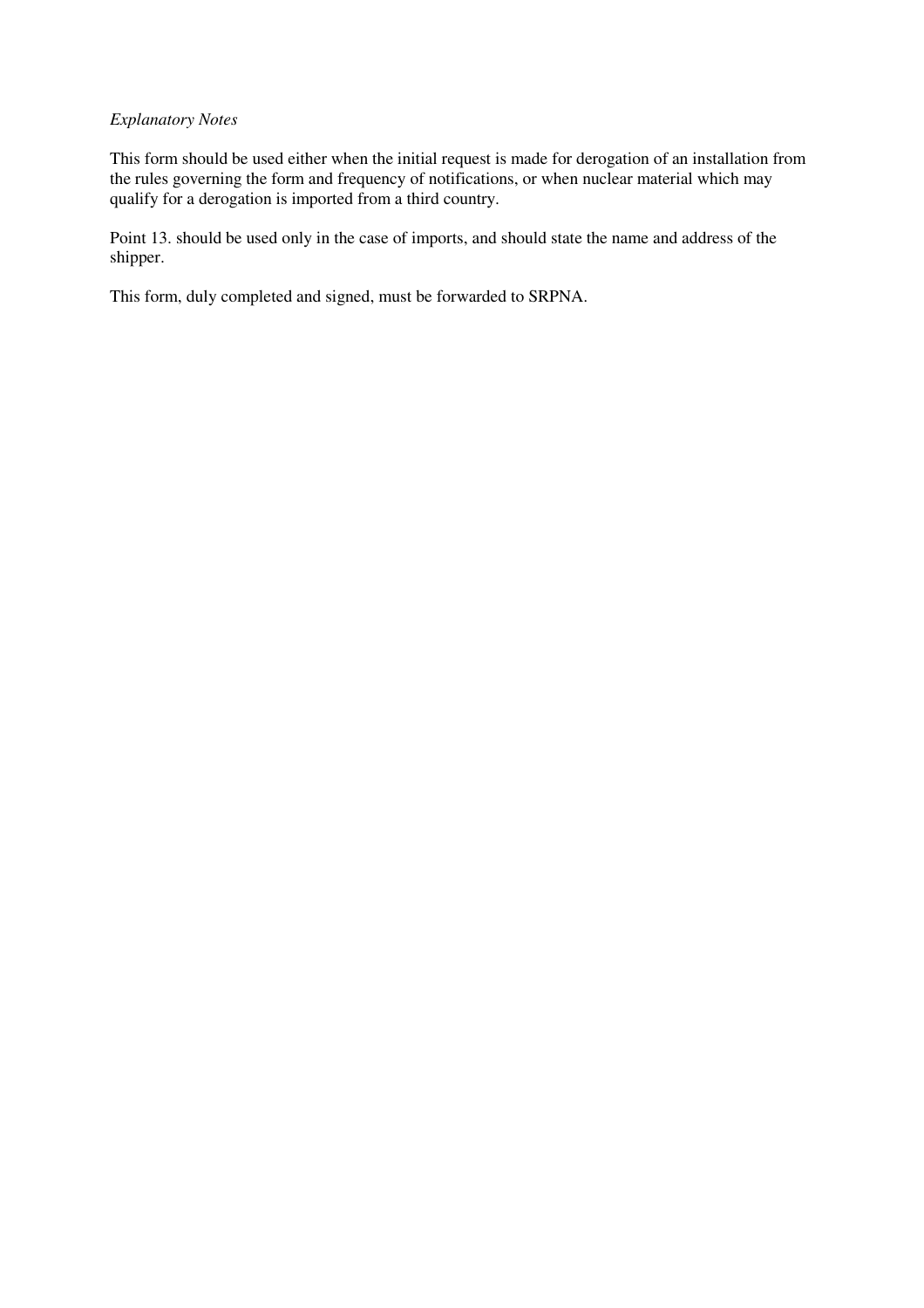*Explanatory Notes*

This form should be used either when the initial request is made for derogation of an installation from the rules governing the form and frequency of notifications, or when nuclear material which may qualify for a derogation is imported from a third country.

Point 13. should be used only in the case of imports, and should state the name and address of the shipper.

This form, duly completed and signed, must be forwarded to SRPNA.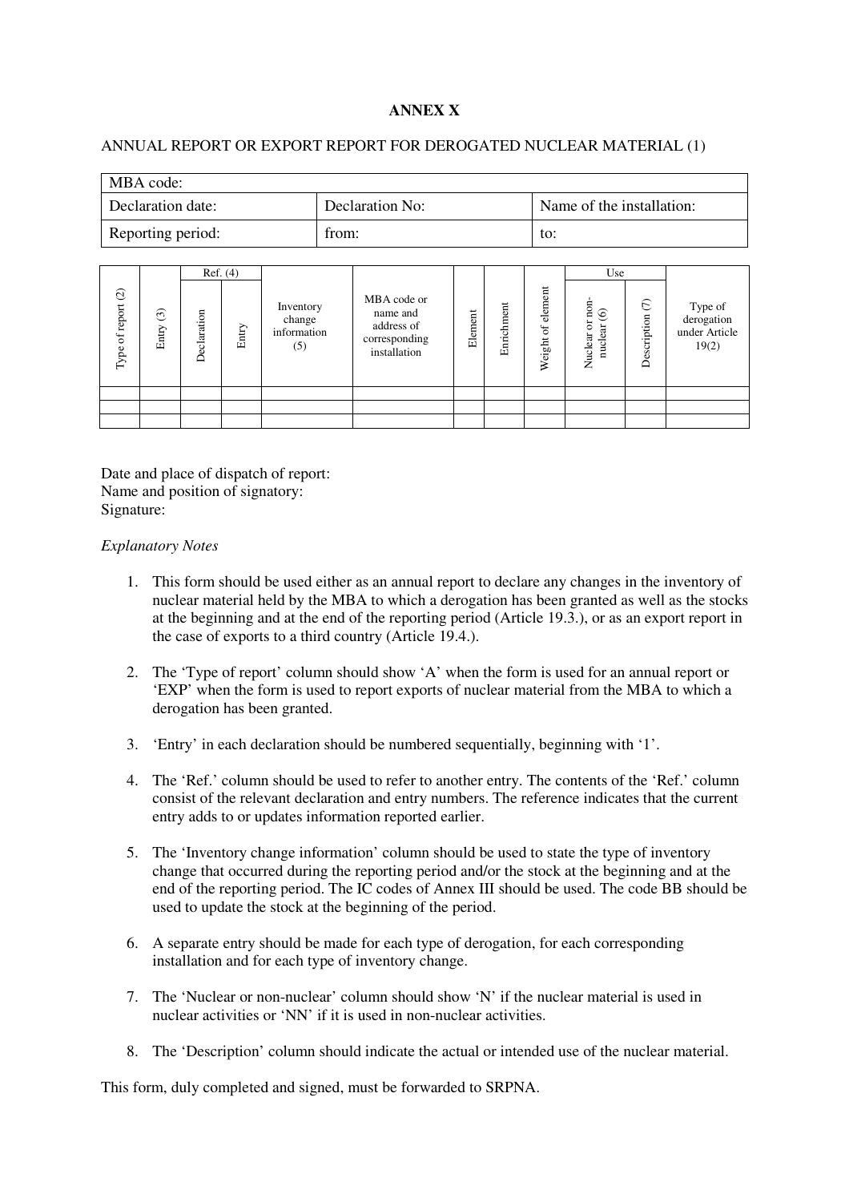**ANNEX X**

ANNUAL REPORT OR EXPORT REPORT FOR DEROGATED NUCLEAR MATERIAL (1)

| MBA code: | | |
|---|---|---|
| Declaration date: | Declaration No: | Name of the installation: |
| Reporting period: | from: | to: |

| Type of report (2) | Entry (3) | Ref. (4) | | Inventory change information (5) | MBA code or name and address of corresponding installation | Element | Enrichment | Weight of element | Use | | Type of derogation under Article 19(2) |
|---|---|---|---|---|---|---|---|---|---|---|---|
| | | Declaration | Entry | | | | | | Nuclear or non-nuclear (6) | Description (7) | |
| | | | | | | | | | | | |
| | | | | | | | | | | | |
| | | | | | | | | | | | |

Date and place of dispatch of report:
Name and position of signatory:
Signature:

*Explanatory Notes*

1. This form should be used either as an annual report to declare any changes in the inventory of nuclear material held by the MBA to which a derogation has been granted as well as the stocks at the beginning and at the end of the reporting period (Article 19.3.), or as an export report in the case of exports to a third country (Article 19.4.).

2. The 'Type of report' column should show 'A' when the form is used for an annual report or 'EXP' when the form is used to report exports of nuclear material from the MBA to which a derogation has been granted.

3. 'Entry' in each declaration should be numbered sequentially, beginning with '1'.

4. The 'Ref.' column should be used to refer to another entry. The contents of the 'Ref.' column consist of the relevant declaration and entry numbers. The reference indicates that the current entry adds to or updates information reported earlier.

5. The 'Inventory change information' column should be used to state the type of inventory change that occurred during the reporting period and/or the stock at the beginning and at the end of the reporting period. The IC codes of Annex III should be used. The code BB should be used to update the stock at the beginning of the period.

6. A separate entry should be made for each type of derogation, for each corresponding installation and for each type of inventory change.

7. The 'Nuclear or non-nuclear' column should show 'N' if the nuclear material is used in nuclear activities or 'NN' if it is used in non-nuclear activities.

8. The 'Description' column should indicate the actual or intended use of the nuclear material.

This form, duly completed and signed, must be forwarded to SRPNA.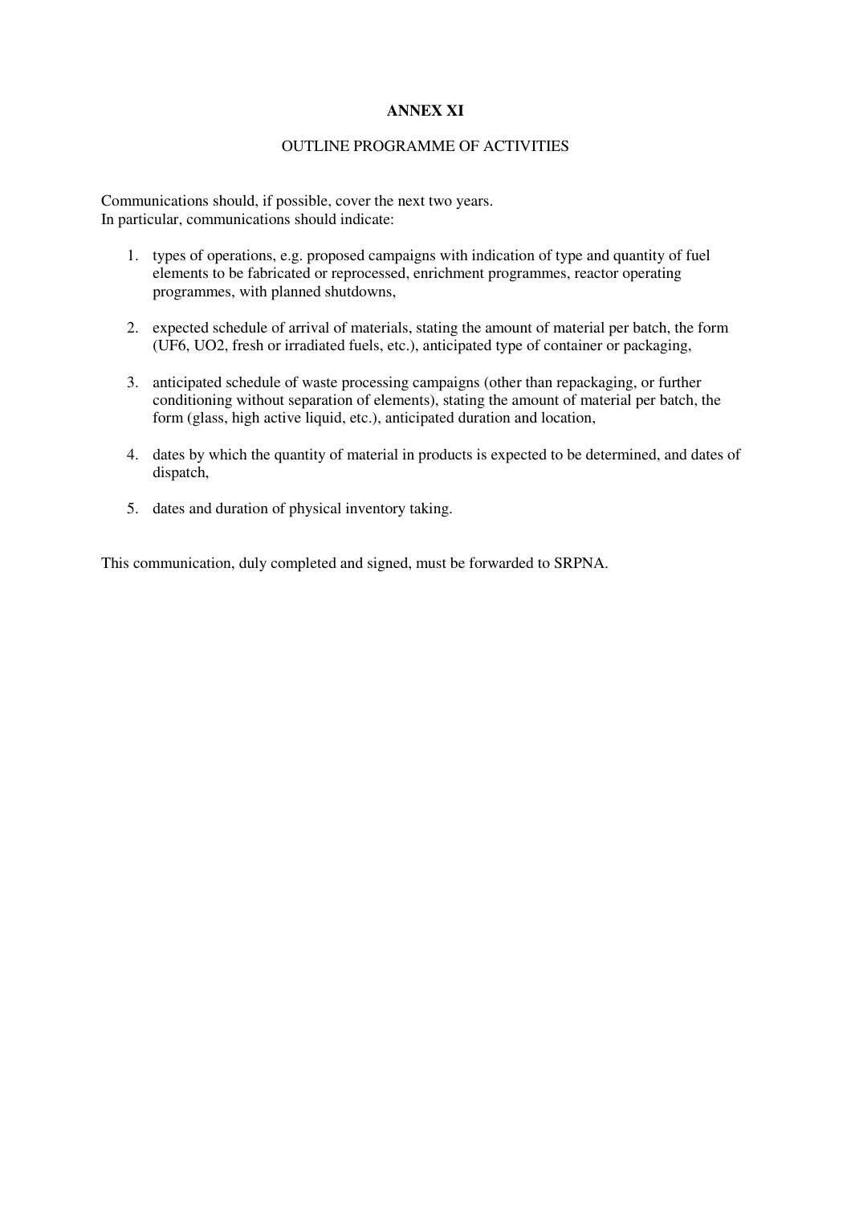# ANNEX XI

## OUTLINE PROGRAMME OF ACTIVITIES

Communications should, if possible, cover the next two years.
In particular, communications should indicate:

1. types of operations, e.g. proposed campaigns with indication of type and quantity of fuel elements to be fabricated or reprocessed, enrichment programmes, reactor operating programmes, with planned shutdowns,

2. expected schedule of arrival of materials, stating the amount of material per batch, the form ($UF_6$, $UO_2$, fresh or irradiated fuels, etc.), anticipated type of container or packaging,

3. anticipated schedule of waste processing campaigns (other than repackaging, or further conditioning without separation of elements), stating the amount of material per batch, the form (glass, high active liquid, etc.), anticipated duration and location,

4. dates by which the quantity of material in products is expected to be determined, and dates of dispatch,

5. dates and duration of physical inventory taking.

This communication, duly completed and signed, must be forwarded to SRPNA.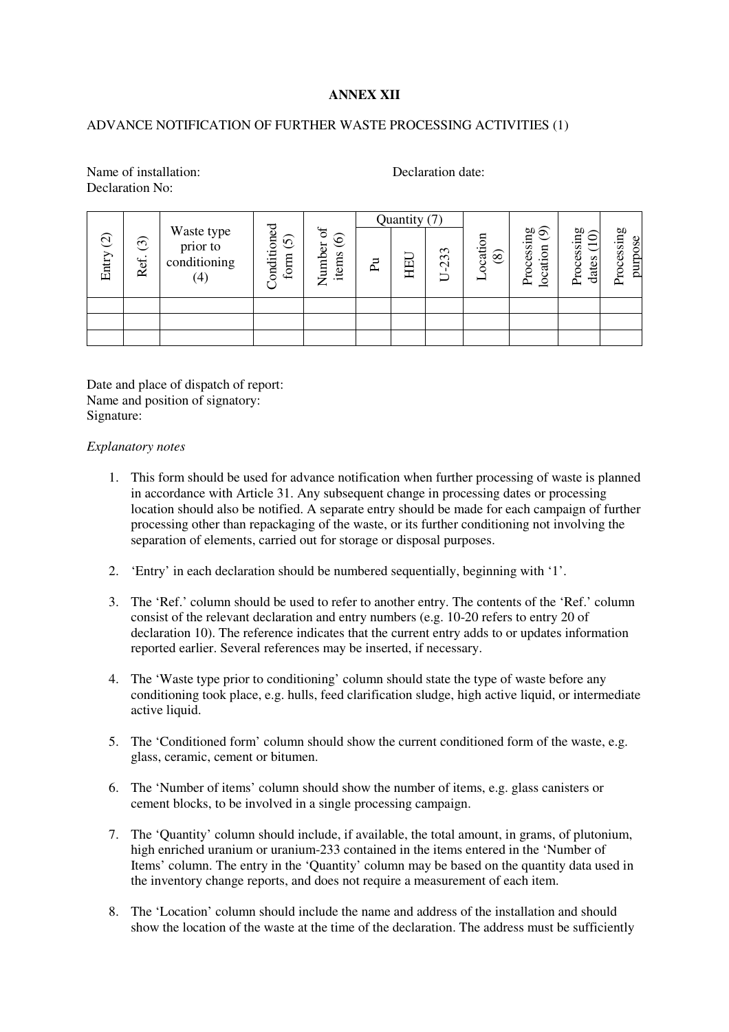**ANNEX XII**

ADVANCE NOTIFICATION OF FURTHER WASTE PROCESSING ACTIVITIES (1)

Name of installation: Declaration date:
Declaration No:

| Entry (2) | Ref. (3) | Waste type prior to conditioning (4) | Conditioned form (5) | Number of items (6) | Quantity (7) | | | Location (8) | Processing location (9) | Processing dates (10) | Processing purpose |
|---|---|---|---|---|---|---|---|---|---|---|---|
| | | | | | Pu | HEU | U-233 | | | | |
| | | | | | | | | | | | |
| | | | | | | | | | | | |
| | | | | | | | | | | | |

Date and place of dispatch of report:
Name and position of signatory:
Signature:

*Explanatory notes*

1. This form should be used for advance notification when further processing of waste is planned in accordance with Article 31. Any subsequent change in processing dates or processing location should also be notified. A separate entry should be made for each campaign of further processing other than repackaging of the waste, or its further conditioning not involving the separation of elements, carried out for storage or disposal purposes.

2. 'Entry' in each declaration should be numbered sequentially, beginning with '1'.

3. The 'Ref.' column should be used to refer to another entry. The contents of the 'Ref.' column consist of the relevant declaration and entry numbers (e.g. 10-20 refers to entry 20 of declaration 10). The reference indicates that the current entry adds to or updates information reported earlier. Several references may be inserted, if necessary.

4. The 'Waste type prior to conditioning' column should state the type of waste before any conditioning took place, e.g. hulls, feed clarification sludge, high active liquid, or intermediate active liquid.

5. The 'Conditioned form' column should show the current conditioned form of the waste, e.g. glass, ceramic, cement or bitumen.

6. The 'Number of items' column should show the number of items, e.g. glass canisters or cement blocks, to be involved in a single processing campaign.

7. The 'Quantity' column should include, if available, the total amount, in grams, of plutonium, high enriched uranium or uranium-233 contained in the items entered in the 'Number of Items' column. The entry in the 'Quantity' column may be based on the quantity data used in the inventory change reports, and does not require a measurement of each item.

8. The 'Location' column should include the name and address of the installation and should show the location of the waste at the time of the declaration. The address must be sufficiently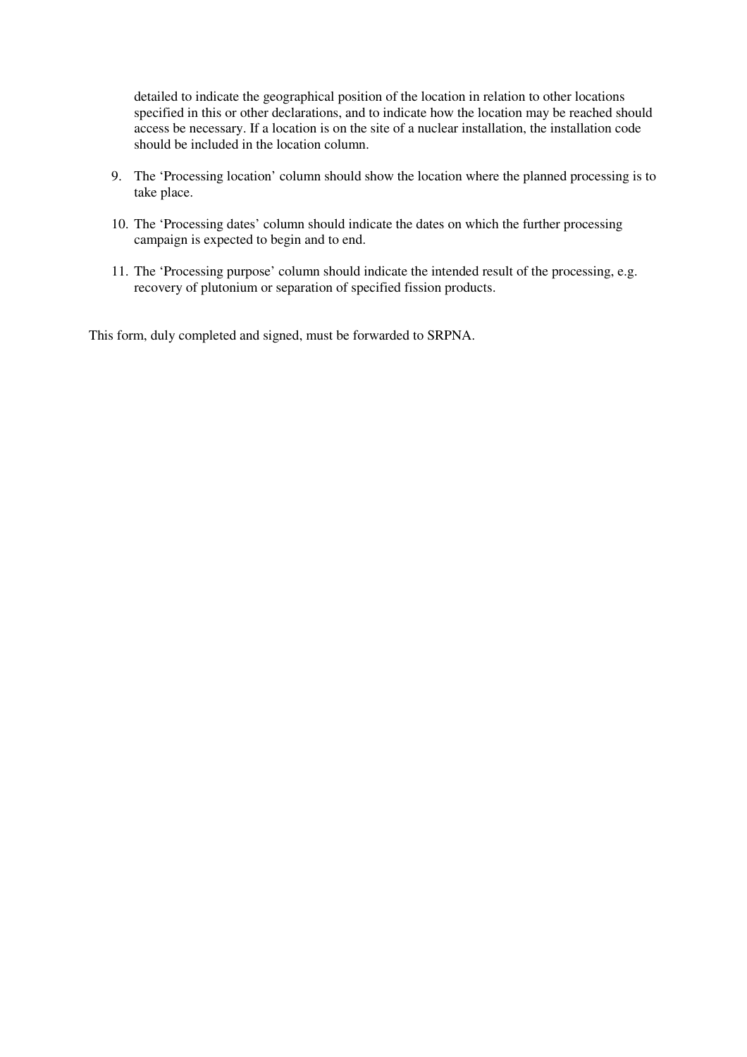detailed to indicate the geographical position of the location in relation to other locations specified in this or other declarations, and to indicate how the location may be reached should access be necessary. If a location is on the site of a nuclear installation, the installation code should be included in the location column.

9. The 'Processing location' column should show the location where the planned processing is to take place.

10. The 'Processing dates' column should indicate the dates on which the further processing campaign is expected to begin and to end.

11. The 'Processing purpose' column should indicate the intended result of the processing, e.g. recovery of plutonium or separation of specified fission products.

This form, duly completed and signed, must be forwarded to SRPNA.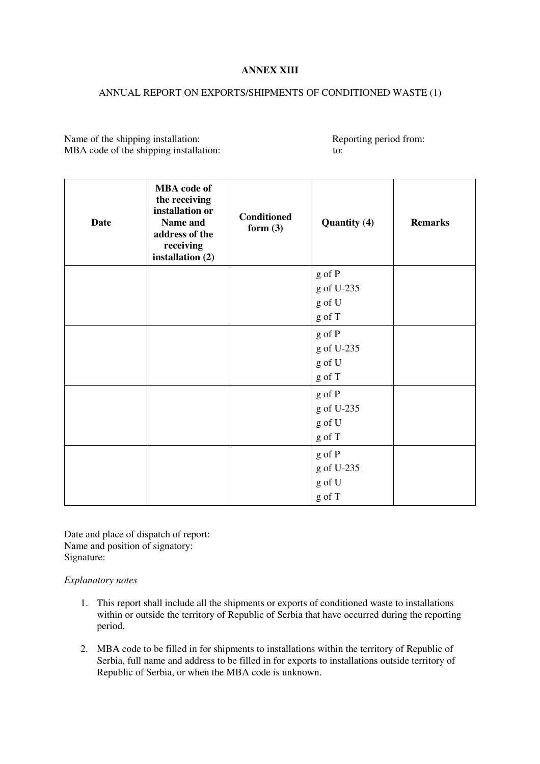**ANNEX XIII**

ANNUAL REPORT ON EXPORTS/SHIPMENTS OF CONDITIONED WASTE (1)

Name of the shipping installation: Reporting period from:
MBA code of the shipping installation: to:

| Date | MBA code of the receiving installation or Name and address of the receiving installation (2) | Conditioned form (3) | Quantity (4) | Remarks |
|---|---|---|---|---|
| | | | g of P<br>g of U-235<br>g of U<br>g of T | |
| | | | g of P<br>g of U-235<br>g of U<br>g of T | |
| | | | g of P<br>g of U-235<br>g of U<br>g of T | |
| | | | g of P<br>g of U-235<br>g of U<br>g of T | |

Date and place of dispatch of report:
Name and position of signatory:
Signature:

*Explanatory notes*

1. This report shall include all the shipments or exports of conditioned waste to installations within or outside the territory of Republic of Serbia that have occurred during the reporting period.

2. MBA code to be filled in for shipments to installations within the territory of Republic of Serbia, full name and address to be filled in for exports to installations outside territory of Republic of Serbia, or when the MBA code is unknown.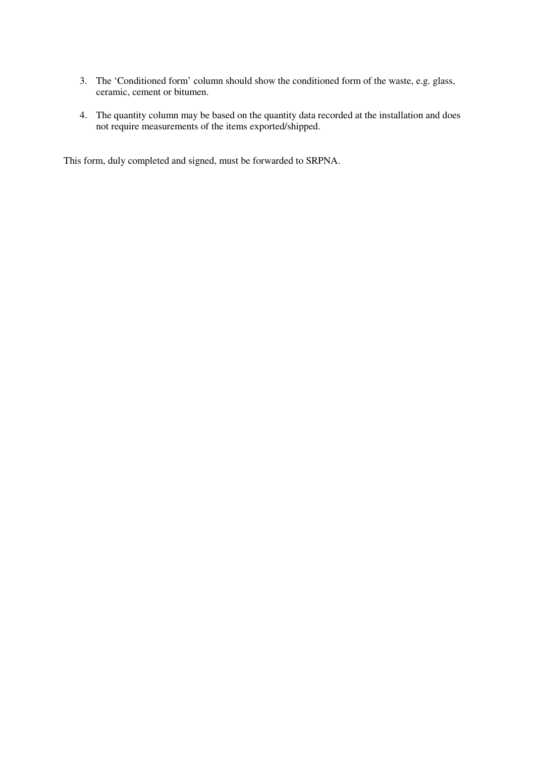3. The 'Conditioned form' column should show the conditioned form of the waste, e.g. glass, ceramic, cement or bitumen.

4. The quantity column may be based on the quantity data recorded at the installation and does not require measurements of the items exported/shipped.

This form, duly completed and signed, must be forwarded to SRPNA.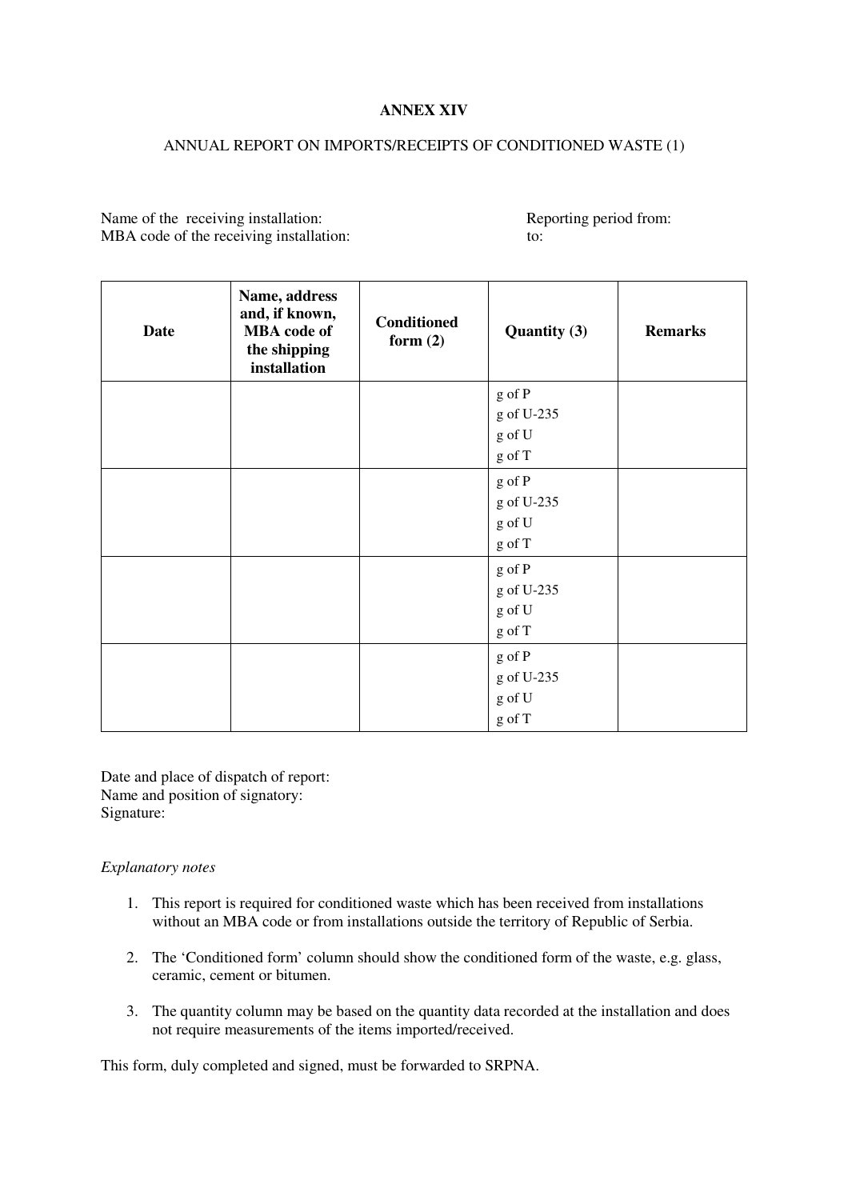**ANNEX XIV**

ANNUAL REPORT ON IMPORTS/RECEIPTS OF CONDITIONED WASTE (1)

Name of the receiving installation:
MBA code of the receiving installation:

Reporting period from:
to:

| Date | Name, address and, if known, MBA code of the shipping installation | Conditioned form (2) | Quantity (3) | Remarks |
|---|---|---|---|---|
| | | | g of P<br>g of U-235<br>g of U<br>g of T | |
| | | | g of P<br>g of U-235<br>g of U<br>g of T | |
| | | | g of P<br>g of U-235<br>g of U<br>g of T | |
| | | | g of P<br>g of U-235<br>g of U<br>g of T | |

Date and place of dispatch of report:
Name and position of signatory:
Signature:

*Explanatory notes*

1. This report is required for conditioned waste which has been received from installations without an MBA code or from installations outside the territory of Republic of Serbia.

2. The 'Conditioned form' column should show the conditioned form of the waste, e.g. glass, ceramic, cement or bitumen.

3. The quantity column may be based on the quantity data recorded at the installation and does not require measurements of the items imported/received.

This form, duly completed and signed, must be forwarded to SRPNA.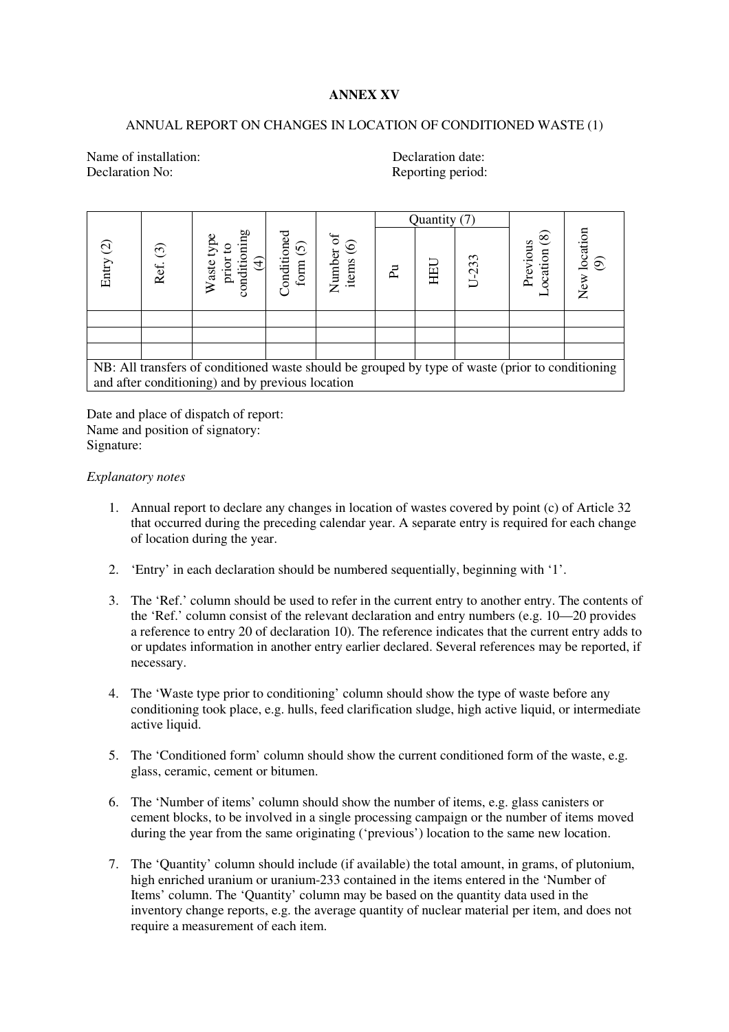**ANNEX XV**

ANNUAL REPORT ON CHANGES IN LOCATION OF CONDITIONED WASTE (1)

Name of installation: Declaration date:
Declaration No: Reporting period:

| Entry (2) | Ref. (3) | Waste type prior to conditioning (4) | Conditioned form (5) | Number of items (6) | Quantity (7) | | | Previous Location (8) | New location (9) |
|---|---|---|---|---|---|---|---|---|---|
| | | | | | Pu | HEU | U-233 | | |
| | | | | | | | | | |
| | | | | | | | | | |
| | | | | | | | | | |
| NB: All transfers of conditioned waste should be grouped by type of waste (prior to conditioning and after conditioning) and by previous location | | | | | | | | | |

Date and place of dispatch of report:
Name and position of signatory:
Signature:

*Explanatory notes*

1. Annual report to declare any changes in location of wastes covered by point (c) of Article 32 that occurred during the preceding calendar year. A separate entry is required for each change of location during the year.

2. 'Entry' in each declaration should be numbered sequentially, beginning with '1'.

3. The 'Ref.' column should be used to refer in the current entry to another entry. The contents of the 'Ref.' column consist of the relevant declaration and entry numbers (e.g. 10—20 provides a reference to entry 20 of declaration 10). The reference indicates that the current entry adds to or updates information in another entry earlier declared. Several references may be reported, if necessary.

4. The 'Waste type prior to conditioning' column should show the type of waste before any conditioning took place, e.g. hulls, feed clarification sludge, high active liquid, or intermediate active liquid.

5. The 'Conditioned form' column should show the current conditioned form of the waste, e.g. glass, ceramic, cement or bitumen.

6. The 'Number of items' column should show the number of items, e.g. glass canisters or cement blocks, to be involved in a single processing campaign or the number of items moved during the year from the same originating ('previous') location to the same new location.

7. The 'Quantity' column should include (if available) the total amount, in grams, of plutonium, high enriched uranium or uranium-233 contained in the items entered in the 'Number of Items' column. The 'Quantity' column may be based on the quantity data used in the inventory change reports, e.g. the average quantity of nuclear material per item, and does not require a measurement of each item.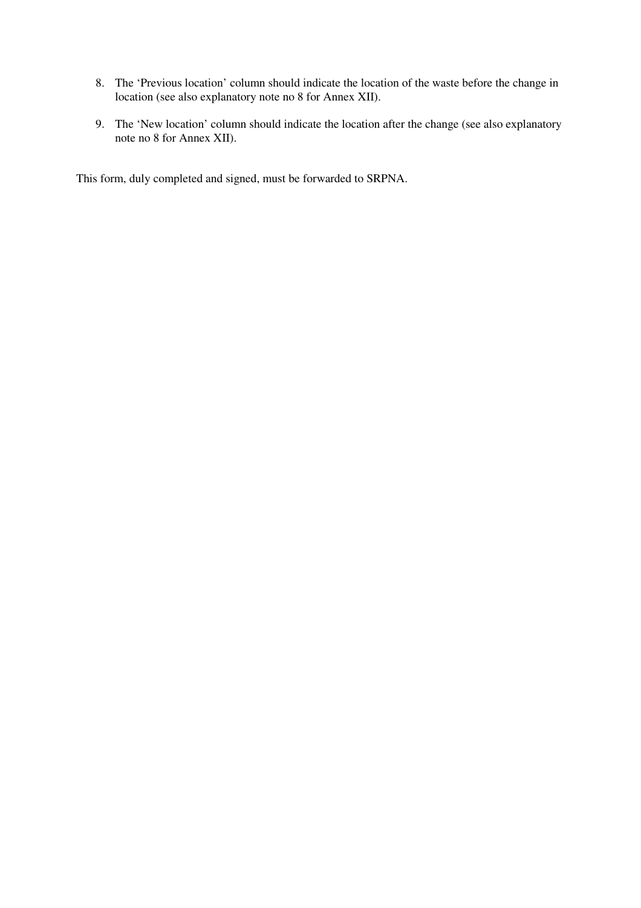8. The ‘Previous location’ column should indicate the location of the waste before the change in location (see also explanatory note no 8 for Annex XII).

9. The ‘New location’ column should indicate the location after the change (see also explanatory note no 8 for Annex XII).

This form, duly completed and signed, must be forwarded to SRPNA.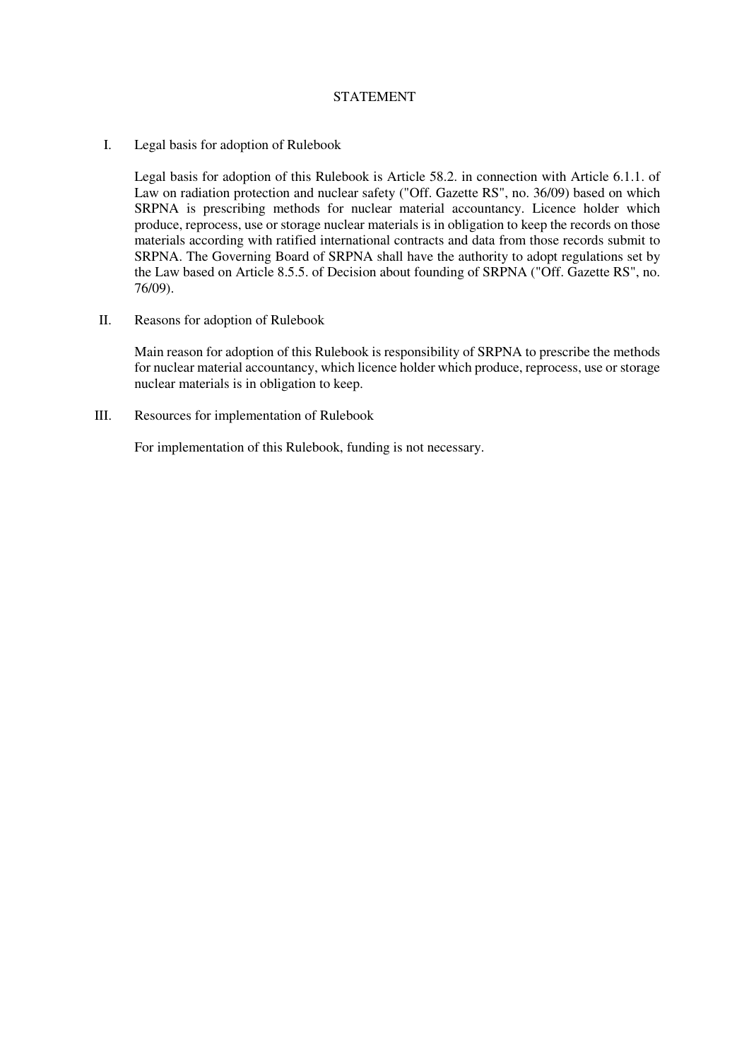# STATEMENT

I. Legal basis for adoption of Rulebook

Legal basis for adoption of this Rulebook is Article 58.2. in connection with Article 6.1.1. of Law on radiation protection and nuclear safety ("Off. Gazette RS", no. 36/09) based on which SRPNA is prescribing methods for nuclear material accountancy. Licence holder which produce, reprocess, use or storage nuclear materials is in obligation to keep the records on those materials according with ratified international contracts and data from those records submit to SRPNA. The Governing Board of SRPNA shall have the authority to adopt regulations set by the Law based on Article 8.5.5. of Decision about founding of SRPNA ("Off. Gazette RS", no. 76/09).

II. Reasons for adoption of Rulebook

Main reason for adoption of this Rulebook is responsibility of SRPNA to prescribe the methods for nuclear material accountancy, which licence holder which produce, reprocess, use or storage nuclear materials is in obligation to keep.

III. Resources for implementation of Rulebook

For implementation of this Rulebook, funding is not necessary.